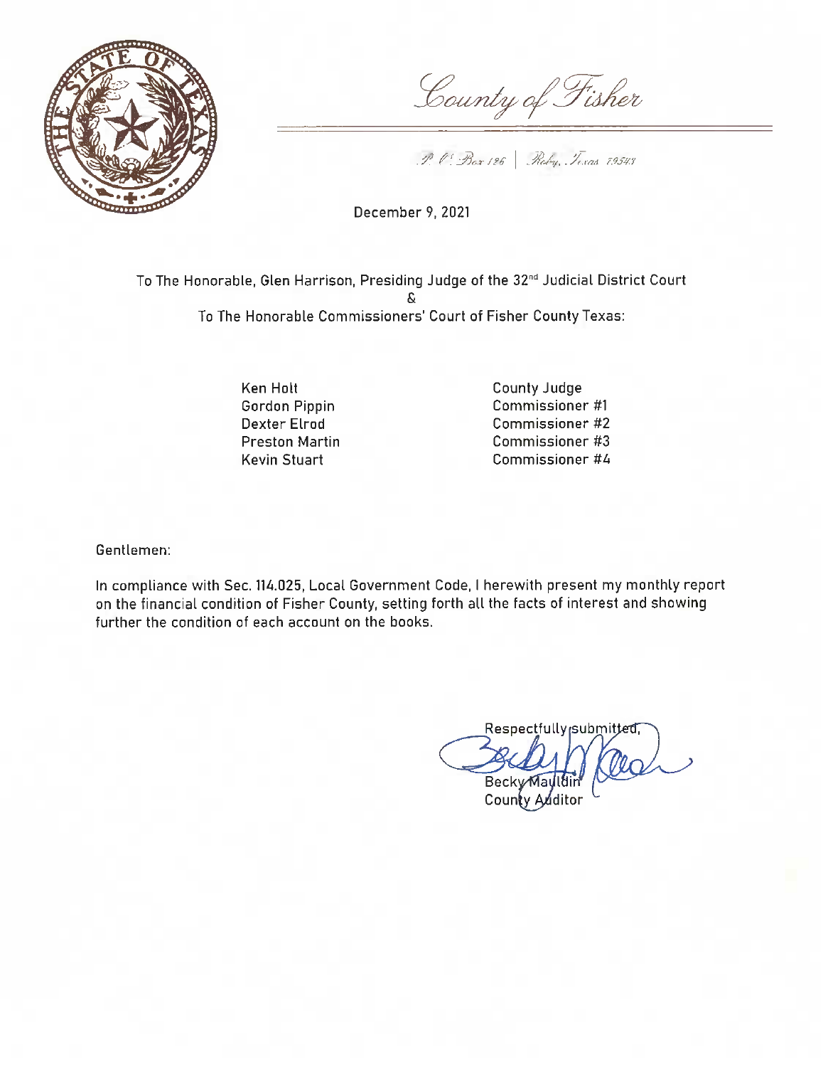*County of Fisher*

*P. O. Box 126 | Roby, Texas 79543*

December 9, 2021

To The Honorable, Glen Harrison, Presiding Judge of the 32nd Judicial District Court
&
To The Honorable Commissioners' Court of Fisher County Texas:

| | |
|---|---|
| Ken Holt | County Judge |
| Gordon Pippin | Commissioner #1 |
| Dexter Elrod | Commissioner #2 |
| Preston Martin | Commissioner #3 |
| Kevin Stuart | Commissioner #4 |

Gentlemen:

In compliance with Sec. 114.025, Local Government Code, I herewith present my monthly report on the financial condition of Fisher County, setting forth all the facts of interest and showing further the condition of each account on the books.

Respectfully submitted,

Becky Mauldin
County Auditor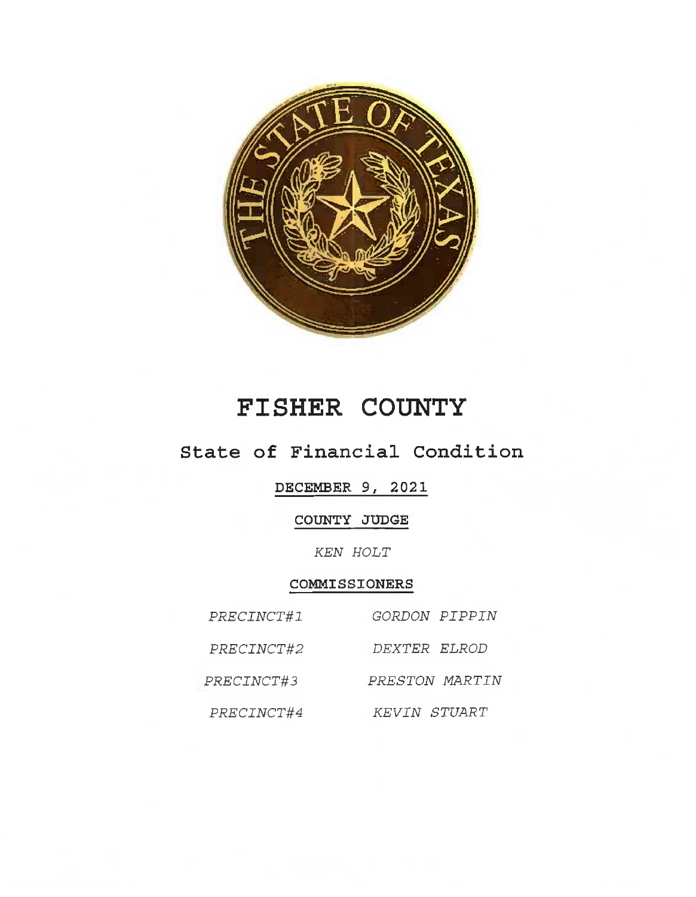# FISHER COUNTY

## State of Financial Condition

**DECEMBER 9, 2021**

**COUNTY JUDGE**

*KEN HOLT*

**COMMISSIONERS**

| | |
|---|---|
| *PRECINCT#1* | *GORDON PIPPIN* |
| *PRECINCT#2* | *DEXTER ELROD* |
| *PRECINCT#3* | *PRESTON MARTIN* |
| *PRECINCT#4* | *KEVIN STUART* |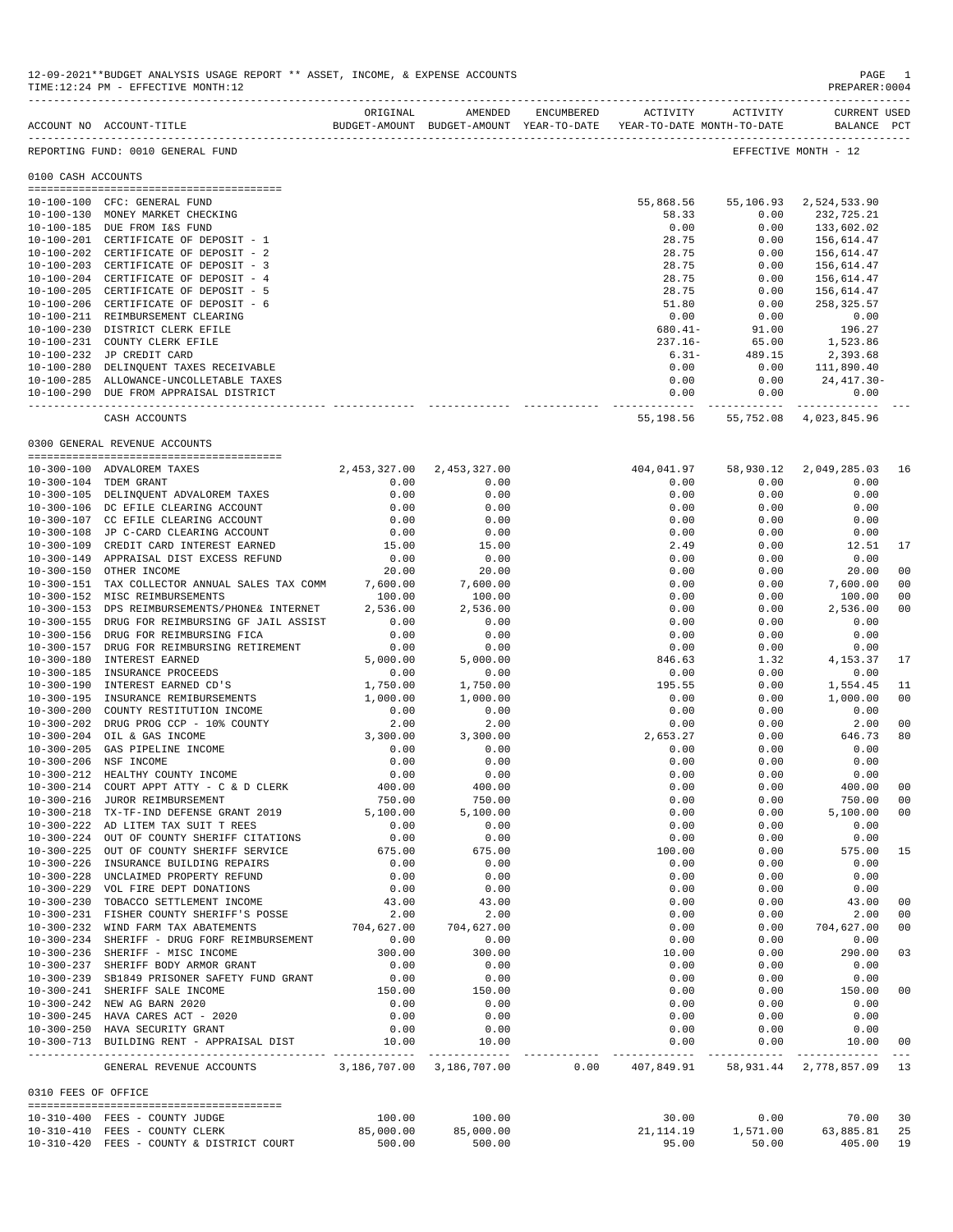12-09-2021**BUDGET ANALYSIS USAGE REPORT ** ASSET, INCOME, & EXPENSE ACCOUNTS

TIME:12:24 PM - EFFECTIVE MONTH:12

PREPARER:0004

REPORTING FUND: 0010 GENERAL FUND — EFFECTIVE MONTH - 12

| ACCOUNT NO | ACCOUNT-TITLE | ORIGINAL BUDGET-AMOUNT | AMENDED BUDGET-AMOUNT | ENCUMBERED YEAR-TO-DATE | ACTIVITY YEAR-TO-DATE | ACTIVITY MONTH-TO-DATE | CURRENT USED BALANCE | PCT |
|---|---|---|---|---|---|---|---|---|
| **0100 CASH ACCOUNTS** | | | | | | | | |
| 10-100-100 | CFC: GENERAL FUND | | | | 55,868.56 | 55,106.93 | 2,524,533.90 | |
| 10-100-130 | MONEY MARKET CHECKING | | | | 58.33 | 0.00 | 232,725.21 | |
| 10-100-185 | DUE FROM I&S FUND | | | | 0.00 | 0.00 | 133,602.02 | |
| 10-100-201 | CERTIFICATE OF DEPOSIT - 1 | | | | 28.75 | 0.00 | 156,614.47 | |
| 10-100-202 | CERTIFICATE OF DEPOSIT - 2 | | | | 28.75 | 0.00 | 156,614.47 | |
| 10-100-203 | CERTIFICATE OF DEPOSIT - 3 | | | | 28.75 | 0.00 | 156,614.47 | |
| 10-100-204 | CERTIFICATE OF DEPOSIT - 4 | | | | 28.75 | 0.00 | 156,614.47 | |
| 10-100-205 | CERTIFICATE OF DEPOSIT - 5 | | | | 28.75 | 0.00 | 156,614.47 | |
| 10-100-206 | CERTIFICATE OF DEPOSIT - 6 | | | | 51.80 | 0.00 | 258,325.57 | |
| 10-100-211 | REIMBURSEMENT CLEARING | | | | 0.00 | 0.00 | 0.00 | |
| 10-100-230 | DISTRICT CLERK EFILE | | | | 680.41- | 91.00 | 196.27 | |
| 10-100-231 | COUNTY CLERK EFILE | | | | 237.16- | 65.00 | 1,523.86 | |
| 10-100-232 | JP CREDIT CARD | | | | 6.31- | 489.15 | 2,393.68 | |
| 10-100-280 | DELINQUENT TAXES RECEIVABLE | | | | 0.00 | 0.00 | 111,890.40 | |
| 10-100-285 | ALLOWANCE-UNCOLLETABLE TAXES | | | | 0.00 | 0.00 | 24,417.30- | |
| 10-100-290 | DUE FROM APPRAISAL DISTRICT | | | | 0.00 | 0.00 | 0.00 | |
| | CASH ACCOUNTS | | | | 55,198.56 | 55,752.08 | 4,023,845.96 | |
| **0300 GENERAL REVENUE ACCOUNTS** | | | | | | | | |
| 10-300-100 | ADVALOREM TAXES | 2,453,327.00 | 2,453,327.00 | | 404,041.97 | 58,930.12 | 2,049,285.03 | 16 |
| 10-300-104 | TDEM GRANT | 0.00 | 0.00 | | 0.00 | 0.00 | 0.00 | |
| 10-300-105 | DELINQUENT ADVALOREM TAXES | 0.00 | 0.00 | | 0.00 | 0.00 | 0.00 | |
| 10-300-106 | DC EFILE CLEARING ACCOUNT | 0.00 | 0.00 | | 0.00 | 0.00 | 0.00 | |
| 10-300-107 | CC EFILE CLEARING ACCOUNT | 0.00 | 0.00 | | 0.00 | 0.00 | 0.00 | |
| 10-300-108 | JP C-CARD CLEARING ACCOUNT | 0.00 | 0.00 | | 0.00 | 0.00 | 0.00 | |
| 10-300-109 | CREDIT CARD INTEREST EARNED | 15.00 | 15.00 | | 2.49 | 0.00 | 12.51 | 17 |
| 10-300-149 | APPRAISAL DIST EXCESS REFUND | 0.00 | 0.00 | | 0.00 | 0.00 | 0.00 | |
| 10-300-150 | OTHER INCOME | 20.00 | 20.00 | | 0.00 | 0.00 | 20.00 | 00 |
| 10-300-151 | TAX COLLECTOR ANNUAL SALES TAX COMM | 7,600.00 | 7,600.00 | | 0.00 | 0.00 | 7,600.00 | 00 |
| 10-300-152 | MISC REIMBURSEMENTS | 100.00 | 100.00 | | 0.00 | 0.00 | 100.00 | 00 |
| 10-300-153 | DPS REIMBURSEMENTS/PHONE& INTERNET | 2,536.00 | 2,536.00 | | 0.00 | 0.00 | 2,536.00 | 00 |
| 10-300-155 | DRUG FOR REIMBURSING GF JAIL ASSIST | 0.00 | 0.00 | | 0.00 | 0.00 | 0.00 | |
| 10-300-156 | DRUG FOR REIMBURSING FICA | 0.00 | 0.00 | | 0.00 | 0.00 | 0.00 | |
| 10-300-157 | DRUG FOR REIMBURSING RETIREMENT | 0.00 | 0.00 | | 0.00 | 0.00 | 0.00 | |
| 10-300-180 | INTEREST EARNED | 5,000.00 | 5,000.00 | | 846.63 | 1.32 | 4,153.37 | 17 |
| 10-300-185 | INSURANCE PROCEEDS | 0.00 | 0.00 | | 0.00 | 0.00 | 0.00 | |
| 10-300-190 | INTEREST EARNED CD'S | 1,750.00 | 1,750.00 | | 195.55 | 0.00 | 1,554.45 | 11 |
| 10-300-195 | INSURANCE REMIBURSEMENTS | 1,000.00 | 1,000.00 | | 0.00 | 0.00 | 1,000.00 | 00 |
| 10-300-200 | COUNTY RESTITUTION INCOME | 0.00 | 0.00 | | 0.00 | 0.00 | 0.00 | |
| 10-300-202 | DRUG PROG CCP - 10% COUNTY | 2.00 | 2.00 | | 0.00 | 0.00 | 2.00 | 00 |
| 10-300-204 | OIL & GAS INCOME | 3,300.00 | 3,300.00 | | 2,653.27 | 0.00 | 646.73 | 80 |
| 10-300-205 | GAS PIPELINE INCOME | 0.00 | 0.00 | | 0.00 | 0.00 | 0.00 | |
| 10-300-206 | NSF INCOME | 0.00 | 0.00 | | 0.00 | 0.00 | 0.00 | |
| 10-300-212 | HEALTHY COUNTY INCOME | 0.00 | 0.00 | | 0.00 | 0.00 | 0.00 | |
| 10-300-214 | COURT APPT ATTY - C & D CLERK | 400.00 | 400.00 | | 0.00 | 0.00 | 400.00 | 00 |
| 10-300-216 | JUROR REIMBURSEMENT | 750.00 | 750.00 | | 0.00 | 0.00 | 750.00 | 00 |
| 10-300-218 | TX-TF-IND DEFENSE GRANT 2019 | 5,100.00 | 5,100.00 | | 0.00 | 0.00 | 5,100.00 | 00 |
| 10-300-222 | AD LITEM TAX SUIT T REES | 0.00 | 0.00 | | 0.00 | 0.00 | 0.00 | |
| 10-300-224 | OUT OF COUNTY SHERIFF CITATIONS | 0.00 | 0.00 | | 0.00 | 0.00 | 0.00 | |
| 10-300-225 | OUT OF COUNTY SHERIFF SERVICE | 675.00 | 675.00 | | 100.00 | 0.00 | 575.00 | 15 |
| 10-300-226 | INSURANCE BUILDING REPAIRS | 0.00 | 0.00 | | 0.00 | 0.00 | 0.00 | |
| 10-300-228 | UNCLAIMED PROPERTY REFUND | 0.00 | 0.00 | | 0.00 | 0.00 | 0.00 | |
| 10-300-229 | VOL FIRE DEPT DONATIONS | 0.00 | 0.00 | | 0.00 | 0.00 | 0.00 | |
| 10-300-230 | TOBACCO SETTLEMENT INCOME | 43.00 | 43.00 | | 0.00 | 0.00 | 43.00 | 00 |
| 10-300-231 | FISHER COUNTY SHERIFF'S POSSE | 2.00 | 2.00 | | 0.00 | 0.00 | 2.00 | 00 |
| 10-300-232 | WIND FARM TAX ABATEMENTS | 704,627.00 | 704,627.00 | | 0.00 | 0.00 | 704,627.00 | 00 |
| 10-300-234 | SHERIFF - DRUG FORF REIMBURSEMENT | 0.00 | 0.00 | | 0.00 | 0.00 | 0.00 | |
| 10-300-236 | SHERIFF - MISC INCOME | 300.00 | 300.00 | | 10.00 | 0.00 | 290.00 | 03 |
| 10-300-237 | SHERIFF BODY ARMOR GRANT | 0.00 | 0.00 | | 0.00 | 0.00 | 0.00 | |
| 10-300-239 | SB1849 PRISONER SAFETY FUND GRANT | 0.00 | 0.00 | | 0.00 | 0.00 | 0.00 | |
| 10-300-241 | SHERIFF SALE INCOME | 150.00 | 150.00 | | 0.00 | 0.00 | 150.00 | 00 |
| 10-300-242 | NEW AG BARN 2020 | 0.00 | 0.00 | | 0.00 | 0.00 | 0.00 | |
| 10-300-245 | HAVA CARES ACT - 2020 | 0.00 | 0.00 | | 0.00 | 0.00 | 0.00 | |
| 10-300-250 | HAVA SECURITY GRANT | 0.00 | 0.00 | | 0.00 | 0.00 | 0.00 | |
| 10-300-713 | BUILDING RENT - APPRAISAL DIST | 10.00 | 10.00 | | 0.00 | 0.00 | 10.00 | 00 |
| | GENERAL REVENUE ACCOUNTS | 3,186,707.00 | 3,186,707.00 | 0.00 | 407,849.91 | 58,931.44 | 2,778,857.09 | 13 |
| **0310 FEES OF OFFICE** | | | | | | | | |
| 10-310-400 | FEES - COUNTY JUDGE | 100.00 | 100.00 | | 30.00 | 0.00 | 70.00 | 30 |
| 10-310-410 | FEES - COUNTY CLERK | 85,000.00 | 85,000.00 | | 21,114.19 | 1,571.00 | 63,885.81 | 25 |
| 10-310-420 | FEES - COUNTY & DISTRICT COURT | 500.00 | 500.00 | | 95.00 | 50.00 | 405.00 | 19 |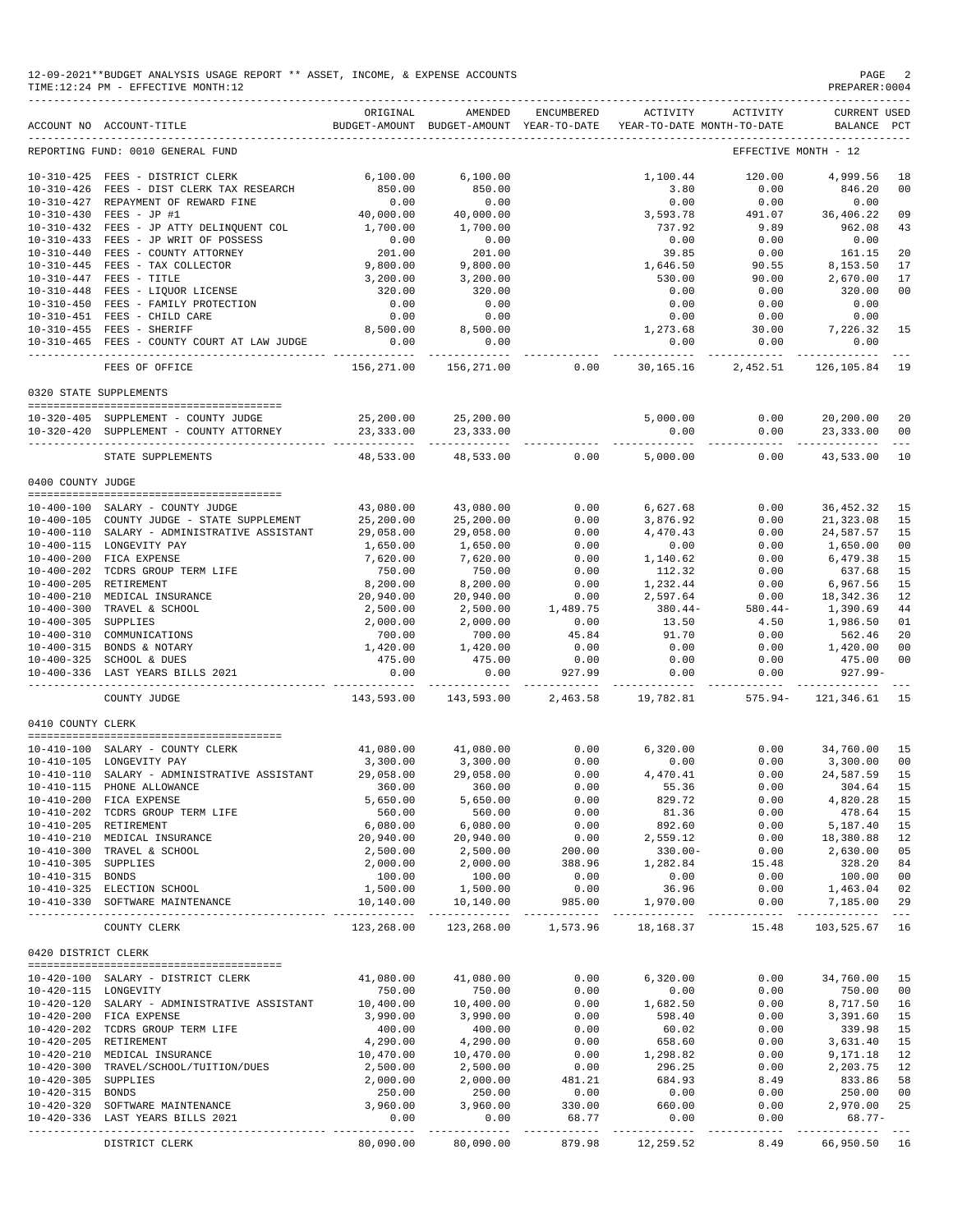12-09-2021**BUDGET ANALYSIS USAGE REPORT ** ASSET, INCOME, & EXPENSE ACCOUNTS
TIME:12:24 PM - EFFECTIVE MONTH:12

PREPARER:0004

| ACCOUNT NO | ACCOUNT-TITLE | ORIGINAL BUDGET-AMOUNT | AMENDED BUDGET-AMOUNT | ENCUMBERED YEAR-TO-DATE | ACTIVITY YEAR-TO-DATE | ACTIVITY MONTH-TO-DATE | CURRENT BALANCE | USED PCT |
|---|---|---|---|---|---|---|---|---|
| REPORTING FUND: 0010 GENERAL FUND | | | | | | EFFECTIVE MONTH - 12 | | |
| 10-310-425 | FEES - DISTRICT CLERK | 6,100.00 | 6,100.00 | | 1,100.44 | 120.00 | 4,999.56 | 18 |
| 10-310-426 | FEES - DIST CLERK TAX RESEARCH | 850.00 | 850.00 | | 3.80 | 0.00 | 846.20 | 00 |
| 10-310-427 | REPAYMENT OF REWARD FINE | 0.00 | 0.00 | | 0.00 | 0.00 | 0.00 | |
| 10-310-430 | FEES - JP #1 | 40,000.00 | 40,000.00 | | 3,593.78 | 491.07 | 36,406.22 | 09 |
| 10-310-432 | FEES - JP ATTY DELINQUENT COL | 1,700.00 | 1,700.00 | | 737.92 | 9.89 | 962.08 | 43 |
| 10-310-433 | FEES - JP WRIT OF POSSESS | 0.00 | 0.00 | | 0.00 | 0.00 | 0.00 | |
| 10-310-440 | FEES - COUNTY ATTORNEY | 201.00 | 201.00 | | 39.85 | 0.00 | 161.15 | 20 |
| 10-310-445 | FEES - TAX COLLECTOR | 9,800.00 | 9,800.00 | | 1,646.50 | 90.55 | 8,153.50 | 17 |
| 10-310-447 | FEES - TITLE | 3,200.00 | 3,200.00 | | 530.00 | 90.00 | 2,670.00 | 17 |
| 10-310-448 | FEES - LIQUOR LICENSE | 320.00 | 320.00 | | 0.00 | 0.00 | 320.00 | 00 |
| 10-310-450 | FEES - FAMILY PROTECTION | 0.00 | 0.00 | | 0.00 | 0.00 | 0.00 | |
| 10-310-451 | FEES - CHILD CARE | 0.00 | 0.00 | | 0.00 | 0.00 | 0.00 | |
| 10-310-455 | FEES - SHERIFF | 8,500.00 | 8,500.00 | | 1,273.68 | 30.00 | 7,226.32 | 15 |
| 10-310-465 | FEES - COUNTY COURT AT LAW JUDGE | 0.00 | 0.00 | | 0.00 | 0.00 | 0.00 | |
| | FEES OF OFFICE | 156,271.00 | 156,271.00 | 0.00 | 30,165.16 | 2,452.51 | 126,105.84 | 19 |
| 0320 STATE SUPPLEMENTS | | | | | | | | |
| 10-320-405 | SUPPLEMENT - COUNTY JUDGE | 25,200.00 | 25,200.00 | | 5,000.00 | 0.00 | 20,200.00 | 20 |
| 10-320-420 | SUPPLEMENT - COUNTY ATTORNEY | 23,333.00 | 23,333.00 | | 0.00 | 0.00 | 23,333.00 | 00 |
| | STATE SUPPLEMENTS | 48,533.00 | 48,533.00 | 0.00 | 5,000.00 | 0.00 | 43,533.00 | 10 |
| 0400 COUNTY JUDGE | | | | | | | | |
| 10-400-100 | SALARY - COUNTY JUDGE | 43,080.00 | 43,080.00 | 0.00 | 6,627.68 | 0.00 | 36,452.32 | 15 |
| 10-400-105 | COUNTY JUDGE - STATE SUPPLEMENT | 25,200.00 | 25,200.00 | 0.00 | 3,876.92 | 0.00 | 21,323.08 | 15 |
| 10-400-110 | SALARY - ADMINISTRATIVE ASSISTANT | 29,058.00 | 29,058.00 | 0.00 | 4,470.43 | 0.00 | 24,587.57 | 15 |
| 10-400-115 | LONGEVITY PAY | 1,650.00 | 1,650.00 | 0.00 | 0.00 | 0.00 | 1,650.00 | 00 |
| 10-400-200 | FICA EXPENSE | 7,620.00 | 7,620.00 | 0.00 | 1,140.62 | 0.00 | 6,479.38 | 15 |
| 10-400-202 | TCDRS GROUP TERM LIFE | 750.00 | 750.00 | 0.00 | 112.32 | 0.00 | 637.68 | 15 |
| 10-400-205 | RETIREMENT | 8,200.00 | 8,200.00 | 0.00 | 1,232.44 | 0.00 | 6,967.56 | 15 |
| 10-400-210 | MEDICAL INSURANCE | 20,940.00 | 20,940.00 | 0.00 | 2,597.64 | 0.00 | 18,342.36 | 12 |
| 10-400-300 | TRAVEL & SCHOOL | 2,500.00 | 2,500.00 | 1,489.75 | 380.44- | 580.44- | 1,390.69 | 44 |
| 10-400-305 | SUPPLIES | 2,000.00 | 2,000.00 | 0.00 | 13.50 | 4.50 | 1,986.50 | 01 |
| 10-400-310 | COMMUNICATIONS | 700.00 | 700.00 | 45.84 | 91.70 | 0.00 | 562.46 | 20 |
| 10-400-315 | BONDS & NOTARY | 1,420.00 | 1,420.00 | 0.00 | 0.00 | 0.00 | 1,420.00 | 00 |
| 10-400-325 | SCHOOL & DUES | 475.00 | 475.00 | 0.00 | 0.00 | 0.00 | 475.00 | 00 |
| 10-400-336 | LAST YEARS BILLS 2021 | 0.00 | 0.00 | 927.99 | 0.00 | 0.00 | 927.99- | |
| | COUNTY JUDGE | 143,593.00 | 143,593.00 | 2,463.58 | 19,782.81 | 575.94- | 121,346.61 | 15 |
| 0410 COUNTY CLERK | | | | | | | | |
| 10-410-100 | SALARY - COUNTY CLERK | 41,080.00 | 41,080.00 | 0.00 | 6,320.00 | 0.00 | 34,760.00 | 15 |
| 10-410-105 | LONGEVITY PAY | 3,300.00 | 3,300.00 | 0.00 | 0.00 | 0.00 | 3,300.00 | 00 |
| 10-410-110 | SALARY - ADMINISTRATIVE ASSISTANT | 29,058.00 | 29,058.00 | 0.00 | 4,470.41 | 0.00 | 24,587.59 | 15 |
| 10-410-115 | PHONE ALLOWANCE | 360.00 | 360.00 | 0.00 | 55.36 | 0.00 | 304.64 | 15 |
| 10-410-200 | FICA EXPENSE | 5,650.00 | 5,650.00 | 0.00 | 829.72 | 0.00 | 4,820.28 | 15 |
| 10-410-202 | TCDRS GROUP TERM LIFE | 560.00 | 560.00 | 0.00 | 81.36 | 0.00 | 478.64 | 15 |
| 10-410-205 | RETIREMENT | 6,080.00 | 6,080.00 | 0.00 | 892.60 | 0.00 | 5,187.40 | 15 |
| 10-410-210 | MEDICAL INSURANCE | 20,940.00 | 20,940.00 | 0.00 | 2,559.12 | 0.00 | 18,380.88 | 12 |
| 10-410-300 | TRAVEL & SCHOOL | 2,500.00 | 2,500.00 | 200.00 | 330.00- | 0.00 | 2,630.00 | 05 |
| 10-410-305 | SUPPLIES | 2,000.00 | 2,000.00 | 388.96 | 1,282.84 | 15.48 | 328.20 | 84 |
| 10-410-315 | BONDS | 100.00 | 100.00 | 0.00 | 0.00 | 0.00 | 100.00 | 00 |
| 10-410-325 | ELECTION SCHOOL | 1,500.00 | 1,500.00 | 0.00 | 36.96 | 0.00 | 1,463.04 | 02 |
| 10-410-330 | SOFTWARE MAINTENANCE | 10,140.00 | 10,140.00 | 985.00 | 1,970.00 | 0.00 | 7,185.00 | 29 |
| | COUNTY CLERK | 123,268.00 | 123,268.00 | 1,573.96 | 18,168.37 | 15.48 | 103,525.67 | 16 |
| 0420 DISTRICT CLERK | | | | | | | | |
| 10-420-100 | SALARY - DISTRICT CLERK | 41,080.00 | 41,080.00 | 0.00 | 6,320.00 | 0.00 | 34,760.00 | 15 |
| 10-420-115 | LONGEVITY | 750.00 | 750.00 | 0.00 | 0.00 | 0.00 | 750.00 | 00 |
| 10-420-120 | SALARY - ADMINISTRATIVE ASSISTANT | 10,400.00 | 10,400.00 | 0.00 | 1,682.50 | 0.00 | 8,717.50 | 16 |
| 10-420-200 | FICA EXPENSE | 3,990.00 | 3,990.00 | 0.00 | 598.40 | 0.00 | 3,391.60 | 15 |
| 10-420-202 | TCDRS GROUP TERM LIFE | 400.00 | 400.00 | 0.00 | 60.02 | 0.00 | 339.98 | 15 |
| 10-420-205 | RETIREMENT | 4,290.00 | 4,290.00 | 0.00 | 658.60 | 0.00 | 3,631.40 | 15 |
| 10-420-210 | MEDICAL INSURANCE | 10,470.00 | 10,470.00 | 0.00 | 1,298.82 | 0.00 | 9,171.18 | 12 |
| 10-420-300 | TRAVEL/SCHOOL/TUITION/DUES | 2,500.00 | 2,500.00 | 0.00 | 296.25 | 0.00 | 2,203.75 | 12 |
| 10-420-305 | SUPPLIES | 2,000.00 | 2,000.00 | 481.21 | 684.93 | 8.49 | 833.86 | 58 |
| 10-420-315 | BONDS | 250.00 | 250.00 | 0.00 | 0.00 | 0.00 | 250.00 | 00 |
| 10-420-320 | SOFTWARE MAINTENANCE | 3,960.00 | 3,960.00 | 330.00 | 660.00 | 0.00 | 2,970.00 | 25 |
| 10-420-336 | LAST YEARS BILLS 2021 | 0.00 | 0.00 | 68.77 | 0.00 | 0.00 | 68.77- | |
| | DISTRICT CLERK | 80,090.00 | 80,090.00 | 879.98 | 12,259.52 | 8.49 | 66,950.50 | 16 |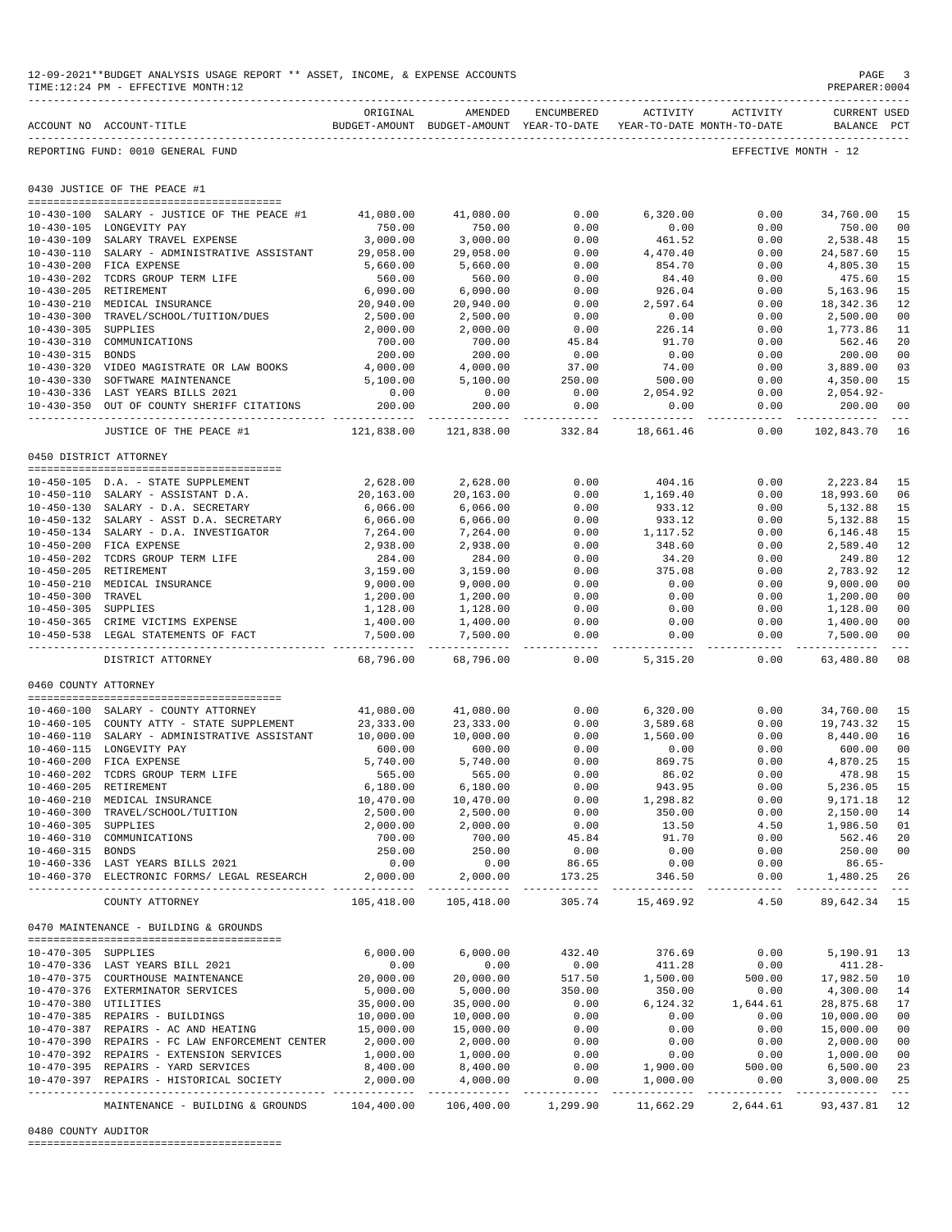12-09-2021**BUDGET ANALYSIS USAGE REPORT ** ASSET, INCOME, & EXPENSE ACCOUNTS
TIME:12:24 PM - EFFECTIVE MONTH:12
PREPARER:0004

REPORTING FUND: 0010 GENERAL FUND — EFFECTIVE MONTH - 12

## 0430 JUSTICE OF THE PEACE #1

| ACCOUNT NO | ACCOUNT-TITLE | ORIGINAL BUDGET-AMOUNT | AMENDED BUDGET-AMOUNT | ENCUMBERED YEAR-TO-DATE | ACTIVITY YEAR-TO-DATE | ACTIVITY MONTH-TO-DATE | CURRENT BALANCE | USED PCT |
|---|---|---|---|---|---|---|---|---|
| 10-430-100 | SALARY - JUSTICE OF THE PEACE #1 | 41,080.00 | 41,080.00 | 0.00 | 6,320.00 | 0.00 | 34,760.00 | 15 |
| 10-430-105 | LONGEVITY PAY | 750.00 | 750.00 | 0.00 | 0.00 | 0.00 | 750.00 | 00 |
| 10-430-109 | SALARY TRAVEL EXPENSE | 3,000.00 | 3,000.00 | 0.00 | 461.52 | 0.00 | 2,538.48 | 15 |
| 10-430-110 | SALARY - ADMINISTRATIVE ASSISTANT | 29,058.00 | 29,058.00 | 0.00 | 4,470.40 | 0.00 | 24,587.60 | 15 |
| 10-430-200 | FICA EXPENSE | 5,660.00 | 5,660.00 | 0.00 | 854.70 | 0.00 | 4,805.30 | 15 |
| 10-430-202 | TCDRS GROUP TERM LIFE | 560.00 | 560.00 | 0.00 | 84.40 | 0.00 | 475.60 | 15 |
| 10-430-205 | RETIREMENT | 6,090.00 | 6,090.00 | 0.00 | 926.04 | 0.00 | 5,163.96 | 15 |
| 10-430-210 | MEDICAL INSURANCE | 20,940.00 | 20,940.00 | 0.00 | 2,597.64 | 0.00 | 18,342.36 | 12 |
| 10-430-300 | TRAVEL/SCHOOL/TUITION/DUES | 2,500.00 | 2,500.00 | 0.00 | 0.00 | 0.00 | 2,500.00 | 00 |
| 10-430-305 | SUPPLIES | 2,000.00 | 2,000.00 | 0.00 | 226.14 | 0.00 | 1,773.86 | 11 |
| 10-430-310 | COMMUNICATIONS | 700.00 | 700.00 | 45.84 | 91.70 | 0.00 | 562.46 | 20 |
| 10-430-315 | BONDS | 200.00 | 200.00 | 0.00 | 0.00 | 0.00 | 200.00 | 00 |
| 10-430-320 | VIDEO MAGISTRATE OR LAW BOOKS | 4,000.00 | 4,000.00 | 37.00 | 74.00 | 0.00 | 3,889.00 | 03 |
| 10-430-330 | SOFTWARE MAINTENANCE | 5,100.00 | 5,100.00 | 250.00 | 500.00 | 0.00 | 4,350.00 | 15 |
| 10-430-336 | LAST YEARS BILLS 2021 | 0.00 | 0.00 | 0.00 | 2,054.92 | 0.00 | 2,054.92- | |
| 10-430-350 | OUT OF COUNTY SHERIFF CITATIONS | 200.00 | 200.00 | 0.00 | 0.00 | 0.00 | 200.00 | 00 |
| | JUSTICE OF THE PEACE #1 | 121,838.00 | 121,838.00 | 332.84 | 18,661.46 | 0.00 | 102,843.70 | 16 |

## 0450 DISTRICT ATTORNEY

| ACCOUNT NO | ACCOUNT-TITLE | ORIGINAL BUDGET-AMOUNT | AMENDED BUDGET-AMOUNT | ENCUMBERED YEAR-TO-DATE | ACTIVITY YEAR-TO-DATE | ACTIVITY MONTH-TO-DATE | CURRENT BALANCE | USED PCT |
|---|---|---|---|---|---|---|---|---|
| 10-450-105 | D.A. - STATE SUPPLEMENT | 2,628.00 | 2,628.00 | 0.00 | 404.16 | 0.00 | 2,223.84 | 15 |
| 10-450-110 | SALARY - ASSISTANT D.A. | 20,163.00 | 20,163.00 | 0.00 | 1,169.40 | 0.00 | 18,993.60 | 06 |
| 10-450-130 | SALARY - D.A. SECRETARY | 6,066.00 | 6,066.00 | 0.00 | 933.12 | 0.00 | 5,132.88 | 15 |
| 10-450-132 | SALARY - ASST D.A. SECRETARY | 6,066.00 | 6,066.00 | 0.00 | 933.12 | 0.00 | 5,132.88 | 15 |
| 10-450-134 | SALARY - D.A. INVESTIGATOR | 7,264.00 | 7,264.00 | 0.00 | 1,117.52 | 0.00 | 6,146.48 | 15 |
| 10-450-200 | FICA EXPENSE | 2,938.00 | 2,938.00 | 0.00 | 348.60 | 0.00 | 2,589.40 | 12 |
| 10-450-202 | TCDRS GROUP TERM LIFE | 284.00 | 284.00 | 0.00 | 34.20 | 0.00 | 249.80 | 12 |
| 10-450-205 | RETIREMENT | 3,159.00 | 3,159.00 | 0.00 | 375.08 | 0.00 | 2,783.92 | 12 |
| 10-450-210 | MEDICAL INSURANCE | 9,000.00 | 9,000.00 | 0.00 | 0.00 | 0.00 | 9,000.00 | 00 |
| 10-450-300 | TRAVEL | 1,200.00 | 1,200.00 | 0.00 | 0.00 | 0.00 | 1,200.00 | 00 |
| 10-450-305 | SUPPLIES | 1,128.00 | 1,128.00 | 0.00 | 0.00 | 0.00 | 1,128.00 | 00 |
| 10-450-365 | CRIME VICTIMS EXPENSE | 1,400.00 | 1,400.00 | 0.00 | 0.00 | 0.00 | 1,400.00 | 00 |
| 10-450-538 | LEGAL STATEMENTS OF FACT | 7,500.00 | 7,500.00 | 0.00 | 0.00 | 0.00 | 7,500.00 | 00 |
| | DISTRICT ATTORNEY | 68,796.00 | 68,796.00 | 0.00 | 5,315.20 | 0.00 | 63,480.80 | 08 |

## 0460 COUNTY ATTORNEY

| ACCOUNT NO | ACCOUNT-TITLE | ORIGINAL BUDGET-AMOUNT | AMENDED BUDGET-AMOUNT | ENCUMBERED YEAR-TO-DATE | ACTIVITY YEAR-TO-DATE | ACTIVITY MONTH-TO-DATE | CURRENT BALANCE | USED PCT |
|---|---|---|---|---|---|---|---|---|
| 10-460-100 | SALARY - COUNTY ATTORNEY | 41,080.00 | 41,080.00 | 0.00 | 6,320.00 | 0.00 | 34,760.00 | 15 |
| 10-460-105 | COUNTY ATTY - STATE SUPPLEMENT | 23,333.00 | 23,333.00 | 0.00 | 3,589.68 | 0.00 | 19,743.32 | 15 |
| 10-460-110 | SALARY - ADMINISTRATIVE ASSISTANT | 10,000.00 | 10,000.00 | 0.00 | 1,560.00 | 0.00 | 8,440.00 | 16 |
| 10-460-115 | LONGEVITY PAY | 600.00 | 600.00 | 0.00 | 0.00 | 0.00 | 600.00 | 00 |
| 10-460-200 | FICA EXPENSE | 5,740.00 | 5,740.00 | 0.00 | 869.75 | 0.00 | 4,870.25 | 15 |
| 10-460-202 | TCDRS GROUP TERM LIFE | 565.00 | 565.00 | 0.00 | 86.02 | 0.00 | 478.98 | 15 |
| 10-460-205 | RETIREMENT | 6,180.00 | 6,180.00 | 0.00 | 943.95 | 0.00 | 5,236.05 | 15 |
| 10-460-210 | MEDICAL INSURANCE | 10,470.00 | 10,470.00 | 0.00 | 1,298.82 | 0.00 | 9,171.18 | 12 |
| 10-460-300 | TRAVEL/SCHOOL/TUITION | 2,500.00 | 2,500.00 | 0.00 | 350.00 | 0.00 | 2,150.00 | 14 |
| 10-460-305 | SUPPLIES | 2,000.00 | 2,000.00 | 0.00 | 13.50 | 4.50 | 1,986.50 | 01 |
| 10-460-310 | COMMUNICATIONS | 700.00 | 700.00 | 45.84 | 91.70 | 0.00 | 562.46 | 20 |
| 10-460-315 | BONDS | 250.00 | 250.00 | 0.00 | 0.00 | 0.00 | 250.00 | 00 |
| 10-460-336 | LAST YEARS BILLS 2021 | 0.00 | 0.00 | 86.65 | 0.00 | 0.00 | 86.65- | |
| 10-460-370 | ELECTRONIC FORMS/ LEGAL RESEARCH | 2,000.00 | 2,000.00 | 173.25 | 346.50 | 0.00 | 1,480.25 | 26 |
| | COUNTY ATTORNEY | 105,418.00 | 105,418.00 | 305.74 | 15,469.92 | 4.50 | 89,642.34 | 15 |

## 0470 MAINTENANCE - BUILDING & GROUNDS

| ACCOUNT NO | ACCOUNT-TITLE | ORIGINAL BUDGET-AMOUNT | AMENDED BUDGET-AMOUNT | ENCUMBERED YEAR-TO-DATE | ACTIVITY YEAR-TO-DATE | ACTIVITY MONTH-TO-DATE | CURRENT BALANCE | USED PCT |
|---|---|---|---|---|---|---|---|---|
| 10-470-305 | SUPPLIES | 6,000.00 | 6,000.00 | 432.40 | 376.69 | 0.00 | 5,190.91 | 13 |
| 10-470-336 | LAST YEARS BILL 2021 | 0.00 | 0.00 | 0.00 | 411.28 | 0.00 | 411.28- | |
| 10-470-375 | COURTHOUSE MAINTENANCE | 20,000.00 | 20,000.00 | 517.50 | 1,500.00 | 500.00 | 17,982.50 | 10 |
| 10-470-376 | EXTERMINATOR SERVICES | 5,000.00 | 5,000.00 | 350.00 | 350.00 | 0.00 | 4,300.00 | 14 |
| 10-470-380 | UTILITIES | 35,000.00 | 35,000.00 | 0.00 | 6,124.32 | 1,644.61 | 28,875.68 | 17 |
| 10-470-385 | REPAIRS - BUILDINGS | 10,000.00 | 10,000.00 | 0.00 | 0.00 | 0.00 | 10,000.00 | 00 |
| 10-470-387 | REPAIRS - AC AND HEATING | 15,000.00 | 15,000.00 | 0.00 | 0.00 | 0.00 | 15,000.00 | 00 |
| 10-470-390 | REPAIRS - FC LAW ENFORCEMENT CENTER | 2,000.00 | 2,000.00 | 0.00 | 0.00 | 0.00 | 2,000.00 | 00 |
| 10-470-392 | REPAIRS - EXTENSION SERVICES | 1,000.00 | 1,000.00 | 0.00 | 0.00 | 0.00 | 1,000.00 | 00 |
| 10-470-395 | REPAIRS - YARD SERVICES | 8,400.00 | 8,400.00 | 0.00 | 1,900.00 | 500.00 | 6,500.00 | 23 |
| 10-470-397 | REPAIRS - HISTORICAL SOCIETY | 2,000.00 | 4,000.00 | 0.00 | 1,000.00 | 0.00 | 3,000.00 | 25 |
| | MAINTENANCE - BUILDING & GROUNDS | 104,400.00 | 106,400.00 | 1,299.90 | 11,662.29 | 2,644.61 | 93,437.81 | 12 |

## 0480 COUNTY AUDITOR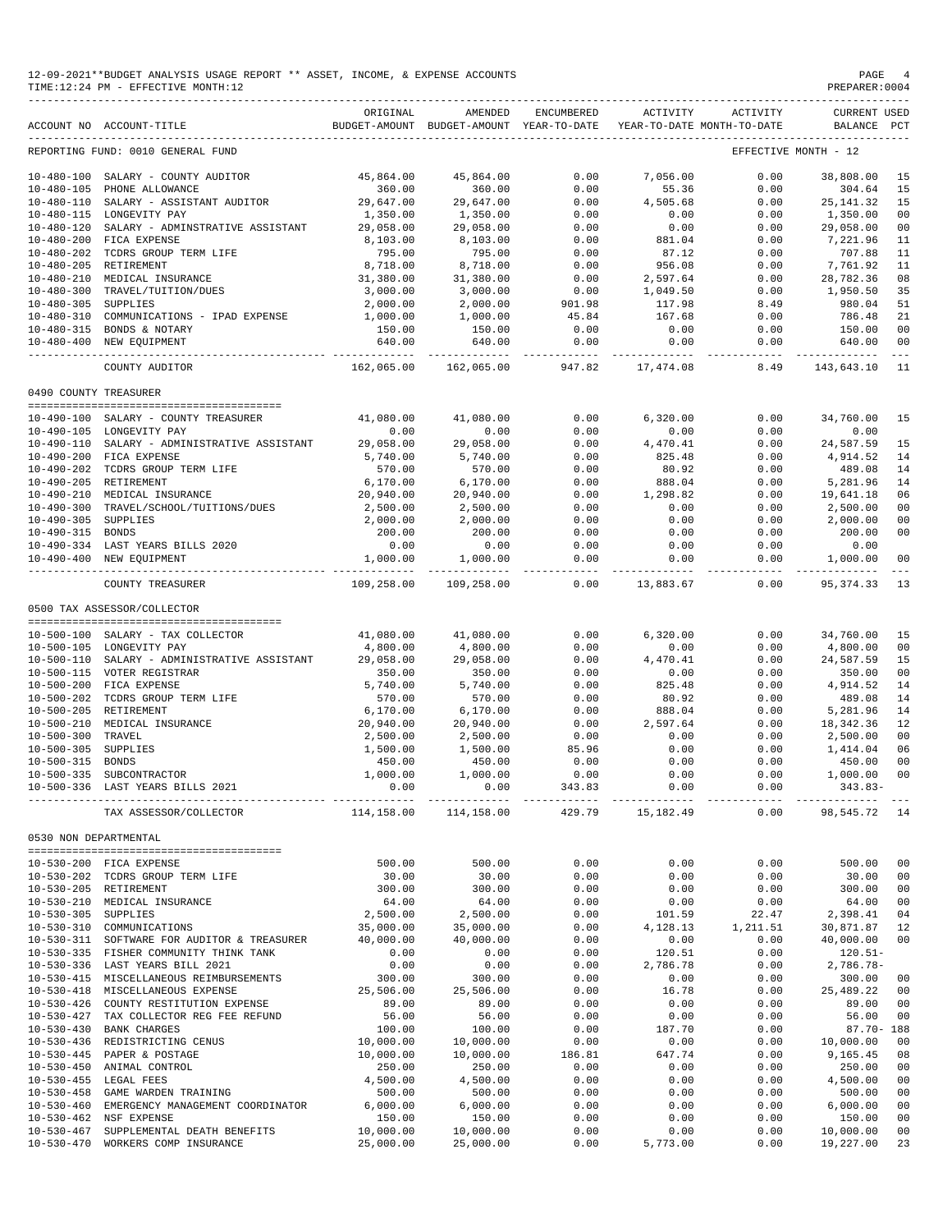12-09-2021**BUDGET ANALYSIS USAGE REPORT ** ASSET, INCOME, & EXPENSE ACCOUNTS
TIME:12:24 PM - EFFECTIVE MONTH:12
PREPARER:0004

REPORTING FUND: 0010 GENERAL FUND — EFFECTIVE MONTH - 12

| ACCOUNT NO | ACCOUNT-TITLE | ORIGINAL BUDGET-AMOUNT | AMENDED BUDGET-AMOUNT | ENCUMBERED YEAR-TO-DATE | ACTIVITY YEAR-TO-DATE | ACTIVITY MONTH-TO-DATE | CURRENT BALANCE | USED PCT |
|---|---|---|---|---|---|---|---|---|
| 10-480-100 | SALARY - COUNTY AUDITOR | 45,864.00 | 45,864.00 | 0.00 | 7,056.00 | 0.00 | 38,808.00 | 15 |
| 10-480-105 | PHONE ALLOWANCE | 360.00 | 360.00 | 0.00 | 55.36 | 0.00 | 304.64 | 15 |
| 10-480-110 | SALARY - ASSISTANT AUDITOR | 29,647.00 | 29,647.00 | 0.00 | 4,505.68 | 0.00 | 25,141.32 | 15 |
| 10-480-115 | LONGEVITY PAY | 1,350.00 | 1,350.00 | 0.00 | 0.00 | 0.00 | 1,350.00 | 00 |
| 10-480-120 | SALARY - ADMINSTRATIVE ASSISTANT | 29,058.00 | 29,058.00 | 0.00 | 0.00 | 0.00 | 29,058.00 | 00 |
| 10-480-200 | FICA EXPENSE | 8,103.00 | 8,103.00 | 0.00 | 881.04 | 0.00 | 7,221.96 | 11 |
| 10-480-202 | TCDRS GROUP TERM LIFE | 795.00 | 795.00 | 0.00 | 87.12 | 0.00 | 707.88 | 11 |
| 10-480-205 | RETIREMENT | 8,718.00 | 8,718.00 | 0.00 | 956.08 | 0.00 | 7,761.92 | 11 |
| 10-480-210 | MEDICAL INSURANCE | 31,380.00 | 31,380.00 | 0.00 | 2,597.64 | 0.00 | 28,782.36 | 08 |
| 10-480-300 | TRAVEL/TUITION/DUES | 3,000.00 | 3,000.00 | 0.00 | 1,049.50 | 0.00 | 1,950.50 | 35 |
| 10-480-305 | SUPPLIES | 2,000.00 | 2,000.00 | 901.98 | 117.98 | 8.49 | 980.04 | 51 |
| 10-480-310 | COMMUNICATIONS - IPAD EXPENSE | 1,000.00 | 1,000.00 | 45.84 | 167.68 | 0.00 | 786.48 | 21 |
| 10-480-315 | BONDS & NOTARY | 150.00 | 150.00 | 0.00 | 0.00 | 0.00 | 150.00 | 00 |
| 10-480-400 | NEW EQUIPMENT | 640.00 | 640.00 | 0.00 | 0.00 | 0.00 | 640.00 | 00 |
| | COUNTY AUDITOR | 162,065.00 | 162,065.00 | 947.82 | 17,474.08 | 8.49 | 143,643.10 | 11 |

0490 COUNTY TREASURER

| ACCOUNT NO | ACCOUNT-TITLE | ORIGINAL BUDGET-AMOUNT | AMENDED BUDGET-AMOUNT | ENCUMBERED YEAR-TO-DATE | ACTIVITY YEAR-TO-DATE | ACTIVITY MONTH-TO-DATE | CURRENT BALANCE | USED PCT |
|---|---|---|---|---|---|---|---|---|
| 10-490-100 | SALARY - COUNTY TREASURER | 41,080.00 | 41,080.00 | 0.00 | 6,320.00 | 0.00 | 34,760.00 | 15 |
| 10-490-105 | LONGEVITY PAY | 0.00 | 0.00 | 0.00 | 0.00 | 0.00 | 0.00 | |
| 10-490-110 | SALARY - ADMINISTRATIVE ASSISTANT | 29,058.00 | 29,058.00 | 0.00 | 4,470.41 | 0.00 | 24,587.59 | 15 |
| 10-490-200 | FICA EXPENSE | 5,740.00 | 5,740.00 | 0.00 | 825.48 | 0.00 | 4,914.52 | 14 |
| 10-490-202 | TCDRS GROUP TERM LIFE | 570.00 | 570.00 | 0.00 | 80.92 | 0.00 | 489.08 | 14 |
| 10-490-205 | RETIREMENT | 6,170.00 | 6,170.00 | 0.00 | 888.04 | 0.00 | 5,281.96 | 14 |
| 10-490-210 | MEDICAL INSURANCE | 20,940.00 | 20,940.00 | 0.00 | 1,298.82 | 0.00 | 19,641.18 | 06 |
| 10-490-300 | TRAVEL/SCHOOL/TUITIONS/DUES | 2,500.00 | 2,500.00 | 0.00 | 0.00 | 0.00 | 2,500.00 | 00 |
| 10-490-305 | SUPPLIES | 2,000.00 | 2,000.00 | 0.00 | 0.00 | 0.00 | 2,000.00 | 00 |
| 10-490-315 | BONDS | 200.00 | 200.00 | 0.00 | 0.00 | 0.00 | 200.00 | 00 |
| 10-490-334 | LAST YEARS BILLS 2020 | 0.00 | 0.00 | 0.00 | 0.00 | 0.00 | 0.00 | |
| 10-490-400 | NEW EQUIPMENT | 1,000.00 | 1,000.00 | 0.00 | 0.00 | 0.00 | 1,000.00 | 00 |
| | COUNTY TREASURER | 109,258.00 | 109,258.00 | 0.00 | 13,883.67 | 0.00 | 95,374.33 | 13 |

0500 TAX ASSESSOR/COLLECTOR

| ACCOUNT NO | ACCOUNT-TITLE | ORIGINAL BUDGET-AMOUNT | AMENDED BUDGET-AMOUNT | ENCUMBERED YEAR-TO-DATE | ACTIVITY YEAR-TO-DATE | ACTIVITY MONTH-TO-DATE | CURRENT BALANCE | USED PCT |
|---|---|---|---|---|---|---|---|---|
| 10-500-100 | SALARY - TAX COLLECTOR | 41,080.00 | 41,080.00 | 0.00 | 6,320.00 | 0.00 | 34,760.00 | 15 |
| 10-500-105 | LONGEVITY PAY | 4,800.00 | 4,800.00 | 0.00 | 0.00 | 0.00 | 4,800.00 | 00 |
| 10-500-110 | SALARY - ADMINISTRATIVE ASSISTANT | 29,058.00 | 29,058.00 | 0.00 | 4,470.41 | 0.00 | 24,587.59 | 15 |
| 10-500-115 | VOTER REGISTRAR | 350.00 | 350.00 | 0.00 | 0.00 | 0.00 | 350.00 | 00 |
| 10-500-200 | FICA EXPENSE | 5,740.00 | 5,740.00 | 0.00 | 825.48 | 0.00 | 4,914.52 | 14 |
| 10-500-202 | TCDRS GROUP TERM LIFE | 570.00 | 570.00 | 0.00 | 80.92 | 0.00 | 489.08 | 14 |
| 10-500-205 | RETIREMENT | 6,170.00 | 6,170.00 | 0.00 | 888.04 | 0.00 | 5,281.96 | 14 |
| 10-500-210 | MEDICAL INSURANCE | 20,940.00 | 20,940.00 | 0.00 | 2,597.64 | 0.00 | 18,342.36 | 12 |
| 10-500-300 | TRAVEL | 2,500.00 | 2,500.00 | 0.00 | 0.00 | 0.00 | 2,500.00 | 00 |
| 10-500-305 | SUPPLIES | 1,500.00 | 1,500.00 | 85.96 | 0.00 | 0.00 | 1,414.04 | 06 |
| 10-500-315 | BONDS | 450.00 | 450.00 | 0.00 | 0.00 | 0.00 | 450.00 | 00 |
| 10-500-335 | SUBCONTRACTOR | 1,000.00 | 1,000.00 | 0.00 | 0.00 | 0.00 | 1,000.00 | 00 |
| 10-500-336 | LAST YEARS BILLS 2021 | 0.00 | 0.00 | 343.83 | 0.00 | 0.00 | 343.83- | |
| | TAX ASSESSOR/COLLECTOR | 114,158.00 | 114,158.00 | 429.79 | 15,182.49 | 0.00 | 98,545.72 | 14 |

0530 NON DEPARTMENTAL

| ACCOUNT NO | ACCOUNT-TITLE | ORIGINAL BUDGET-AMOUNT | AMENDED BUDGET-AMOUNT | ENCUMBERED YEAR-TO-DATE | ACTIVITY YEAR-TO-DATE | ACTIVITY MONTH-TO-DATE | CURRENT BALANCE | USED PCT |
|---|---|---|---|---|---|---|---|---|
| 10-530-200 | FICA EXPENSE | 500.00 | 500.00 | 0.00 | 0.00 | 0.00 | 500.00 | 00 |
| 10-530-202 | TCDRS GROUP TERM LIFE | 30.00 | 30.00 | 0.00 | 0.00 | 0.00 | 30.00 | 00 |
| 10-530-205 | RETIREMENT | 300.00 | 300.00 | 0.00 | 0.00 | 0.00 | 300.00 | 00 |
| 10-530-210 | MEDICAL INSURANCE | 64.00 | 64.00 | 0.00 | 0.00 | 0.00 | 64.00 | 00 |
| 10-530-305 | SUPPLIES | 2,500.00 | 2,500.00 | 0.00 | 101.59 | 22.47 | 2,398.41 | 04 |
| 10-530-310 | COMMUNICATIONS | 35,000.00 | 35,000.00 | 0.00 | 4,128.13 | 1,211.51 | 30,871.87 | 12 |
| 10-530-311 | SOFTWARE FOR AUDITOR & TREASURER | 40,000.00 | 40,000.00 | 0.00 | 0.00 | 0.00 | 40,000.00 | 00 |
| 10-530-335 | FISHER COMMUNITY THINK TANK | 0.00 | 0.00 | 0.00 | 120.51 | 0.00 | 120.51- | |
| 10-530-336 | LAST YEARS BILL 2021 | 0.00 | 0.00 | 0.00 | 2,786.78 | 0.00 | 2,786.78- | |
| 10-530-415 | MISCELLANEOUS REIMBURSEMENTS | 300.00 | 300.00 | 0.00 | 0.00 | 0.00 | 300.00 | 00 |
| 10-530-418 | MISCELLANEOUS EXPENSE | 25,506.00 | 25,506.00 | 0.00 | 16.78 | 0.00 | 25,489.22 | 00 |
| 10-530-426 | COUNTY RESTITUTION EXPENSE | 89.00 | 89.00 | 0.00 | 0.00 | 0.00 | 89.00 | 00 |
| 10-530-427 | TAX COLLECTOR REG FEE REFUND | 56.00 | 56.00 | 0.00 | 0.00 | 0.00 | 56.00 | 00 |
| 10-530-430 | BANK CHARGES | 100.00 | 100.00 | 0.00 | 187.70 | 0.00 | 87.70- | 188 |
| 10-530-436 | REDISTRICTING CENUS | 10,000.00 | 10,000.00 | 0.00 | 0.00 | 0.00 | 10,000.00 | 00 |
| 10-530-445 | PAPER & POSTAGE | 10,000.00 | 10,000.00 | 186.81 | 647.74 | 0.00 | 9,165.45 | 08 |
| 10-530-450 | ANIMAL CONTROL | 250.00 | 250.00 | 0.00 | 0.00 | 0.00 | 250.00 | 00 |
| 10-530-455 | LEGAL FEES | 4,500.00 | 4,500.00 | 0.00 | 0.00 | 0.00 | 4,500.00 | 00 |
| 10-530-458 | GAME WARDEN TRAINING | 500.00 | 500.00 | 0.00 | 0.00 | 0.00 | 500.00 | 00 |
| 10-530-460 | EMERGENCY MANAGEMENT COORDINATOR | 6,000.00 | 6,000.00 | 0.00 | 0.00 | 0.00 | 6,000.00 | 00 |
| 10-530-462 | NSF EXPENSE | 150.00 | 150.00 | 0.00 | 0.00 | 0.00 | 150.00 | 00 |
| 10-530-467 | SUPPLEMENTAL DEATH BENEFITS | 10,000.00 | 10,000.00 | 0.00 | 0.00 | 0.00 | 10,000.00 | 00 |
| 10-530-470 | WORKERS COMP INSURANCE | 25,000.00 | 25,000.00 | 0.00 | 5,773.00 | 0.00 | 19,227.00 | 23 |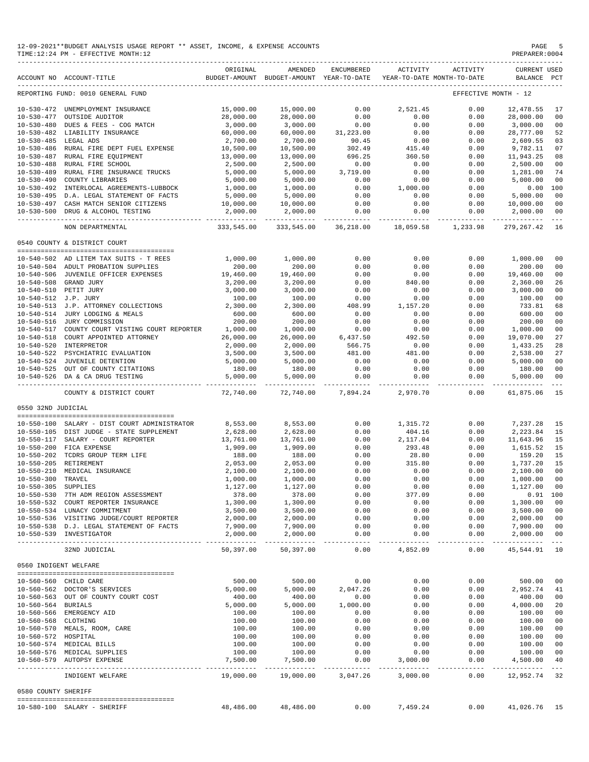12-09-2021**BUDGET ANALYSIS USAGE REPORT ** ASSET, INCOME, & EXPENSE ACCOUNTS
TIME:12:24 PM - EFFECTIVE MONTH:12

REPORTING FUND: 0010 GENERAL FUND — EFFECTIVE MONTH - 12

| ACCOUNT NO | ACCOUNT-TITLE | ORIGINAL BUDGET-AMOUNT | AMENDED BUDGET-AMOUNT | ENCUMBERED YEAR-TO-DATE | ACTIVITY YEAR-TO-DATE | ACTIVITY MONTH-TO-DATE | CURRENT BALANCE | USED PCT |
|---|---|---|---|---|---|---|---|---|
| 10-530-472 | UNEMPLOYMENT INSURANCE | 15,000.00 | 15,000.00 | 0.00 | 2,521.45 | 0.00 | 12,478.55 | 17 |
| 10-530-477 | OUTSIDE AUDITOR | 28,000.00 | 28,000.00 | 0.00 | 0.00 | 0.00 | 28,000.00 | 00 |
| 10-530-480 | DUES & FEES - COG MATCH | 3,000.00 | 3,000.00 | 0.00 | 0.00 | 0.00 | 3,000.00 | 00 |
| 10-530-482 | LIABILITY INSURANCE | 60,000.00 | 60,000.00 | 31,223.00 | 0.00 | 0.00 | 28,777.00 | 52 |
| 10-530-485 | LEGAL ADS | 2,700.00 | 2,700.00 | 90.45 | 0.00 | 0.00 | 2,609.55 | 03 |
| 10-530-486 | RURAL FIRE DEPT FUEL EXPENSE | 10,500.00 | 10,500.00 | 302.49 | 415.40 | 0.00 | 9,782.11 | 07 |
| 10-530-487 | RURAL FIRE EQUIPMENT | 13,000.00 | 13,000.00 | 696.25 | 360.50 | 0.00 | 11,943.25 | 08 |
| 10-530-488 | RURAL FIRE SCHOOL | 2,500.00 | 2,500.00 | 0.00 | 0.00 | 0.00 | 2,500.00 | 00 |
| 10-530-489 | RURAL FIRE INSURANCE TRUCKS | 5,000.00 | 5,000.00 | 3,719.00 | 0.00 | 0.00 | 1,281.00 | 74 |
| 10-530-490 | COUNTY LIBRARIES | 5,000.00 | 5,000.00 | 0.00 | 0.00 | 0.00 | 5,000.00 | 00 |
| 10-530-492 | INTERLOCAL AGREEMENTS-LUBBOCK | 1,000.00 | 1,000.00 | 0.00 | 1,000.00 | 0.00 | 0.00 | 100 |
| 10-530-495 | D.A. LEGAL STATEMENT OF FACTS | 5,000.00 | 5,000.00 | 0.00 | 0.00 | 0.00 | 5,000.00 | 00 |
| 10-530-497 | CASH MATCH SENIOR CITIZENS | 10,000.00 | 10,000.00 | 0.00 | 0.00 | 0.00 | 10,000.00 | 00 |
| 10-530-500 | DRUG & ALCOHOL TESTING | 2,000.00 | 2,000.00 | 0.00 | 0.00 | 0.00 | 2,000.00 | 00 |
| | NON DEPARTMENTAL | 333,545.00 | 333,545.00 | 36,218.00 | 18,059.58 | 1,233.98 | 279,267.42 | 16 |

0540 COUNTY & DISTRICT COURT

| ACCOUNT NO | ACCOUNT-TITLE | ORIGINAL BUDGET-AMOUNT | AMENDED BUDGET-AMOUNT | ENCUMBERED YEAR-TO-DATE | ACTIVITY YEAR-TO-DATE | ACTIVITY MONTH-TO-DATE | CURRENT BALANCE | USED PCT |
|---|---|---|---|---|---|---|---|---|
| 10-540-502 | AD LITEM TAX SUITS - T REES | 1,000.00 | 1,000.00 | 0.00 | 0.00 | 0.00 | 1,000.00 | 00 |
| 10-540-504 | ADULT PROBATION SUPPLIES | 200.00 | 200.00 | 0.00 | 0.00 | 0.00 | 200.00 | 00 |
| 10-540-506 | JUVENILE OFFICER EXPENSES | 19,460.00 | 19,460.00 | 0.00 | 0.00 | 0.00 | 19,460.00 | 00 |
| 10-540-508 | GRAND JURY | 3,200.00 | 3,200.00 | 0.00 | 840.00 | 0.00 | 2,360.00 | 26 |
| 10-540-510 | PETIT JURY | 3,000.00 | 3,000.00 | 0.00 | 0.00 | 0.00 | 3,000.00 | 00 |
| 10-540-512 | J.P. JURY | 100.00 | 100.00 | 0.00 | 0.00 | 0.00 | 100.00 | 00 |
| 10-540-513 | J.P. ATTORNEY COLLECTIONS | 2,300.00 | 2,300.00 | 408.99 | 1,157.20 | 0.00 | 733.81 | 68 |
| 10-540-514 | JURY LODGING & MEALS | 600.00 | 600.00 | 0.00 | 0.00 | 0.00 | 600.00 | 00 |
| 10-540-516 | JURY COMMISSION | 200.00 | 200.00 | 0.00 | 0.00 | 0.00 | 200.00 | 00 |
| 10-540-517 | COUNTY COURT VISTING COURT REPORTER | 1,000.00 | 1,000.00 | 0.00 | 0.00 | 0.00 | 1,000.00 | 00 |
| 10-540-518 | COURT APPOINTED ATTORNEY | 26,000.00 | 26,000.00 | 6,437.50 | 492.50 | 0.00 | 19,070.00 | 27 |
| 10-540-520 | INTERPRETOR | 2,000.00 | 2,000.00 | 566.75 | 0.00 | 0.00 | 1,433.25 | 28 |
| 10-540-522 | PSYCHIATRIC EVALUATION | 3,500.00 | 3,500.00 | 481.00 | 481.00 | 0.00 | 2,538.00 | 27 |
| 10-540-524 | JUVENILE DETENTION | 5,000.00 | 5,000.00 | 0.00 | 0.00 | 0.00 | 5,000.00 | 00 |
| 10-540-525 | OUT OF COUNTY CITATIONS | 180.00 | 180.00 | 0.00 | 0.00 | 0.00 | 180.00 | 00 |
| 10-540-526 | DA & CA DRUG TESTING | 5,000.00 | 5,000.00 | 0.00 | 0.00 | 0.00 | 5,000.00 | 00 |
| | COUNTY & DISTRICT COURT | 72,740.00 | 72,740.00 | 7,894.24 | 2,970.70 | 0.00 | 61,875.06 | 15 |

0550 32ND JUDICIAL

| ACCOUNT NO | ACCOUNT-TITLE | ORIGINAL BUDGET-AMOUNT | AMENDED BUDGET-AMOUNT | ENCUMBERED YEAR-TO-DATE | ACTIVITY YEAR-TO-DATE | ACTIVITY MONTH-TO-DATE | CURRENT BALANCE | USED PCT |
|---|---|---|---|---|---|---|---|---|
| 10-550-100 | SALARY - DIST COURT ADMINISTRATOR | 8,553.00 | 8,553.00 | 0.00 | 1,315.72 | 0.00 | 7,237.28 | 15 |
| 10-550-105 | DIST JUDGE - STATE SUPPLEMENT | 2,628.00 | 2,628.00 | 0.00 | 404.16 | 0.00 | 2,223.84 | 15 |
| 10-550-117 | SALARY - COURT REPORTER | 13,761.00 | 13,761.00 | 0.00 | 2,117.04 | 0.00 | 11,643.96 | 15 |
| 10-550-200 | FICA EXPENSE | 1,909.00 | 1,909.00 | 0.00 | 293.48 | 0.00 | 1,615.52 | 15 |
| 10-550-202 | TCDRS GROUP TERM LIFE | 188.00 | 188.00 | 0.00 | 28.80 | 0.00 | 159.20 | 15 |
| 10-550-205 | RETIREMENT | 2,053.00 | 2,053.00 | 0.00 | 315.80 | 0.00 | 1,737.20 | 15 |
| 10-550-210 | MEDICAL INSURANCE | 2,100.00 | 2,100.00 | 0.00 | 0.00 | 0.00 | 2,100.00 | 00 |
| 10-550-300 | TRAVEL | 1,000.00 | 1,000.00 | 0.00 | 0.00 | 0.00 | 1,000.00 | 00 |
| 10-550-305 | SUPPLIES | 1,127.00 | 1,127.00 | 0.00 | 0.00 | 0.00 | 1,127.00 | 00 |
| 10-550-530 | 7TH ADM REGION ASSESSMENT | 378.00 | 378.00 | 0.00 | 377.09 | 0.00 | 0.91 | 100 |
| 10-550-532 | COURT REPORTER INSURANCE | 1,300.00 | 1,300.00 | 0.00 | 0.00 | 0.00 | 1,300.00 | 00 |
| 10-550-534 | LUNACY COMMITMENT | 3,500.00 | 3,500.00 | 0.00 | 0.00 | 0.00 | 3,500.00 | 00 |
| 10-550-536 | VISITING JUDGE/COURT REPORTER | 2,000.00 | 2,000.00 | 0.00 | 0.00 | 0.00 | 2,000.00 | 00 |
| 10-550-538 | D.J. LEGAL STATEMENT OF FACTS | 7,900.00 | 7,900.00 | 0.00 | 0.00 | 0.00 | 7,900.00 | 00 |
| 10-550-539 | INVESTIGATOR | 2,000.00 | 2,000.00 | 0.00 | 0.00 | 0.00 | 2,000.00 | 00 |
| | 32ND JUDICIAL | 50,397.00 | 50,397.00 | 0.00 | 4,852.09 | 0.00 | 45,544.91 | 10 |

0560 INDIGENT WELFARE

| ACCOUNT NO | ACCOUNT-TITLE | ORIGINAL BUDGET-AMOUNT | AMENDED BUDGET-AMOUNT | ENCUMBERED YEAR-TO-DATE | ACTIVITY YEAR-TO-DATE | ACTIVITY MONTH-TO-DATE | CURRENT BALANCE | USED PCT |
|---|---|---|---|---|---|---|---|---|
| 10-560-560 | CHILD CARE | 500.00 | 500.00 | 0.00 | 0.00 | 0.00 | 500.00 | 00 |
| 10-560-562 | DOCTOR'S SERVICES | 5,000.00 | 5,000.00 | 2,047.26 | 0.00 | 0.00 | 2,952.74 | 41 |
| 10-560-563 | OUT OF COUNTY COURT COST | 400.00 | 400.00 | 0.00 | 0.00 | 0.00 | 400.00 | 00 |
| 10-560-564 | BURIALS | 5,000.00 | 5,000.00 | 1,000.00 | 0.00 | 0.00 | 4,000.00 | 20 |
| 10-560-566 | EMERGENCY AID | 100.00 | 100.00 | 0.00 | 0.00 | 0.00 | 100.00 | 00 |
| 10-560-568 | CLOTHING | 100.00 | 100.00 | 0.00 | 0.00 | 0.00 | 100.00 | 00 |
| 10-560-570 | MEALS, ROOM, CARE | 100.00 | 100.00 | 0.00 | 0.00 | 0.00 | 100.00 | 00 |
| 10-560-572 | HOSPITAL | 100.00 | 100.00 | 0.00 | 0.00 | 0.00 | 100.00 | 00 |
| 10-560-574 | MEDICAL BILLS | 100.00 | 100.00 | 0.00 | 0.00 | 0.00 | 100.00 | 00 |
| 10-560-576 | MEDICAL SUPPLIES | 100.00 | 100.00 | 0.00 | 0.00 | 0.00 | 100.00 | 00 |
| 10-560-579 | AUTOPSY EXPENSE | 7,500.00 | 7,500.00 | 0.00 | 3,000.00 | 0.00 | 4,500.00 | 40 |
| | INDIGENT WELFARE | 19,000.00 | 19,000.00 | 3,047.26 | 3,000.00 | 0.00 | 12,952.74 | 32 |

0580 COUNTY SHERIFF

| ACCOUNT NO | ACCOUNT-TITLE | ORIGINAL BUDGET-AMOUNT | AMENDED BUDGET-AMOUNT | ENCUMBERED YEAR-TO-DATE | ACTIVITY YEAR-TO-DATE | ACTIVITY MONTH-TO-DATE | CURRENT BALANCE | USED PCT |
|---|---|---|---|---|---|---|---|---|
| 10-580-100 | SALARY - SHERIFF | 48,486.00 | 48,486.00 | 0.00 | 7,459.24 | 0.00 | 41,026.76 | 15 |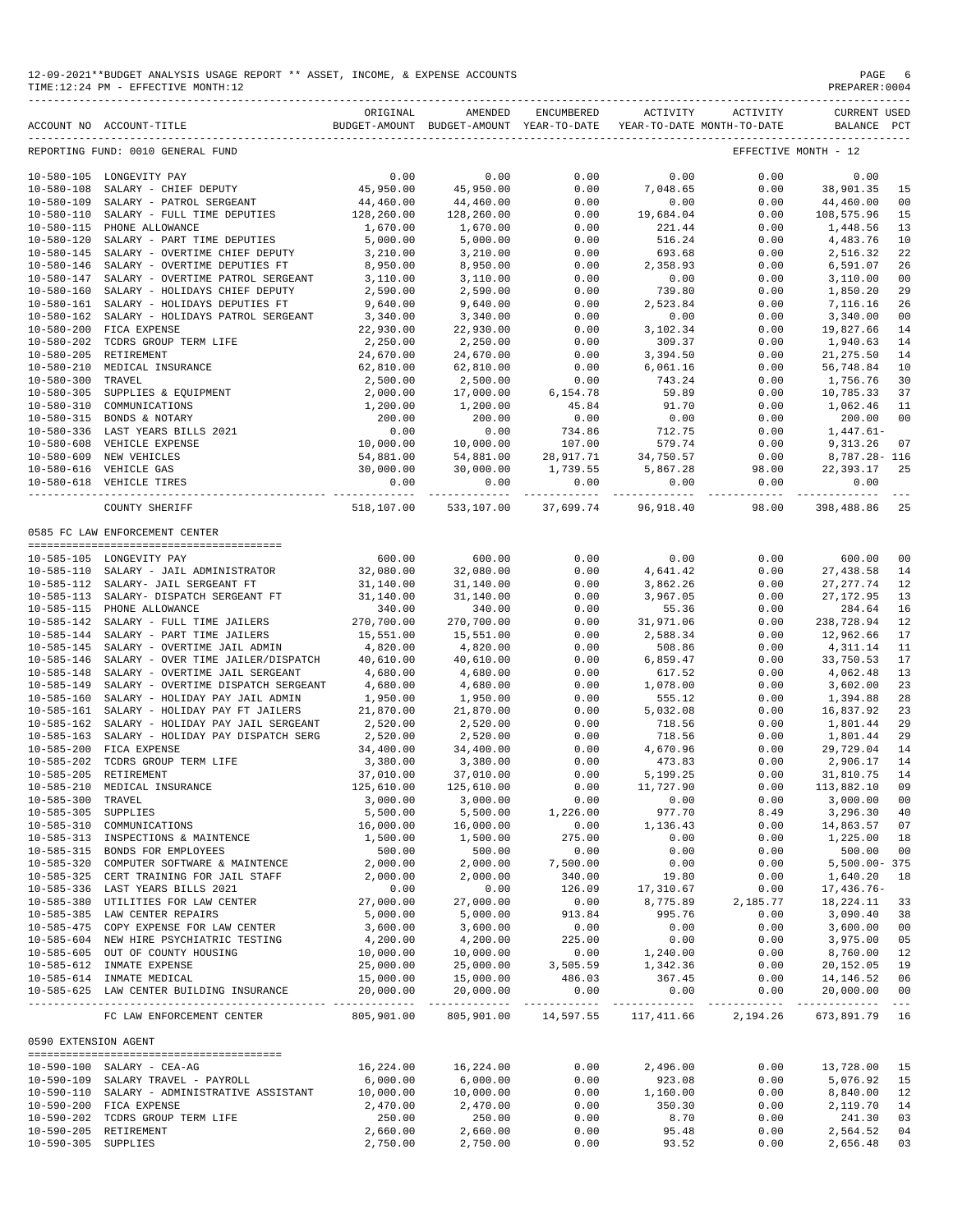12-09-2021**BUDGET ANALYSIS USAGE REPORT ** ASSET, INCOME, & EXPENSE ACCOUNTS
TIME:12:24 PM - EFFECTIVE MONTH:12
PREPARER:0004

REPORTING FUND: 0010 GENERAL FUND — EFFECTIVE MONTH - 12

| ACCOUNT NO | ACCOUNT-TITLE | ORIGINAL BUDGET-AMOUNT | AMENDED BUDGET-AMOUNT | ENCUMBERED YEAR-TO-DATE | ACTIVITY YEAR-TO-DATE | ACTIVITY MONTH-TO-DATE | CURRENT BALANCE | USED PCT |
|---|---|---|---|---|---|---|---|---|
| 10-580-105 | LONGEVITY PAY | 0.00 | 0.00 | 0.00 | 0.00 | 0.00 | 0.00 | |
| 10-580-108 | SALARY - CHIEF DEPUTY | 45,950.00 | 45,950.00 | 0.00 | 7,048.65 | 0.00 | 38,901.35 | 15 |
| 10-580-109 | SALARY - PATROL SERGEANT | 44,460.00 | 44,460.00 | 0.00 | 0.00 | 0.00 | 44,460.00 | 00 |
| 10-580-110 | SALARY - FULL TIME DEPUTIES | 128,260.00 | 128,260.00 | 0.00 | 19,684.04 | 0.00 | 108,575.96 | 15 |
| 10-580-115 | PHONE ALLOWANCE | 1,670.00 | 1,670.00 | 0.00 | 221.44 | 0.00 | 1,448.56 | 13 |
| 10-580-120 | SALARY - PART TIME DEPUTIES | 5,000.00 | 5,000.00 | 0.00 | 516.24 | 0.00 | 4,483.76 | 10 |
| 10-580-145 | SALARY - OVERTIME CHIEF DEPUTY | 3,210.00 | 3,210.00 | 0.00 | 693.68 | 0.00 | 2,516.32 | 22 |
| 10-580-146 | SALARY - OVERTIME DEPUTIES FT | 8,950.00 | 8,950.00 | 0.00 | 2,358.93 | 0.00 | 6,591.07 | 26 |
| 10-580-147 | SALARY - OVERTIME PATROL SERGEANT | 3,110.00 | 3,110.00 | 0.00 | 0.00 | 0.00 | 3,110.00 | 00 |
| 10-580-160 | SALARY - HOLIDAYS CHIEF DEPUTY | 2,590.00 | 2,590.00 | 0.00 | 739.80 | 0.00 | 1,850.20 | 29 |
| 10-580-161 | SALARY - HOLIDAYS DEPUTIES FT | 9,640.00 | 9,640.00 | 0.00 | 2,523.84 | 0.00 | 7,116.16 | 26 |
| 10-580-162 | SALARY - HOLIDAYS PATROL SERGEANT | 3,340.00 | 3,340.00 | 0.00 | 0.00 | 0.00 | 3,340.00 | 00 |
| 10-580-200 | FICA EXPENSE | 22,930.00 | 22,930.00 | 0.00 | 3,102.34 | 0.00 | 19,827.66 | 14 |
| 10-580-202 | TCDRS GROUP TERM LIFE | 2,250.00 | 2,250.00 | 0.00 | 309.37 | 0.00 | 1,940.63 | 14 |
| 10-580-205 | RETIREMENT | 24,670.00 | 24,670.00 | 0.00 | 3,394.50 | 0.00 | 21,275.50 | 14 |
| 10-580-210 | MEDICAL INSURANCE | 62,810.00 | 62,810.00 | 0.00 | 6,061.16 | 0.00 | 56,748.84 | 10 |
| 10-580-300 | TRAVEL | 2,500.00 | 2,500.00 | 0.00 | 743.24 | 0.00 | 1,756.76 | 30 |
| 10-580-305 | SUPPLIES & EQUIPMENT | 2,000.00 | 17,000.00 | 6,154.78 | 59.89 | 0.00 | 10,785.33 | 37 |
| 10-580-310 | COMMUNICATIONS | 1,200.00 | 1,200.00 | 45.84 | 91.70 | 0.00 | 1,062.46 | 11 |
| 10-580-315 | BONDS & NOTARY | 200.00 | 200.00 | 0.00 | 0.00 | 0.00 | 200.00 | 00 |
| 10-580-336 | LAST YEARS BILLS 2021 | 0.00 | 0.00 | 734.86 | 712.75 | 0.00 | 1,447.61- | |
| 10-580-608 | VEHICLE EXPENSE | 10,000.00 | 10,000.00 | 107.00 | 579.74 | 0.00 | 9,313.26 | 07 |
| 10-580-609 | NEW VEHICLES | 54,881.00 | 54,881.00 | 28,917.71 | 34,750.57 | 0.00 | 8,787.28- | 116 |
| 10-580-616 | VEHICLE GAS | 30,000.00 | 30,000.00 | 1,739.55 | 5,867.28 | 98.00 | 22,393.17 | 25 |
| 10-580-618 | VEHICLE TIRES | 0.00 | 0.00 | 0.00 | 0.00 | 0.00 | 0.00 | |
| | COUNTY SHERIFF | 518,107.00 | 533,107.00 | 37,699.74 | 96,918.40 | 98.00 | 398,488.86 | 25 |

0585 FC LAW ENFORCEMENT CENTER

| ACCOUNT NO | ACCOUNT-TITLE | ORIGINAL BUDGET-AMOUNT | AMENDED BUDGET-AMOUNT | ENCUMBERED YEAR-TO-DATE | ACTIVITY YEAR-TO-DATE | ACTIVITY MONTH-TO-DATE | CURRENT BALANCE | USED PCT |
|---|---|---|---|---|---|---|---|---|
| 10-585-105 | LONGEVITY PAY | 600.00 | 600.00 | 0.00 | 0.00 | 0.00 | 600.00 | 00 |
| 10-585-110 | SALARY - JAIL ADMINISTRATOR | 32,080.00 | 32,080.00 | 0.00 | 4,641.42 | 0.00 | 27,438.58 | 14 |
| 10-585-112 | SALARY- JAIL SERGEANT FT | 31,140.00 | 31,140.00 | 0.00 | 3,862.26 | 0.00 | 27,277.74 | 12 |
| 10-585-113 | SALARY- DISPATCH SERGEANT FT | 31,140.00 | 31,140.00 | 0.00 | 3,967.05 | 0.00 | 27,172.95 | 13 |
| 10-585-115 | PHONE ALLOWANCE | 340.00 | 340.00 | 0.00 | 55.36 | 0.00 | 284.64 | 16 |
| 10-585-142 | SALARY - FULL TIME JAILERS | 270,700.00 | 270,700.00 | 0.00 | 31,971.06 | 0.00 | 238,728.94 | 12 |
| 10-585-144 | SALARY - PART TIME JAILERS | 15,551.00 | 15,551.00 | 0.00 | 2,588.34 | 0.00 | 12,962.66 | 17 |
| 10-585-145 | SALARY - OVERTIME JAIL ADMIN | 4,820.00 | 4,820.00 | 0.00 | 508.86 | 0.00 | 4,311.14 | 11 |
| 10-585-146 | SALARY - OVER TIME JAILER/DISPATCH | 40,610.00 | 40,610.00 | 0.00 | 6,859.47 | 0.00 | 33,750.53 | 17 |
| 10-585-148 | SALARY - OVERTIME JAIL SERGEANT | 4,680.00 | 4,680.00 | 0.00 | 617.52 | 0.00 | 4,062.48 | 13 |
| 10-585-149 | SALARY - OVERTIME DISPATCH SERGEANT | 4,680.00 | 4,680.00 | 0.00 | 1,078.00 | 0.00 | 3,602.00 | 23 |
| 10-585-160 | SALARY - HOLIDAY PAY JAIL ADMIN | 1,950.00 | 1,950.00 | 0.00 | 555.12 | 0.00 | 1,394.88 | 28 |
| 10-585-161 | SALARY - HOLIDAY PAY FT JAILERS | 21,870.00 | 21,870.00 | 0.00 | 5,032.08 | 0.00 | 16,837.92 | 23 |
| 10-585-162 | SALARY - HOLIDAY PAY JAIL SERGEANT | 2,520.00 | 2,520.00 | 0.00 | 718.56 | 0.00 | 1,801.44 | 29 |
| 10-585-163 | SALARY - HOLIDAY PAY DISPATCH SERG | 2,520.00 | 2,520.00 | 0.00 | 718.56 | 0.00 | 1,801.44 | 29 |
| 10-585-200 | FICA EXPENSE | 34,400.00 | 34,400.00 | 0.00 | 4,670.96 | 0.00 | 29,729.04 | 14 |
| 10-585-202 | TCDRS GROUP TERM LIFE | 3,380.00 | 3,380.00 | 0.00 | 473.83 | 0.00 | 2,906.17 | 14 |
| 10-585-205 | RETIREMENT | 37,010.00 | 37,010.00 | 0.00 | 5,199.25 | 0.00 | 31,810.75 | 14 |
| 10-585-210 | MEDICAL INSURANCE | 125,610.00 | 125,610.00 | 0.00 | 11,727.90 | 0.00 | 113,882.10 | 09 |
| 10-585-300 | TRAVEL | 3,000.00 | 3,000.00 | 0.00 | 0.00 | 0.00 | 3,000.00 | 00 |
| 10-585-305 | SUPPLIES | 5,500.00 | 5,500.00 | 1,226.00 | 977.70 | 8.49 | 3,296.30 | 40 |
| 10-585-310 | COMMUNICATIONS | 16,000.00 | 16,000.00 | 0.00 | 1,136.43 | 0.00 | 14,863.57 | 07 |
| 10-585-313 | INSPECTIONS & MAINTENCE | 1,500.00 | 1,500.00 | 275.00 | 0.00 | 0.00 | 1,225.00 | 18 |
| 10-585-315 | BONDS FOR EMPLOYEES | 500.00 | 500.00 | 0.00 | 0.00 | 0.00 | 500.00 | 00 |
| 10-585-320 | COMPUTER SOFTWARE & MAINTENCE | 2,000.00 | 2,000.00 | 7,500.00 | 0.00 | 0.00 | 5,500.00- | 375 |
| 10-585-325 | CERT TRAINING FOR JAIL STAFF | 2,000.00 | 2,000.00 | 340.00 | 19.80 | 0.00 | 1,640.20 | 18 |
| 10-585-336 | LAST YEARS BILLS 2021 | 0.00 | 0.00 | 126.09 | 17,310.67 | 0.00 | 17,436.76- | |
| 10-585-380 | UTILITIES FOR LAW CENTER | 27,000.00 | 27,000.00 | 0.00 | 8,775.89 | 2,185.77 | 18,224.11 | 33 |
| 10-585-385 | LAW CENTER REPAIRS | 5,000.00 | 5,000.00 | 913.84 | 995.76 | 0.00 | 3,090.40 | 38 |
| 10-585-475 | COPY EXPENSE FOR LAW CENTER | 3,600.00 | 3,600.00 | 0.00 | 0.00 | 0.00 | 3,600.00 | 00 |
| 10-585-604 | NEW HIRE PSYCHIATRIC TESTING | 4,200.00 | 4,200.00 | 225.00 | 0.00 | 0.00 | 3,975.00 | 05 |
| 10-585-605 | OUT OF COUNTY HOUSING | 10,000.00 | 10,000.00 | 0.00 | 1,240.00 | 0.00 | 8,760.00 | 12 |
| 10-585-612 | INMATE EXPENSE | 25,000.00 | 25,000.00 | 3,505.59 | 1,342.36 | 0.00 | 20,152.05 | 19 |
| 10-585-614 | INMATE MEDICAL | 15,000.00 | 15,000.00 | 486.03 | 367.45 | 0.00 | 14,146.52 | 06 |
| 10-585-625 | LAW CENTER BUILDING INSURANCE | 20,000.00 | 20,000.00 | 0.00 | 0.00 | 0.00 | 20,000.00 | 00 |
| | FC LAW ENFORCEMENT CENTER | 805,901.00 | 805,901.00 | 14,597.55 | 117,411.66 | 2,194.26 | 673,891.79 | 16 |

0590 EXTENSION AGENT

| ACCOUNT NO | ACCOUNT-TITLE | ORIGINAL BUDGET-AMOUNT | AMENDED BUDGET-AMOUNT | ENCUMBERED YEAR-TO-DATE | ACTIVITY YEAR-TO-DATE | ACTIVITY MONTH-TO-DATE | CURRENT BALANCE | USED PCT |
|---|---|---|---|---|---|---|---|---|
| 10-590-100 | SALARY - CEA-AG | 16,224.00 | 16,224.00 | 0.00 | 2,496.00 | 0.00 | 13,728.00 | 15 |
| 10-590-109 | SALARY TRAVEL - PAYROLL | 6,000.00 | 6,000.00 | 0.00 | 923.08 | 0.00 | 5,076.92 | 15 |
| 10-590-110 | SALARY - ADMINISTRATIVE ASSISTANT | 10,000.00 | 10,000.00 | 0.00 | 1,160.00 | 0.00 | 8,840.00 | 12 |
| 10-590-200 | FICA EXPENSE | 2,470.00 | 2,470.00 | 0.00 | 350.30 | 0.00 | 2,119.70 | 14 |
| 10-590-202 | TCDRS GROUP TERM LIFE | 250.00 | 250.00 | 0.00 | 8.70 | 0.00 | 241.30 | 03 |
| 10-590-205 | RETIREMENT | 2,660.00 | 2,660.00 | 0.00 | 95.48 | 0.00 | 2,564.52 | 04 |
| 10-590-305 | SUPPLIES | 2,750.00 | 2,750.00 | 0.00 | 93.52 | 0.00 | 2,656.48 | 03 |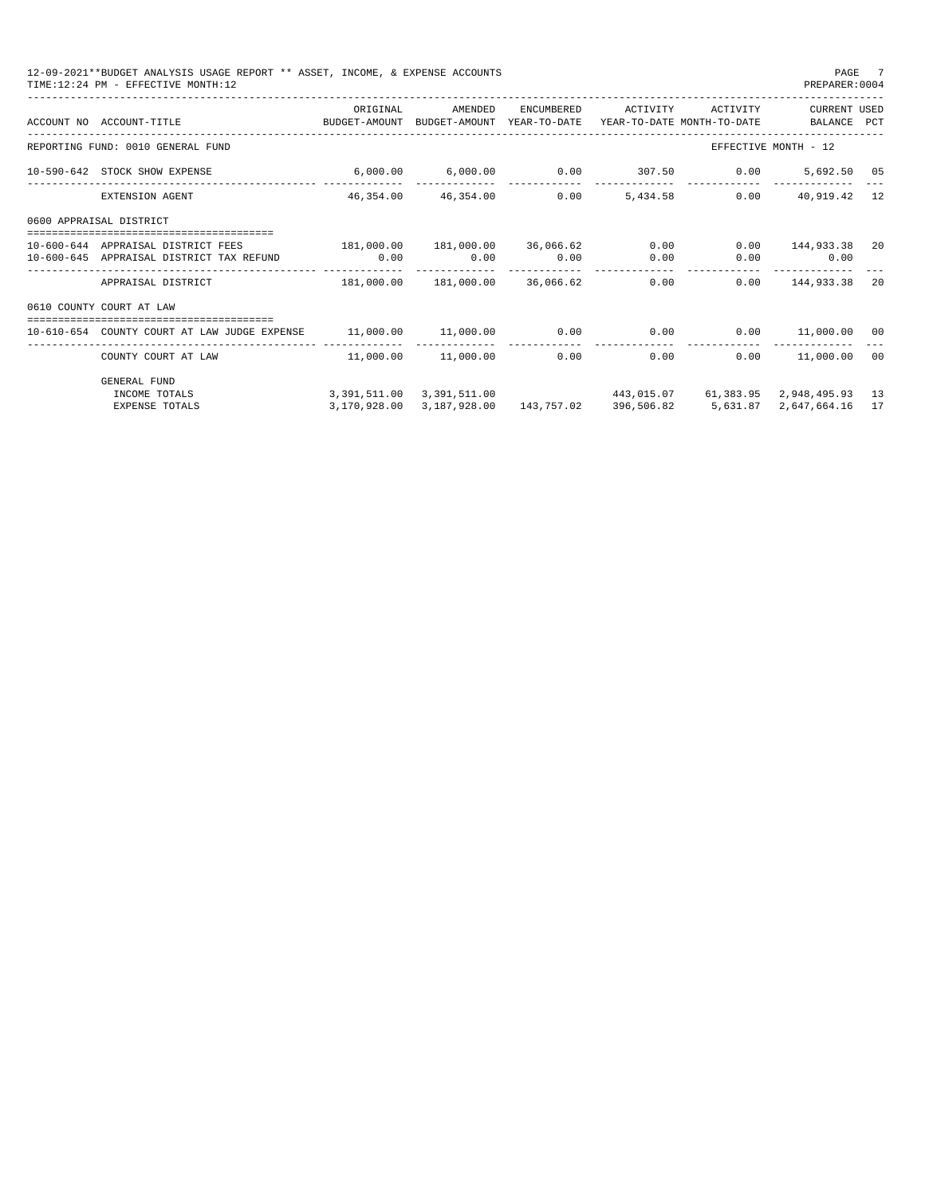12-09-2021**BUDGET ANALYSIS USAGE REPORT ** ASSET, INCOME, & EXPENSE ACCOUNTS
TIME:12:24 PM - EFFECTIVE MONTH:12
PREPARER:0004

| ACCOUNT NO | ACCOUNT-TITLE | ORIGINAL BUDGET-AMOUNT | AMENDED BUDGET-AMOUNT | ENCUMBERED YEAR-TO-DATE | ACTIVITY YEAR-TO-DATE | ACTIVITY MONTH-TO-DATE | CURRENT BALANCE | USED PCT |
|---|---|---|---|---|---|---|---|---|
| REPORTING FUND: 0010 GENERAL FUND | | | | | | EFFECTIVE MONTH - 12 | | |
| 10-590-642 | STOCK SHOW EXPENSE | 6,000.00 | 6,000.00 | 0.00 | 307.50 | 0.00 | 5,692.50 | 05 |
| | EXTENSION AGENT | 46,354.00 | 46,354.00 | 0.00 | 5,434.58 | 0.00 | 40,919.42 | 12 |
| 0600 APPRAISAL DISTRICT | | | | | | | | |
| 10-600-644 | APPRAISAL DISTRICT FEES | 181,000.00 | 181,000.00 | 36,066.62 | 0.00 | 0.00 | 144,933.38 | 20 |
| 10-600-645 | APPRAISAL DISTRICT TAX REFUND | 0.00 | 0.00 | 0.00 | 0.00 | 0.00 | 0.00 | |
| | APPRAISAL DISTRICT | 181,000.00 | 181,000.00 | 36,066.62 | 0.00 | 0.00 | 144,933.38 | 20 |
| 0610 COUNTY COURT AT LAW | | | | | | | | |
| 10-610-654 | COUNTY COURT AT LAW JUDGE EXPENSE | 11,000.00 | 11,000.00 | 0.00 | 0.00 | 0.00 | 11,000.00 | 00 |
| | COUNTY COURT AT LAW | 11,000.00 | 11,000.00 | 0.00 | 0.00 | 0.00 | 11,000.00 | 00 |
| | GENERAL FUND | | | | | | | |
| | INCOME TOTALS | 3,391,511.00 | 3,391,511.00 | | 443,015.07 | 61,383.95 | 2,948,495.93 | 13 |
| | EXPENSE TOTALS | 3,170,928.00 | 3,187,928.00 | 143,757.02 | 396,506.82 | 5,631.87 | 2,647,664.16 | 17 |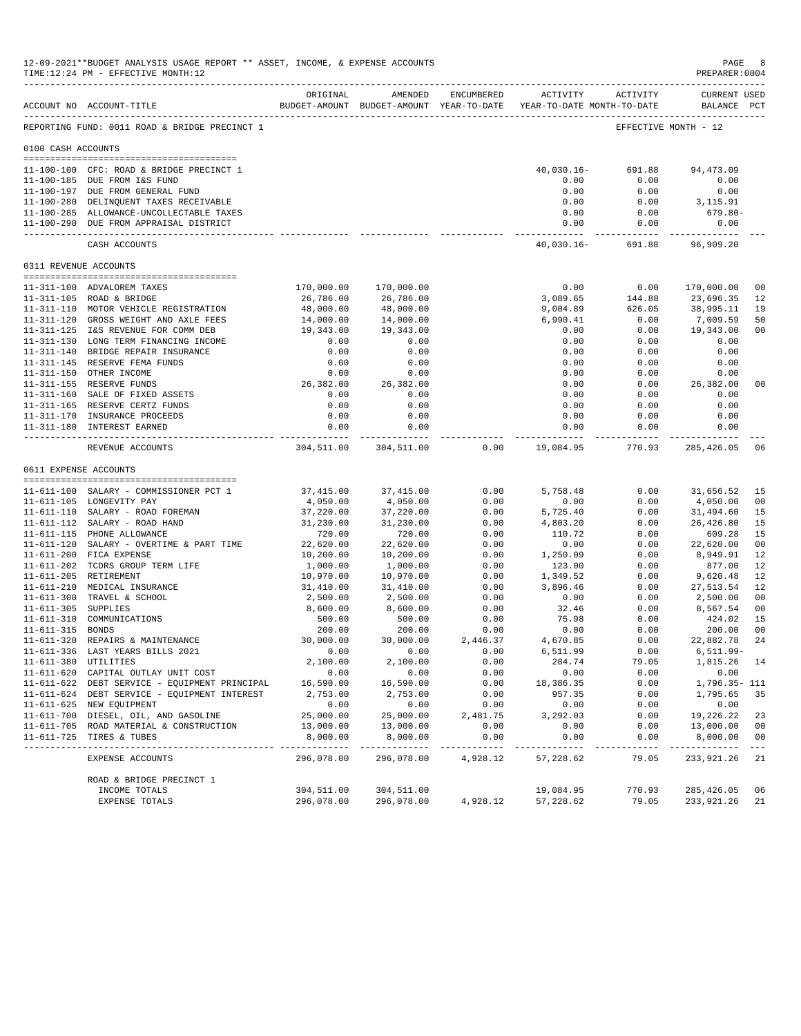12-09-2021**BUDGET ANALYSIS USAGE REPORT ** ASSET, INCOME, & EXPENSE ACCOUNTS
TIME:12:24 PM - EFFECTIVE MONTH:12
PREPARER:0004

REPORTING FUND: 0011 ROAD & BRIDGE PRECINCT 1 — EFFECTIVE MONTH - 12

| ACCOUNT NO | ACCOUNT-TITLE | ORIGINAL BUDGET-AMOUNT | AMENDED BUDGET-AMOUNT | ENCUMBERED YEAR-TO-DATE | ACTIVITY YEAR-TO-DATE | ACTIVITY MONTH-TO-DATE | CURRENT BALANCE | USED PCT |
|---|---|---|---|---|---|---|---|---|
| **0100 CASH ACCOUNTS** | | | | | | | | |
| 11-100-100 | CFC: ROAD & BRIDGE PRECINCT 1 | | | | 40,030.16- | 691.88 | 94,473.09 | |
| 11-100-185 | DUE FROM I&S FUND | | | | 0.00 | 0.00 | 0.00 | |
| 11-100-197 | DUE FROM GENERAL FUND | | | | 0.00 | 0.00 | 0.00 | |
| 11-100-280 | DELINQUENT TAXES RECEIVABLE | | | | 0.00 | 0.00 | 3,115.91 | |
| 11-100-285 | ALLOWANCE-UNCOLLECTABLE TAXES | | | | 0.00 | 0.00 | 679.80- | |
| 11-100-290 | DUE FROM APPRAISAL DISTRICT | | | | 0.00 | 0.00 | 0.00 | |
| | CASH ACCOUNTS | | | | 40,030.16- | 691.88 | 96,909.20 | |
| **0311 REVENUE ACCOUNTS** | | | | | | | | |
| 11-311-100 | ADVALOREM TAXES | 170,000.00 | 170,000.00 | | 0.00 | 0.00 | 170,000.00 | 00 |
| 11-311-105 | ROAD & BRIDGE | 26,786.00 | 26,786.00 | | 3,089.65 | 144.88 | 23,696.35 | 12 |
| 11-311-110 | MOTOR VEHICLE REGISTRATION | 48,000.00 | 48,000.00 | | 9,004.89 | 626.05 | 38,995.11 | 19 |
| 11-311-120 | GROSS WEIGHT AND AXLE FEES | 14,000.00 | 14,000.00 | | 6,990.41 | 0.00 | 7,009.59 | 50 |
| 11-311-125 | I&S REVENUE FOR COMM DEB | 19,343.00 | 19,343.00 | | 0.00 | 0.00 | 19,343.00 | 00 |
| 11-311-130 | LONG TERM FINANCING INCOME | 0.00 | 0.00 | | 0.00 | 0.00 | 0.00 | |
| 11-311-140 | BRIDGE REPAIR INSURANCE | 0.00 | 0.00 | | 0.00 | 0.00 | 0.00 | |
| 11-311-145 | RESERVE FEMA FUNDS | 0.00 | 0.00 | | 0.00 | 0.00 | 0.00 | |
| 11-311-150 | OTHER INCOME | 0.00 | 0.00 | | 0.00 | 0.00 | 0.00 | |
| 11-311-155 | RESERVE FUNDS | 26,382.00 | 26,382.00 | | 0.00 | 0.00 | 26,382.00 | 00 |
| 11-311-160 | SALE OF FIXED ASSETS | 0.00 | 0.00 | | 0.00 | 0.00 | 0.00 | |
| 11-311-165 | RESERVE CERTZ FUNDS | 0.00 | 0.00 | | 0.00 | 0.00 | 0.00 | |
| 11-311-170 | INSURANCE PROCEEDS | 0.00 | 0.00 | | 0.00 | 0.00 | 0.00 | |
| 11-311-180 | INTEREST EARNED | 0.00 | 0.00 | | 0.00 | 0.00 | 0.00 | |
| | REVENUE ACCOUNTS | 304,511.00 | 304,511.00 | 0.00 | 19,084.95 | 770.93 | 285,426.05 | 06 |
| **0611 EXPENSE ACCOUNTS** | | | | | | | | |
| 11-611-100 | SALARY - COMMISSIONER PCT 1 | 37,415.00 | 37,415.00 | 0.00 | 5,758.48 | 0.00 | 31,656.52 | 15 |
| 11-611-105 | LONGEVITY PAY | 4,050.00 | 4,050.00 | 0.00 | 0.00 | 0.00 | 4,050.00 | 00 |
| 11-611-110 | SALARY - ROAD FOREMAN | 37,220.00 | 37,220.00 | 0.00 | 5,725.40 | 0.00 | 31,494.60 | 15 |
| 11-611-112 | SALARY - ROAD HAND | 31,230.00 | 31,230.00 | 0.00 | 4,803.20 | 0.00 | 26,426.80 | 15 |
| 11-611-115 | PHONE ALLOWANCE | 720.00 | 720.00 | 0.00 | 110.72 | 0.00 | 609.28 | 15 |
| 11-611-120 | SALARY - OVERTIME & PART TIME | 22,620.00 | 22,620.00 | 0.00 | 0.00 | 0.00 | 22,620.00 | 00 |
| 11-611-200 | FICA EXPENSE | 10,200.00 | 10,200.00 | 0.00 | 1,250.09 | 0.00 | 8,949.91 | 12 |
| 11-611-202 | TCDRS GROUP TERM LIFE | 1,000.00 | 1,000.00 | 0.00 | 123.00 | 0.00 | 877.00 | 12 |
| 11-611-205 | RETIREMENT | 10,970.00 | 10,970.00 | 0.00 | 1,349.52 | 0.00 | 9,620.48 | 12 |
| 11-611-210 | MEDICAL INSURANCE | 31,410.00 | 31,410.00 | 0.00 | 3,896.46 | 0.00 | 27,513.54 | 12 |
| 11-611-300 | TRAVEL & SCHOOL | 2,500.00 | 2,500.00 | 0.00 | 0.00 | 0.00 | 2,500.00 | 00 |
| 11-611-305 | SUPPLIES | 8,600.00 | 8,600.00 | 0.00 | 32.46 | 0.00 | 8,567.54 | 00 |
| 11-611-310 | COMMUNICATIONS | 500.00 | 500.00 | 0.00 | 75.98 | 0.00 | 424.02 | 15 |
| 11-611-315 | BONDS | 200.00 | 200.00 | 0.00 | 0.00 | 0.00 | 200.00 | 00 |
| 11-611-320 | REPAIRS & MAINTENANCE | 30,000.00 | 30,000.00 | 2,446.37 | 4,670.85 | 0.00 | 22,882.78 | 24 |
| 11-611-336 | LAST YEARS BILLS 2021 | 0.00 | 0.00 | 0.00 | 6,511.99 | 0.00 | 6,511.99- | |
| 11-611-380 | UTILITIES | 2,100.00 | 2,100.00 | 0.00 | 284.74 | 79.05 | 1,815.26 | 14 |
| 11-611-620 | CAPITAL OUTLAY UNIT COST | 0.00 | 0.00 | 0.00 | 0.00 | 0.00 | 0.00 | |
| 11-611-622 | DEBT SERVICE - EQUIPMENT PRINCIPAL | 16,590.00 | 16,590.00 | 0.00 | 18,386.35 | 0.00 | 1,796.35- | 111 |
| 11-611-624 | DEBT SERVICE - EQUIPMENT INTEREST | 2,753.00 | 2,753.00 | 0.00 | 957.35 | 0.00 | 1,795.65 | 35 |
| 11-611-625 | NEW EQUIPMENT | 0.00 | 0.00 | 0.00 | 0.00 | 0.00 | 0.00 | |
| 11-611-700 | DIESEL, OIL, AND GASOLINE | 25,000.00 | 25,000.00 | 2,481.75 | 3,292.03 | 0.00 | 19,226.22 | 23 |
| 11-611-705 | ROAD MATERIAL & CONSTRUCTION | 13,000.00 | 13,000.00 | 0.00 | 0.00 | 0.00 | 13,000.00 | 00 |
| 11-611-725 | TIRES & TUBES | 8,000.00 | 8,000.00 | 0.00 | 0.00 | 0.00 | 8,000.00 | 00 |
| | EXPENSE ACCOUNTS | 296,078.00 | 296,078.00 | 4,928.12 | 57,228.62 | 79.05 | 233,921.26 | 21 |
| | ROAD & BRIDGE PRECINCT 1 | | | | | | | |
| | INCOME TOTALS | 304,511.00 | 304,511.00 | | 19,084.95 | 770.93 | 285,426.05 | 06 |
| | EXPENSE TOTALS | 296,078.00 | 296,078.00 | 4,928.12 | 57,228.62 | 79.05 | 233,921.26 | 21 |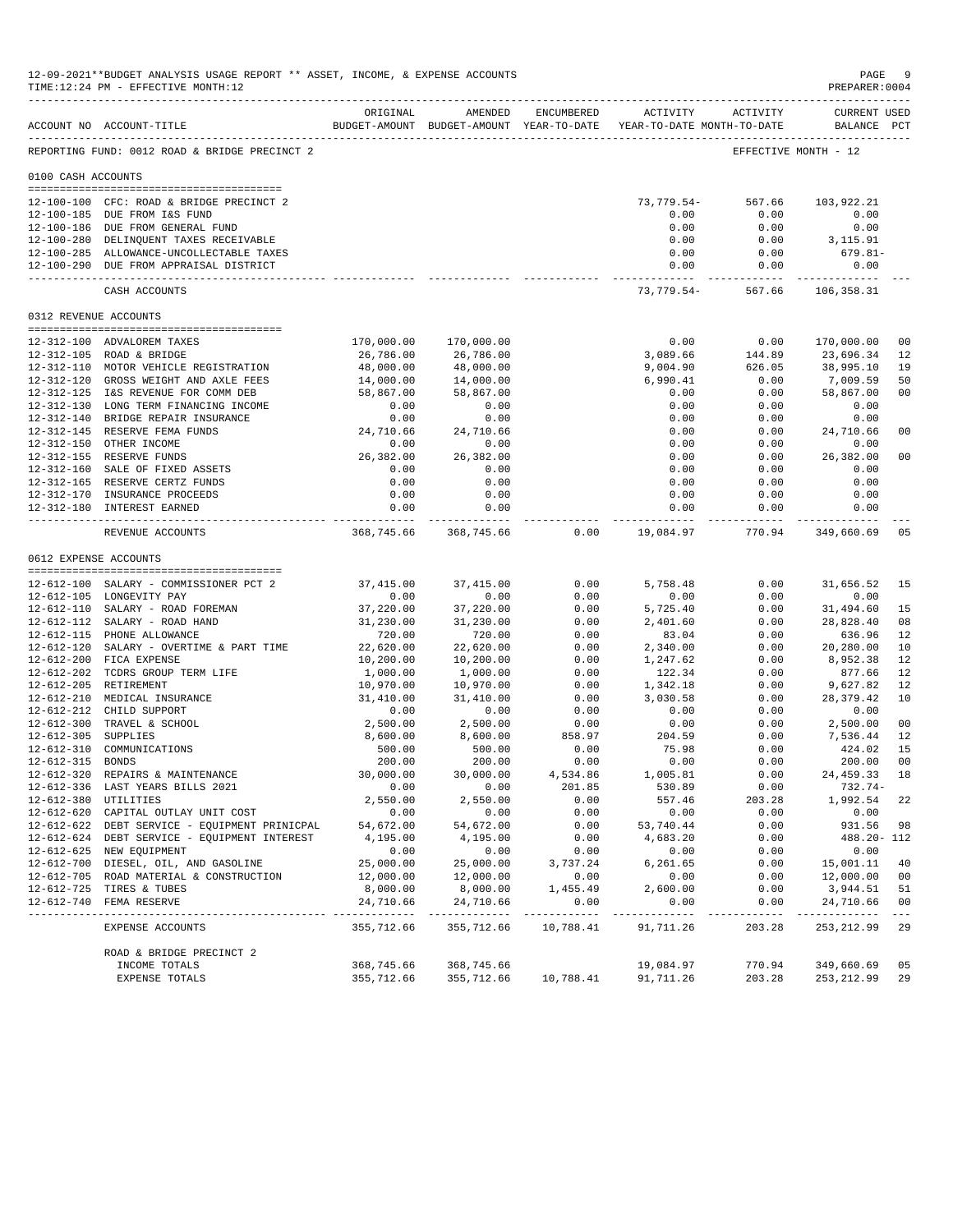12-09-2021**BUDGET ANALYSIS USAGE REPORT ** ASSET, INCOME, & EXPENSE ACCOUNTS
TIME:12:24 PM - EFFECTIVE MONTH:12
PREPARER:0004

| ACCOUNT NO | ACCOUNT-TITLE | ORIGINAL BUDGET-AMOUNT | AMENDED BUDGET-AMOUNT | ENCUMBERED YEAR-TO-DATE | ACTIVITY YEAR-TO-DATE | ACTIVITY MONTH-TO-DATE | CURRENT BALANCE | USED PCT |
|---|---|---|---|---|---|---|---|---|
| REPORTING FUND: 0012 ROAD & BRIDGE PRECINCT 2 | | | | | | EFFECTIVE MONTH - 12 | | |
| 0100 CASH ACCOUNTS | | | | | | | | |
| 12-100-100 | CFC: ROAD & BRIDGE PRECINCT 2 | | | | 73,779.54- | 567.66 | 103,922.21 | |
| 12-100-185 | DUE FROM I&S FUND | | | | 0.00 | 0.00 | 0.00 | |
| 12-100-186 | DUE FROM GENERAL FUND | | | | 0.00 | 0.00 | 0.00 | |
| 12-100-280 | DELINQUENT TAXES RECEIVABLE | | | | 0.00 | 0.00 | 3,115.91 | |
| 12-100-285 | ALLOWANCE-UNCOLLECTABLE TAXES | | | | 0.00 | 0.00 | 679.81- | |
| 12-100-290 | DUE FROM APPRAISAL DISTRICT | | | | 0.00 | 0.00 | 0.00 | |
| | CASH ACCOUNTS | | | | 73,779.54- | 567.66 | 106,358.31 | |
| 0312 REVENUE ACCOUNTS | | | | | | | | |
| 12-312-100 | ADVALOREM TAXES | 170,000.00 | 170,000.00 | | 0.00 | 0.00 | 170,000.00 | 00 |
| 12-312-105 | ROAD & BRIDGE | 26,786.00 | 26,786.00 | | 3,089.66 | 144.89 | 23,696.34 | 12 |
| 12-312-110 | MOTOR VEHICLE REGISTRATION | 48,000.00 | 48,000.00 | | 9,004.90 | 626.05 | 38,995.10 | 19 |
| 12-312-120 | GROSS WEIGHT AND AXLE FEES | 14,000.00 | 14,000.00 | | 6,990.41 | 0.00 | 7,009.59 | 50 |
| 12-312-125 | I&S REVENUE FOR COMM DEB | 58,867.00 | 58,867.00 | | 0.00 | 0.00 | 58,867.00 | 00 |
| 12-312-130 | LONG TERM FINANCING INCOME | 0.00 | 0.00 | | 0.00 | 0.00 | 0.00 | |
| 12-312-140 | BRIDGE REPAIR INSURANCE | 0.00 | 0.00 | | 0.00 | 0.00 | 0.00 | |
| 12-312-145 | RESERVE FEMA FUNDS | 24,710.66 | 24,710.66 | | 0.00 | 0.00 | 24,710.66 | 00 |
| 12-312-150 | OTHER INCOME | 0.00 | 0.00 | | 0.00 | 0.00 | 0.00 | |
| 12-312-155 | RESERVE FUNDS | 26,382.00 | 26,382.00 | | 0.00 | 0.00 | 26,382.00 | 00 |
| 12-312-160 | SALE OF FIXED ASSETS | 0.00 | 0.00 | | 0.00 | 0.00 | 0.00 | |
| 12-312-165 | RESERVE CERTZ FUNDS | 0.00 | 0.00 | | 0.00 | 0.00 | 0.00 | |
| 12-312-170 | INSURANCE PROCEEDS | 0.00 | 0.00 | | 0.00 | 0.00 | 0.00 | |
| 12-312-180 | INTEREST EARNED | 0.00 | 0.00 | | 0.00 | 0.00 | 0.00 | |
| | REVENUE ACCOUNTS | 368,745.66 | 368,745.66 | 0.00 | 19,084.97 | 770.94 | 349,660.69 | 05 |
| 0612 EXPENSE ACCOUNTS | | | | | | | | |
| 12-612-100 | SALARY - COMMISSIONER PCT 2 | 37,415.00 | 37,415.00 | 0.00 | 5,758.48 | 0.00 | 31,656.52 | 15 |
| 12-612-105 | LONGEVITY PAY | 0.00 | 0.00 | 0.00 | 0.00 | 0.00 | 0.00 | |
| 12-612-110 | SALARY - ROAD FOREMAN | 37,220.00 | 37,220.00 | 0.00 | 5,725.40 | 0.00 | 31,494.60 | 15 |
| 12-612-112 | SALARY - ROAD HAND | 31,230.00 | 31,230.00 | 0.00 | 2,401.60 | 0.00 | 28,828.40 | 08 |
| 12-612-115 | PHONE ALLOWANCE | 720.00 | 720.00 | 0.00 | 83.04 | 0.00 | 636.96 | 12 |
| 12-612-120 | SALARY - OVERTIME & PART TIME | 22,620.00 | 22,620.00 | 0.00 | 2,340.00 | 0.00 | 20,280.00 | 10 |
| 12-612-200 | FICA EXPENSE | 10,200.00 | 10,200.00 | 0.00 | 1,247.62 | 0.00 | 8,952.38 | 12 |
| 12-612-202 | TCDRS GROUP TERM LIFE | 1,000.00 | 1,000.00 | 0.00 | 122.34 | 0.00 | 877.66 | 12 |
| 12-612-205 | RETIREMENT | 10,970.00 | 10,970.00 | 0.00 | 1,342.18 | 0.00 | 9,627.82 | 12 |
| 12-612-210 | MEDICAL INSURANCE | 31,410.00 | 31,410.00 | 0.00 | 3,030.58 | 0.00 | 28,379.42 | 10 |
| 12-612-212 | CHILD SUPPORT | 0.00 | 0.00 | 0.00 | 0.00 | 0.00 | 0.00 | |
| 12-612-300 | TRAVEL & SCHOOL | 2,500.00 | 2,500.00 | 0.00 | 0.00 | 0.00 | 2,500.00 | 00 |
| 12-612-305 | SUPPLIES | 8,600.00 | 8,600.00 | 858.97 | 204.59 | 0.00 | 7,536.44 | 12 |
| 12-612-310 | COMMUNICATIONS | 500.00 | 500.00 | 0.00 | 75.98 | 0.00 | 424.02 | 15 |
| 12-612-315 | BONDS | 200.00 | 200.00 | 0.00 | 0.00 | 0.00 | 200.00 | 00 |
| 12-612-320 | REPAIRS & MAINTENANCE | 30,000.00 | 30,000.00 | 4,534.86 | 1,005.81 | 0.00 | 24,459.33 | 18 |
| 12-612-336 | LAST YEARS BILLS 2021 | 0.00 | 0.00 | 201.85 | 530.89 | 0.00 | 732.74- | |
| 12-612-380 | UTILITIES | 2,550.00 | 2,550.00 | 0.00 | 557.46 | 203.28 | 1,992.54 | 22 |
| 12-612-620 | CAPITAL OUTLAY UNIT COST | 0.00 | 0.00 | 0.00 | 0.00 | 0.00 | 0.00 | |
| 12-612-622 | DEBT SERVICE - EQUIPMENT PRINICPAL | 54,672.00 | 54,672.00 | 0.00 | 53,740.44 | 0.00 | 931.56 | 98 |
| 12-612-624 | DEBT SERVICE - EQUIPMENT INTEREST | 4,195.00 | 4,195.00 | 0.00 | 4,683.20 | 0.00 | 488.20- | 112 |
| 12-612-625 | NEW EQUIPMENT | 0.00 | 0.00 | 0.00 | 0.00 | 0.00 | 0.00 | |
| 12-612-700 | DIESEL, OIL, AND GASOLINE | 25,000.00 | 25,000.00 | 3,737.24 | 6,261.65 | 0.00 | 15,001.11 | 40 |
| 12-612-705 | ROAD MATERIAL & CONSTRUCTION | 12,000.00 | 12,000.00 | 0.00 | 0.00 | 0.00 | 12,000.00 | 00 |
| 12-612-725 | TIRES & TUBES | 8,000.00 | 8,000.00 | 1,455.49 | 2,600.00 | 0.00 | 3,944.51 | 51 |
| 12-612-740 | FEMA RESERVE | 24,710.66 | 24,710.66 | 0.00 | 0.00 | 0.00 | 24,710.66 | 00 |
| | EXPENSE ACCOUNTS | 355,712.66 | 355,712.66 | 10,788.41 | 91,711.26 | 203.28 | 253,212.99 | 29 |
| | ROAD & BRIDGE PRECINCT 2 | | | | | | | |
| | INCOME TOTALS | 368,745.66 | 368,745.66 | | 19,084.97 | 770.94 | 349,660.69 | 05 |
| | EXPENSE TOTALS | 355,712.66 | 355,712.66 | 10,788.41 | 91,711.26 | 203.28 | 253,212.99 | 29 |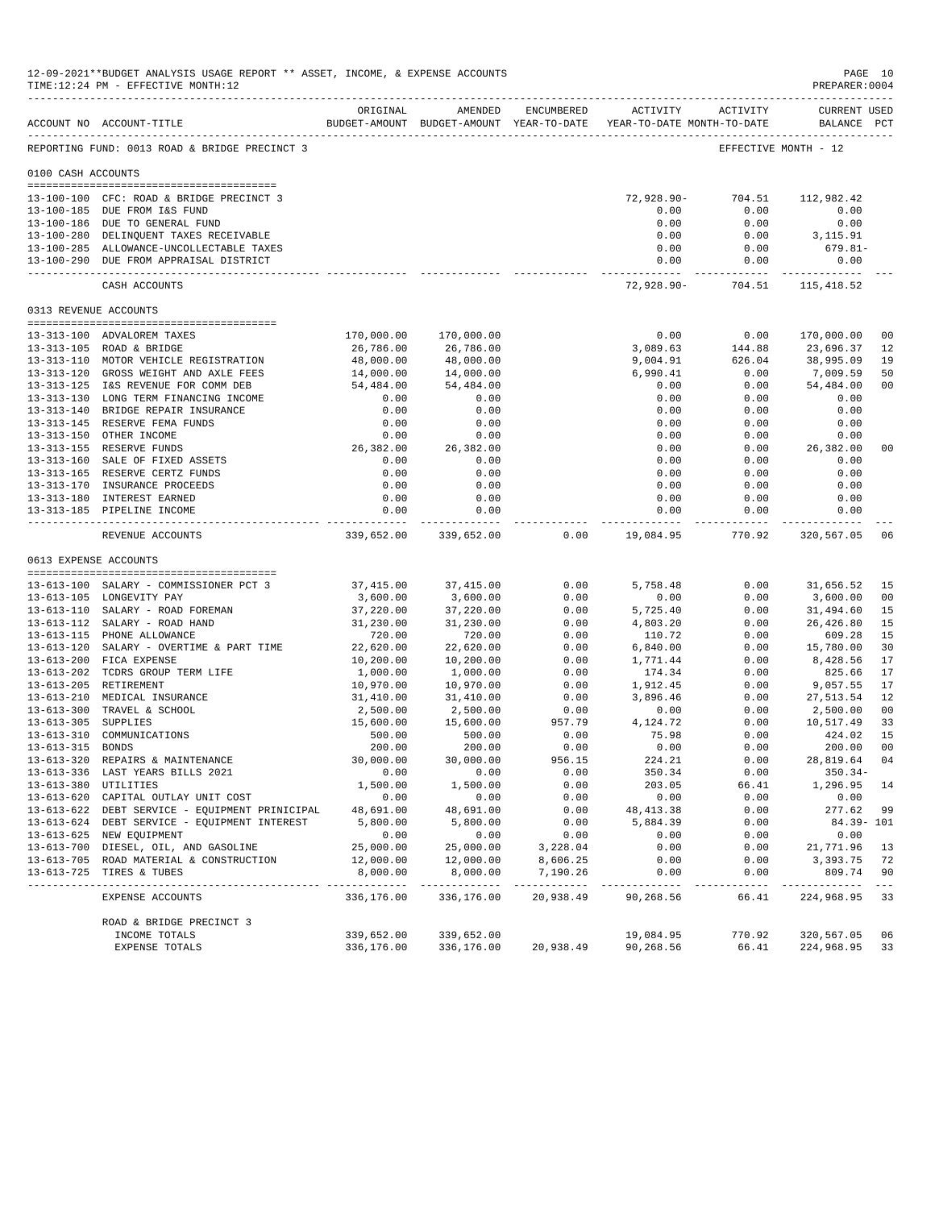12-09-2021**BUDGET ANALYSIS USAGE REPORT ** ASSET, INCOME, & EXPENSE ACCOUNTS
TIME:12:24 PM - EFFECTIVE MONTH:12
PREPARER:0004

REPORTING FUND: 0013 ROAD & BRIDGE PRECINCT 3 — EFFECTIVE MONTH - 12

| ACCOUNT NO | ACCOUNT-TITLE | ORIGINAL BUDGET-AMOUNT | AMENDED BUDGET-AMOUNT | ENCUMBERED YEAR-TO-DATE | ACTIVITY YEAR-TO-DATE | ACTIVITY MONTH-TO-DATE | CURRENT BALANCE | USED PCT |
|---|---|---|---|---|---|---|---|---|
| **0100 CASH ACCOUNTS** | | | | | | | | |
| 13-100-100 | CFC: ROAD & BRIDGE PRECINCT 3 | | | | 72,928.90- | 704.51 | 112,982.42 | |
| 13-100-185 | DUE FROM I&S FUND | | | | 0.00 | 0.00 | 0.00 | |
| 13-100-186 | DUE TO GENERAL FUND | | | | 0.00 | 0.00 | 0.00 | |
| 13-100-280 | DELINQUENT TAXES RECEIVABLE | | | | 0.00 | 0.00 | 3,115.91 | |
| 13-100-285 | ALLOWANCE-UNCOLLECTABLE TAXES | | | | 0.00 | 0.00 | 679.81- | |
| 13-100-290 | DUE FROM APPRAISAL DISTRICT | | | | 0.00 | 0.00 | 0.00 | |
| | CASH ACCOUNTS | | | | 72,928.90- | 704.51 | 115,418.52 | |
| **0313 REVENUE ACCOUNTS** | | | | | | | | |
| 13-313-100 | ADVALOREM TAXES | 170,000.00 | 170,000.00 | | 0.00 | 0.00 | 170,000.00 | 00 |
| 13-313-105 | ROAD & BRIDGE | 26,786.00 | 26,786.00 | | 3,089.63 | 144.88 | 23,696.37 | 12 |
| 13-313-110 | MOTOR VEHICLE REGISTRATION | 48,000.00 | 48,000.00 | | 9,004.91 | 626.04 | 38,995.09 | 19 |
| 13-313-120 | GROSS WEIGHT AND AXLE FEES | 14,000.00 | 14,000.00 | | 6,990.41 | 0.00 | 7,009.59 | 50 |
| 13-313-125 | I&S REVENUE FOR COMM DEB | 54,484.00 | 54,484.00 | | 0.00 | 0.00 | 54,484.00 | 00 |
| 13-313-130 | LONG TERM FINANCING INCOME | 0.00 | 0.00 | | 0.00 | 0.00 | 0.00 | |
| 13-313-140 | BRIDGE REPAIR INSURANCE | 0.00 | 0.00 | | 0.00 | 0.00 | 0.00 | |
| 13-313-145 | RESERVE FEMA FUNDS | 0.00 | 0.00 | | 0.00 | 0.00 | 0.00 | |
| 13-313-150 | OTHER INCOME | 0.00 | 0.00 | | 0.00 | 0.00 | 0.00 | |
| 13-313-155 | RESERVE FUNDS | 26,382.00 | 26,382.00 | | 0.00 | 0.00 | 26,382.00 | 00 |
| 13-313-160 | SALE OF FIXED ASSETS | 0.00 | 0.00 | | 0.00 | 0.00 | 0.00 | |
| 13-313-165 | RESERVE CERTZ FUNDS | 0.00 | 0.00 | | 0.00 | 0.00 | 0.00 | |
| 13-313-170 | INSURANCE PROCEEDS | 0.00 | 0.00 | | 0.00 | 0.00 | 0.00 | |
| 13-313-180 | INTEREST EARNED | 0.00 | 0.00 | | 0.00 | 0.00 | 0.00 | |
| 13-313-185 | PIPELINE INCOME | 0.00 | 0.00 | | 0.00 | 0.00 | 0.00 | |
| | REVENUE ACCOUNTS | 339,652.00 | 339,652.00 | 0.00 | 19,084.95 | 770.92 | 320,567.05 | 06 |
| **0613 EXPENSE ACCOUNTS** | | | | | | | | |
| 13-613-100 | SALARY - COMMISSIONER PCT 3 | 37,415.00 | 37,415.00 | 0.00 | 5,758.48 | 0.00 | 31,656.52 | 15 |
| 13-613-105 | LONGEVITY PAY | 3,600.00 | 3,600.00 | 0.00 | 0.00 | 0.00 | 3,600.00 | 00 |
| 13-613-110 | SALARY - ROAD FOREMAN | 37,220.00 | 37,220.00 | 0.00 | 5,725.40 | 0.00 | 31,494.60 | 15 |
| 13-613-112 | SALARY - ROAD HAND | 31,230.00 | 31,230.00 | 0.00 | 4,803.20 | 0.00 | 26,426.80 | 15 |
| 13-613-115 | PHONE ALLOWANCE | 720.00 | 720.00 | 0.00 | 110.72 | 0.00 | 609.28 | 15 |
| 13-613-120 | SALARY - OVERTIME & PART TIME | 22,620.00 | 22,620.00 | 0.00 | 6,840.00 | 0.00 | 15,780.00 | 30 |
| 13-613-200 | FICA EXPENSE | 10,200.00 | 10,200.00 | 0.00 | 1,771.44 | 0.00 | 8,428.56 | 17 |
| 13-613-202 | TCDRS GROUP TERM LIFE | 1,000.00 | 1,000.00 | 0.00 | 174.34 | 0.00 | 825.66 | 17 |
| 13-613-205 | RETIREMENT | 10,970.00 | 10,970.00 | 0.00 | 1,912.45 | 0.00 | 9,057.55 | 17 |
| 13-613-210 | MEDICAL INSURANCE | 31,410.00 | 31,410.00 | 0.00 | 3,896.46 | 0.00 | 27,513.54 | 12 |
| 13-613-300 | TRAVEL & SCHOOL | 2,500.00 | 2,500.00 | 0.00 | 0.00 | 0.00 | 2,500.00 | 00 |
| 13-613-305 | SUPPLIES | 15,600.00 | 15,600.00 | 957.79 | 4,124.72 | 0.00 | 10,517.49 | 33 |
| 13-613-310 | COMMUNICATIONS | 500.00 | 500.00 | 0.00 | 75.98 | 0.00 | 424.02 | 15 |
| 13-613-315 | BONDS | 200.00 | 200.00 | 0.00 | 0.00 | 0.00 | 200.00 | 00 |
| 13-613-320 | REPAIRS & MAINTENANCE | 30,000.00 | 30,000.00 | 956.15 | 224.21 | 0.00 | 28,819.64 | 04 |
| 13-613-336 | LAST YEARS BILLS 2021 | 0.00 | 0.00 | 0.00 | 350.34 | 0.00 | 350.34- | |
| 13-613-380 | UTILITIES | 1,500.00 | 1,500.00 | 0.00 | 203.05 | 66.41 | 1,296.95 | 14 |
| 13-613-620 | CAPITAL OUTLAY UNIT COST | 0.00 | 0.00 | 0.00 | 0.00 | 0.00 | 0.00 | |
| 13-613-622 | DEBT SERVICE - EQUIPMENT PRINICIPAL | 48,691.00 | 48,691.00 | 0.00 | 48,413.38 | 0.00 | 277.62 | 99 |
| 13-613-624 | DEBT SERVICE - EQUIPMENT INTEREST | 5,800.00 | 5,800.00 | 0.00 | 5,884.39 | 0.00 | 84.39- | 101 |
| 13-613-625 | NEW EQUIPMENT | 0.00 | 0.00 | 0.00 | 0.00 | 0.00 | 0.00 | |
| 13-613-700 | DIESEL, OIL, AND GASOLINE | 25,000.00 | 25,000.00 | 3,228.04 | 0.00 | 0.00 | 21,771.96 | 13 |
| 13-613-705 | ROAD MATERIAL & CONSTRUCTION | 12,000.00 | 12,000.00 | 8,606.25 | 0.00 | 0.00 | 3,393.75 | 72 |
| 13-613-725 | TIRES & TUBES | 8,000.00 | 8,000.00 | 7,190.26 | 0.00 | 0.00 | 809.74 | 90 |
| | EXPENSE ACCOUNTS | 336,176.00 | 336,176.00 | 20,938.49 | 90,268.56 | 66.41 | 224,968.95 | 33 |
| | **ROAD & BRIDGE PRECINCT 3** | | | | | | | |
| | INCOME TOTALS | 339,652.00 | 339,652.00 | | 19,084.95 | 770.92 | 320,567.05 | 06 |
| | EXPENSE TOTALS | 336,176.00 | 336,176.00 | 20,938.49 | 90,268.56 | 66.41 | 224,968.95 | 33 |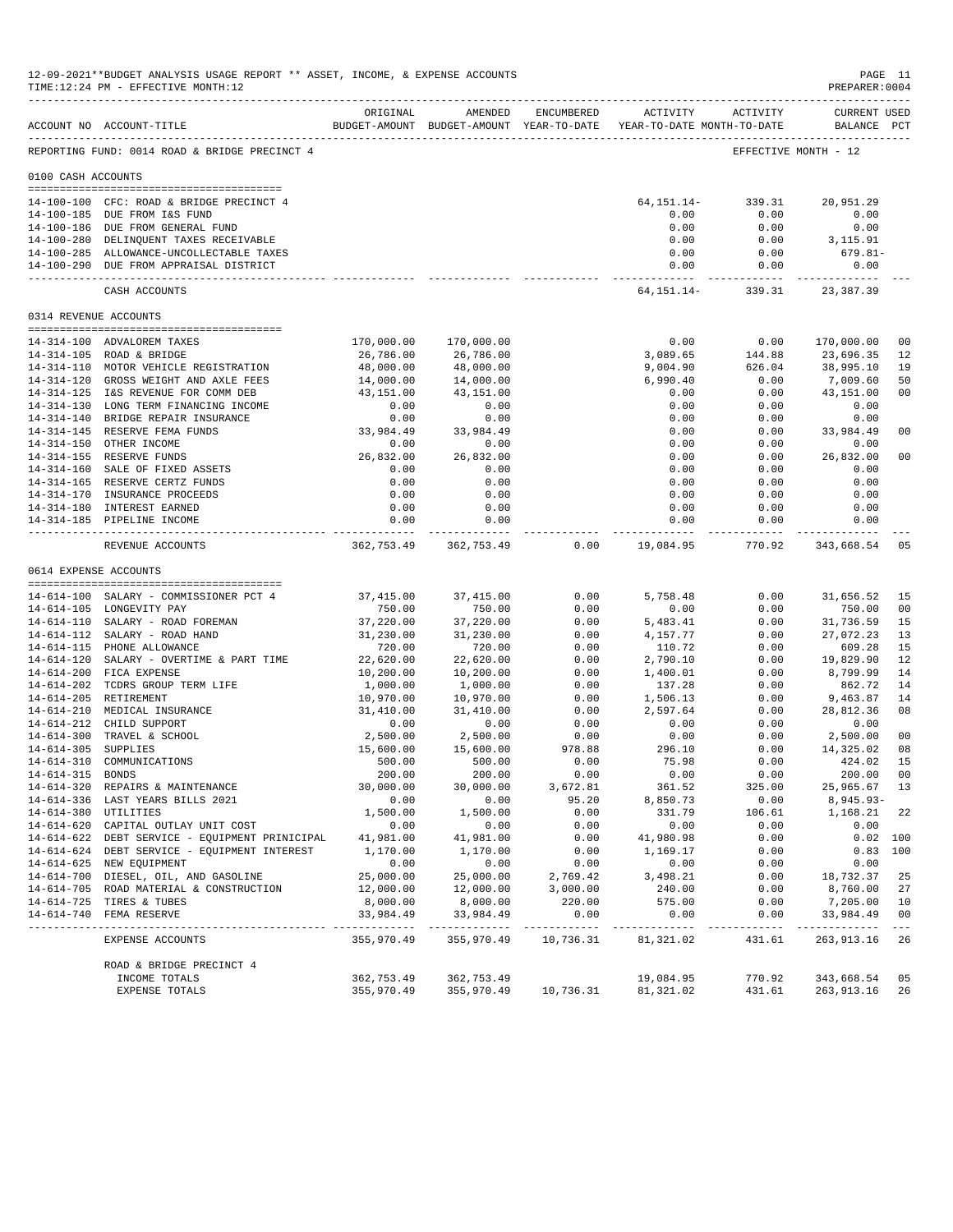12-09-2021**BUDGET ANALYSIS USAGE REPORT ** ASSET, INCOME, & EXPENSE ACCOUNTS
TIME:12:24 PM - EFFECTIVE MONTH:12
PREPARER:0004

REPORTING FUND: 0014 ROAD & BRIDGE PRECINCT 4 — EFFECTIVE MONTH - 12

| ACCOUNT NO | ACCOUNT-TITLE | ORIGINAL BUDGET-AMOUNT | AMENDED BUDGET-AMOUNT | ENCUMBERED YEAR-TO-DATE | ACTIVITY YEAR-TO-DATE | ACTIVITY MONTH-TO-DATE | CURRENT BALANCE | USED PCT |
|---|---|---|---|---|---|---|---|---|
| **0100 CASH ACCOUNTS** | | | | | | | | |
| 14-100-100 | CFC: ROAD & BRIDGE PRECINCT 4 | | | | 64,151.14- | 339.31 | 20,951.29 | |
| 14-100-185 | DUE FROM I&S FUND | | | | 0.00 | 0.00 | 0.00 | |
| 14-100-186 | DUE FROM GENERAL FUND | | | | 0.00 | 0.00 | 0.00 | |
| 14-100-280 | DELINQUENT TAXES RECEIVABLE | | | | 0.00 | 0.00 | 3,115.91 | |
| 14-100-285 | ALLOWANCE-UNCOLLECTABLE TAXES | | | | 0.00 | 0.00 | 679.81- | |
| 14-100-290 | DUE FROM APPRAISAL DISTRICT | | | | 0.00 | 0.00 | 0.00 | |
| | CASH ACCOUNTS | | | | 64,151.14- | 339.31 | 23,387.39 | |
| **0314 REVENUE ACCOUNTS** | | | | | | | | |
| 14-314-100 | ADVALOREM TAXES | 170,000.00 | 170,000.00 | | 0.00 | 0.00 | 170,000.00 | 00 |
| 14-314-105 | ROAD & BRIDGE | 26,786.00 | 26,786.00 | | 3,089.65 | 144.88 | 23,696.35 | 12 |
| 14-314-110 | MOTOR VEHICLE REGISTRATION | 48,000.00 | 48,000.00 | | 9,004.90 | 626.04 | 38,995.10 | 19 |
| 14-314-120 | GROSS WEIGHT AND AXLE FEES | 14,000.00 | 14,000.00 | | 6,990.40 | 0.00 | 7,009.60 | 50 |
| 14-314-125 | I&S REVENUE FOR COMM DEB | 43,151.00 | 43,151.00 | | 0.00 | 0.00 | 43,151.00 | 00 |
| 14-314-130 | LONG TERM FINANCING INCOME | 0.00 | 0.00 | | 0.00 | 0.00 | 0.00 | |
| 14-314-140 | BRIDGE REPAIR INSURANCE | 0.00 | 0.00 | | 0.00 | 0.00 | 0.00 | |
| 14-314-145 | RESERVE FEMA FUNDS | 33,984.49 | 33,984.49 | | 0.00 | 0.00 | 33,984.49 | 00 |
| 14-314-150 | OTHER INCOME | 0.00 | 0.00 | | 0.00 | 0.00 | 0.00 | |
| 14-314-155 | RESERVE FUNDS | 26,832.00 | 26,832.00 | | 0.00 | 0.00 | 26,832.00 | 00 |
| 14-314-160 | SALE OF FIXED ASSETS | 0.00 | 0.00 | | 0.00 | 0.00 | 0.00 | |
| 14-314-165 | RESERVE CERTZ FUNDS | 0.00 | 0.00 | | 0.00 | 0.00 | 0.00 | |
| 14-314-170 | INSURANCE PROCEEDS | 0.00 | 0.00 | | 0.00 | 0.00 | 0.00 | |
| 14-314-180 | INTEREST EARNED | 0.00 | 0.00 | | 0.00 | 0.00 | 0.00 | |
| 14-314-185 | PIPELINE INCOME | 0.00 | 0.00 | | 0.00 | 0.00 | 0.00 | |
| | REVENUE ACCOUNTS | 362,753.49 | 362,753.49 | 0.00 | 19,084.95 | 770.92 | 343,668.54 | 05 |
| **0614 EXPENSE ACCOUNTS** | | | | | | | | |
| 14-614-100 | SALARY - COMMISSIONER PCT 4 | 37,415.00 | 37,415.00 | 0.00 | 5,758.48 | 0.00 | 31,656.52 | 15 |
| 14-614-105 | LONGEVITY PAY | 750.00 | 750.00 | 0.00 | 0.00 | 0.00 | 750.00 | 00 |
| 14-614-110 | SALARY - ROAD FOREMAN | 37,220.00 | 37,220.00 | 0.00 | 5,483.41 | 0.00 | 31,736.59 | 15 |
| 14-614-112 | SALARY - ROAD HAND | 31,230.00 | 31,230.00 | 0.00 | 4,157.77 | 0.00 | 27,072.23 | 13 |
| 14-614-115 | PHONE ALLOWANCE | 720.00 | 720.00 | 0.00 | 110.72 | 0.00 | 609.28 | 15 |
| 14-614-120 | SALARY - OVERTIME & PART TIME | 22,620.00 | 22,620.00 | 0.00 | 2,790.10 | 0.00 | 19,829.90 | 12 |
| 14-614-200 | FICA EXPENSE | 10,200.00 | 10,200.00 | 0.00 | 1,400.01 | 0.00 | 8,799.99 | 14 |
| 14-614-202 | TCDRS GROUP TERM LIFE | 1,000.00 | 1,000.00 | 0.00 | 137.28 | 0.00 | 862.72 | 14 |
| 14-614-205 | RETIREMENT | 10,970.00 | 10,970.00 | 0.00 | 1,506.13 | 0.00 | 9,463.87 | 14 |
| 14-614-210 | MEDICAL INSURANCE | 31,410.00 | 31,410.00 | 0.00 | 2,597.64 | 0.00 | 28,812.36 | 08 |
| 14-614-212 | CHILD SUPPORT | 0.00 | 0.00 | 0.00 | 0.00 | 0.00 | 0.00 | |
| 14-614-300 | TRAVEL & SCHOOL | 2,500.00 | 2,500.00 | 0.00 | 0.00 | 0.00 | 2,500.00 | 00 |
| 14-614-305 | SUPPLIES | 15,600.00 | 15,600.00 | 978.88 | 296.10 | 0.00 | 14,325.02 | 08 |
| 14-614-310 | COMMUNICATIONS | 500.00 | 500.00 | 0.00 | 75.98 | 0.00 | 424.02 | 15 |
| 14-614-315 | BONDS | 200.00 | 200.00 | 0.00 | 0.00 | 0.00 | 200.00 | 00 |
| 14-614-320 | REPAIRS & MAINTENANCE | 30,000.00 | 30,000.00 | 3,672.81 | 361.52 | 325.00 | 25,965.67 | 13 |
| 14-614-336 | LAST YEARS BILLS 2021 | 0.00 | 0.00 | 95.20 | 8,850.73 | 0.00 | 8,945.93- | |
| 14-614-380 | UTILITIES | 1,500.00 | 1,500.00 | 0.00 | 331.79 | 106.61 | 1,168.21 | 22 |
| 14-614-620 | CAPITAL OUTLAY UNIT COST | 0.00 | 0.00 | 0.00 | 0.00 | 0.00 | 0.00 | |
| 14-614-622 | DEBT SERVICE - EQUIPMENT PRINICIPAL | 41,981.00 | 41,981.00 | 0.00 | 41,980.98 | 0.00 | 0.02 | 100 |
| 14-614-624 | DEBT SERVICE - EQUIPMENT INTEREST | 1,170.00 | 1,170.00 | 0.00 | 1,169.17 | 0.00 | 0.83 | 100 |
| 14-614-625 | NEW EQUIPMENT | 0.00 | 0.00 | 0.00 | 0.00 | 0.00 | 0.00 | |
| 14-614-700 | DIESEL, OIL, AND GASOLINE | 25,000.00 | 25,000.00 | 2,769.42 | 3,498.21 | 0.00 | 18,732.37 | 25 |
| 14-614-705 | ROAD MATERIAL & CONSTRUCTION | 12,000.00 | 12,000.00 | 3,000.00 | 240.00 | 0.00 | 8,760.00 | 27 |
| 14-614-725 | TIRES & TUBES | 8,000.00 | 8,000.00 | 220.00 | 575.00 | 0.00 | 7,205.00 | 10 |
| 14-614-740 | FEMA RESERVE | 33,984.49 | 33,984.49 | 0.00 | 0.00 | 0.00 | 33,984.49 | 00 |
| | EXPENSE ACCOUNTS | 355,970.49 | 355,970.49 | 10,736.31 | 81,321.02 | 431.61 | 263,913.16 | 26 |
| | ROAD & BRIDGE PRECINCT 4 | | | | | | | |
| | INCOME TOTALS | 362,753.49 | 362,753.49 | | 19,084.95 | 770.92 | 343,668.54 | 05 |
| | EXPENSE TOTALS | 355,970.49 | 355,970.49 | 10,736.31 | 81,321.02 | 431.61 | 263,913.16 | 26 |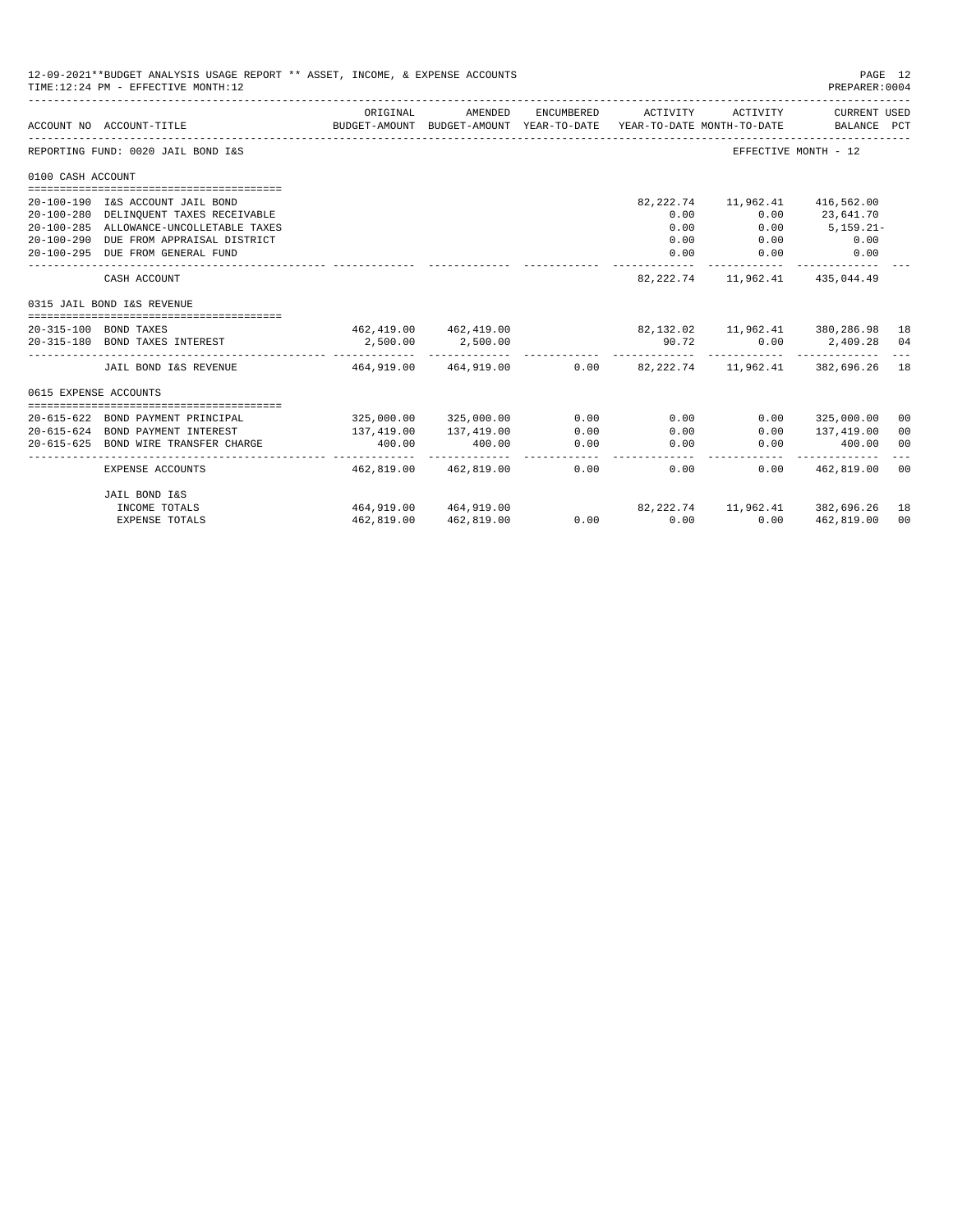12-09-2021**BUDGET ANALYSIS USAGE REPORT ** ASSET, INCOME, & EXPENSE ACCOUNTS
TIME:12:24 PM - EFFECTIVE MONTH:12

PREPARER:0004

| ACCOUNT NO | ACCOUNT-TITLE | ORIGINAL BUDGET-AMOUNT | AMENDED BUDGET-AMOUNT | ENCUMBERED YEAR-TO-DATE | ACTIVITY YEAR-TO-DATE | ACTIVITY MONTH-TO-DATE | CURRENT USED BALANCE | PCT |
|---|---|---|---|---|---|---|---|---|
| REPORTING FUND: 0020 JAIL BOND I&S | | | | | | | EFFECTIVE MONTH - 12 | |
| 0100 CASH ACCOUNT | | | | | | | | |
| 20-100-190 | I&S ACCOUNT JAIL BOND | | | | 82,222.74 | 11,962.41 | 416,562.00 | |
| 20-100-280 | DELINQUENT TAXES RECEIVABLE | | | | 0.00 | 0.00 | 23,641.70 | |
| 20-100-285 | ALLOWANCE-UNCOLLETABLE TAXES | | | | 0.00 | 0.00 | 5,159.21- | |
| 20-100-290 | DUE FROM APPRAISAL DISTRICT | | | | 0.00 | 0.00 | 0.00 | |
| 20-100-295 | DUE FROM GENERAL FUND | | | | 0.00 | 0.00 | 0.00 | |
| | CASH ACCOUNT | | | | 82,222.74 | 11,962.41 | 435,044.49 | |
| 0315 JAIL BOND I&S REVENUE | | | | | | | | |
| 20-315-100 | BOND TAXES | 462,419.00 | 462,419.00 | | 82,132.02 | 11,962.41 | 380,286.98 | 18 |
| 20-315-180 | BOND TAXES INTEREST | 2,500.00 | 2,500.00 | | 90.72 | 0.00 | 2,409.28 | 04 |
| | JAIL BOND I&S REVENUE | 464,919.00 | 464,919.00 | 0.00 | 82,222.74 | 11,962.41 | 382,696.26 | 18 |
| 0615 EXPENSE ACCOUNTS | | | | | | | | |
| 20-615-622 | BOND PAYMENT PRINCIPAL | 325,000.00 | 325,000.00 | 0.00 | 0.00 | 0.00 | 325,000.00 | 00 |
| 20-615-624 | BOND PAYMENT INTEREST | 137,419.00 | 137,419.00 | 0.00 | 0.00 | 0.00 | 137,419.00 | 00 |
| 20-615-625 | BOND WIRE TRANSFER CHARGE | 400.00 | 400.00 | 0.00 | 0.00 | 0.00 | 400.00 | 00 |
| | EXPENSE ACCOUNTS | 462,819.00 | 462,819.00 | 0.00 | 0.00 | 0.00 | 462,819.00 | 00 |
| | JAIL BOND I&S | | | | | | | |
| | INCOME TOTALS | 464,919.00 | 464,919.00 | | 82,222.74 | 11,962.41 | 382,696.26 | 18 |
| | EXPENSE TOTALS | 462,819.00 | 462,819.00 | 0.00 | 0.00 | 0.00 | 462,819.00 | 00 |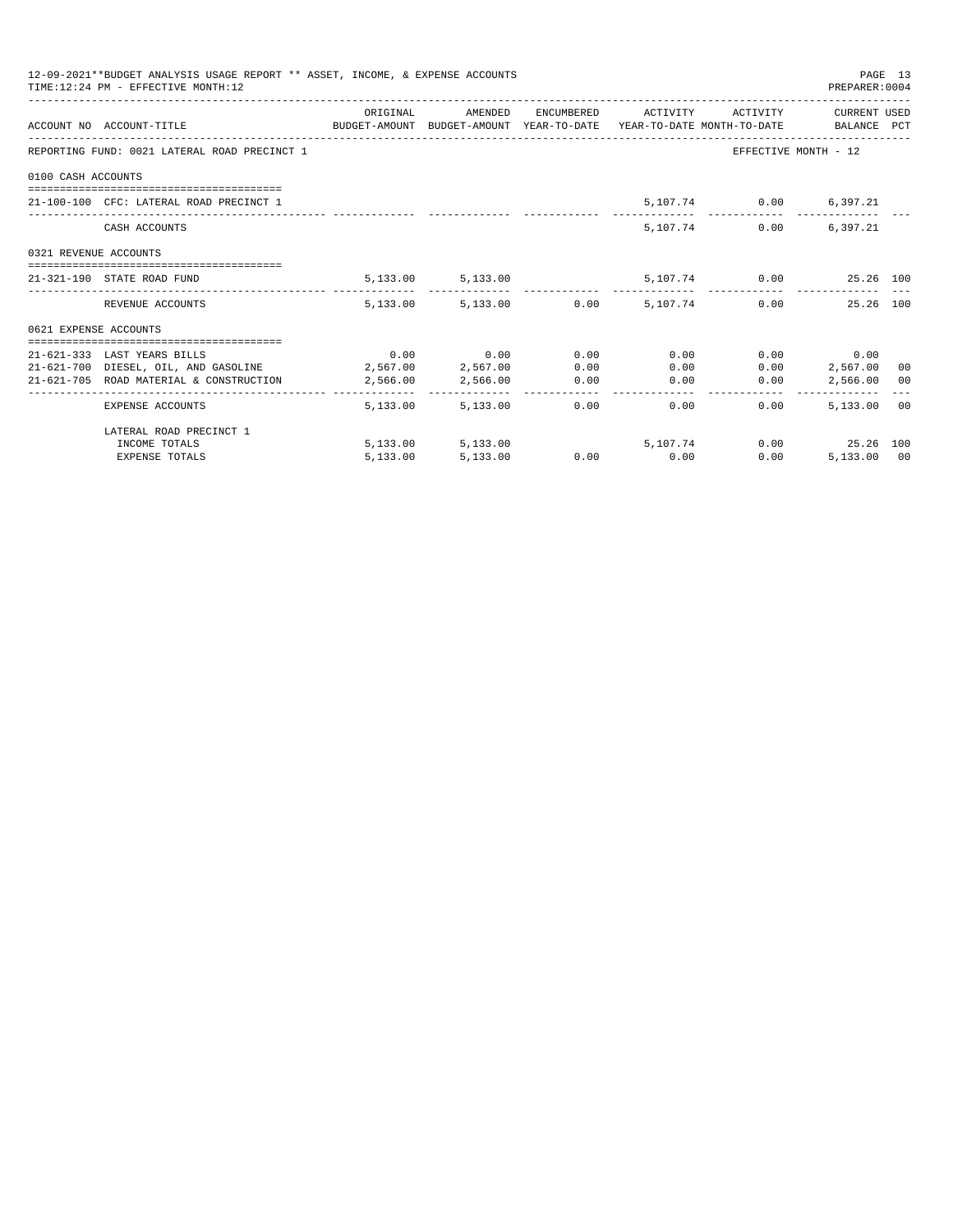12-09-2021**BUDGET ANALYSIS USAGE REPORT ** ASSET, INCOME, & EXPENSE ACCOUNTS
TIME:12:24 PM - EFFECTIVE MONTH:12
PREPARER:0004

| ACCOUNT NO | ACCOUNT-TITLE | ORIGINAL BUDGET-AMOUNT | AMENDED BUDGET-AMOUNT | ENCUMBERED YEAR-TO-DATE | ACTIVITY YEAR-TO-DATE | ACTIVITY MONTH-TO-DATE | CURRENT USED BALANCE | PCT |
|---|---|---|---|---|---|---|---|---|
| REPORTING FUND: 0021 LATERAL ROAD PRECINCT 1 | | | | | | EFFECTIVE MONTH - 12 | | |
| 0100 CASH ACCOUNTS | | | | | | | | |
| 21-100-100 | CFC: LATERAL ROAD PRECINCT 1 | | | | 5,107.74 | 0.00 | 6,397.21 | |
| | CASH ACCOUNTS | | | | 5,107.74 | 0.00 | 6,397.21 | |
| 0321 REVENUE ACCOUNTS | | | | | | | | |
| 21-321-190 | STATE ROAD FUND | 5,133.00 | 5,133.00 | | 5,107.74 | 0.00 | 25.26 | 100 |
| | REVENUE ACCOUNTS | 5,133.00 | 5,133.00 | 0.00 | 5,107.74 | 0.00 | 25.26 | 100 |
| 0621 EXPENSE ACCOUNTS | | | | | | | | |
| 21-621-333 | LAST YEARS BILLS | 0.00 | 0.00 | 0.00 | 0.00 | 0.00 | 0.00 | |
| 21-621-700 | DIESEL, OIL, AND GASOLINE | 2,567.00 | 2,567.00 | 0.00 | 0.00 | 0.00 | 2,567.00 | 00 |
| 21-621-705 | ROAD MATERIAL & CONSTRUCTION | 2,566.00 | 2,566.00 | 0.00 | 0.00 | 0.00 | 2,566.00 | 00 |
| | EXPENSE ACCOUNTS | 5,133.00 | 5,133.00 | 0.00 | 0.00 | 0.00 | 5,133.00 | 00 |
| | LATERAL ROAD PRECINCT 1 | | | | | | | |
| | INCOME TOTALS | 5,133.00 | 5,133.00 | | 5,107.74 | 0.00 | 25.26 | 100 |
| | EXPENSE TOTALS | 5,133.00 | 5,133.00 | 0.00 | 0.00 | 0.00 | 5,133.00 | 00 |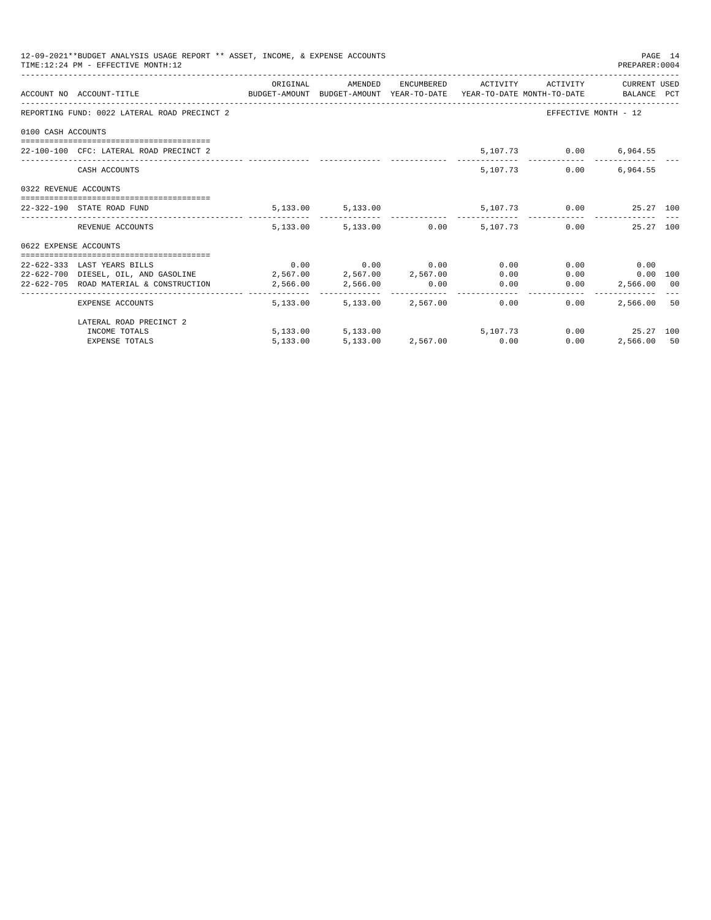12-09-2021**BUDGET ANALYSIS USAGE REPORT ** ASSET, INCOME, & EXPENSE ACCOUNTS
TIME:12:24 PM - EFFECTIVE MONTH:12

PREPARER:0004

| ACCOUNT NO | ACCOUNT-TITLE | ORIGINAL BUDGET-AMOUNT | AMENDED BUDGET-AMOUNT | ENCUMBERED YEAR-TO-DATE | ACTIVITY YEAR-TO-DATE | ACTIVITY MONTH-TO-DATE | CURRENT USED BALANCE | PCT |
|---|---|---|---|---|---|---|---|---|
| REPORTING FUND: 0022 LATERAL ROAD PRECINCT 2 | | | | | | EFFECTIVE MONTH - 12 | | |
| 0100 CASH ACCOUNTS | | | | | | | | |
| 22-100-100 | CFC: LATERAL ROAD PRECINCT 2 | | | | 5,107.73 | 0.00 | 6,964.55 | |
| | CASH ACCOUNTS | | | | 5,107.73 | 0.00 | 6,964.55 | |
| 0322 REVENUE ACCOUNTS | | | | | | | | |
| 22-322-190 | STATE ROAD FUND | 5,133.00 | 5,133.00 | | 5,107.73 | 0.00 | 25.27 | 100 |
| | REVENUE ACCOUNTS | 5,133.00 | 5,133.00 | 0.00 | 5,107.73 | 0.00 | 25.27 | 100 |
| 0622 EXPENSE ACCOUNTS | | | | | | | | |
| 22-622-333 | LAST YEARS BILLS | 0.00 | 0.00 | 0.00 | 0.00 | 0.00 | 0.00 | |
| 22-622-700 | DIESEL, OIL, AND GASOLINE | 2,567.00 | 2,567.00 | 2,567.00 | 0.00 | 0.00 | 0.00 | 100 |
| 22-622-705 | ROAD MATERIAL & CONSTRUCTION | 2,566.00 | 2,566.00 | 0.00 | 0.00 | 0.00 | 2,566.00 | 00 |
| | EXPENSE ACCOUNTS | 5,133.00 | 5,133.00 | 2,567.00 | 0.00 | 0.00 | 2,566.00 | 50 |
| | LATERAL ROAD PRECINCT 2 | | | | | | | |
| | INCOME TOTALS | 5,133.00 | 5,133.00 | | 5,107.73 | 0.00 | 25.27 | 100 |
| | EXPENSE TOTALS | 5,133.00 | 5,133.00 | 2,567.00 | 0.00 | 0.00 | 2,566.00 | 50 |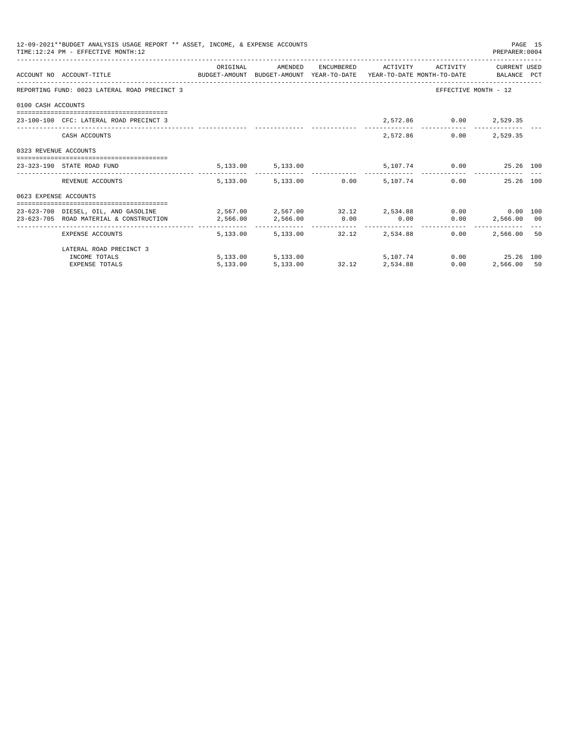12-09-2021**BUDGET ANALYSIS USAGE REPORT ** ASSET, INCOME, & EXPENSE ACCOUNTS
TIME:12:24 PM - EFFECTIVE MONTH:12

PREPARER:0004

| ACCOUNT NO | ACCOUNT-TITLE | ORIGINAL BUDGET-AMOUNT | AMENDED BUDGET-AMOUNT | ENCUMBERED YEAR-TO-DATE | ACTIVITY YEAR-TO-DATE | ACTIVITY MONTH-TO-DATE | CURRENT BALANCE | USED PCT |
|---|---|---|---|---|---|---|---|---|
| REPORTING FUND: 0023 LATERAL ROAD PRECINCT 3 | | | | | | EFFECTIVE MONTH - 12 | | |
| 0100 CASH ACCOUNTS | | | | | | | | |
| 23-100-100 | CFC: LATERAL ROAD PRECINCT 3 | | | | 2,572.86 | 0.00 | 2,529.35 | |
| | CASH ACCOUNTS | | | | 2,572.86 | 0.00 | 2,529.35 | |
| 0323 REVENUE ACCOUNTS | | | | | | | | |
| 23-323-190 | STATE ROAD FUND | 5,133.00 | 5,133.00 | | 5,107.74 | 0.00 | 25.26 | 100 |
| | REVENUE ACCOUNTS | 5,133.00 | 5,133.00 | 0.00 | 5,107.74 | 0.00 | 25.26 | 100 |
| 0623 EXPENSE ACCOUNTS | | | | | | | | |
| 23-623-700 | DIESEL, OIL, AND GASOLINE | 2,567.00 | 2,567.00 | 32.12 | 2,534.88 | 0.00 | 0.00 | 100 |
| 23-623-705 | ROAD MATERIAL & CONSTRUCTION | 2,566.00 | 2,566.00 | 0.00 | 0.00 | 0.00 | 2,566.00 | 00 |
| | EXPENSE ACCOUNTS | 5,133.00 | 5,133.00 | 32.12 | 2,534.88 | 0.00 | 2,566.00 | 50 |
| | LATERAL ROAD PRECINCT 3 | | | | | | | |
| | INCOME TOTALS | 5,133.00 | 5,133.00 | | 5,107.74 | 0.00 | 25.26 | 100 |
| | EXPENSE TOTALS | 5,133.00 | 5,133.00 | 32.12 | 2,534.88 | 0.00 | 2,566.00 | 50 |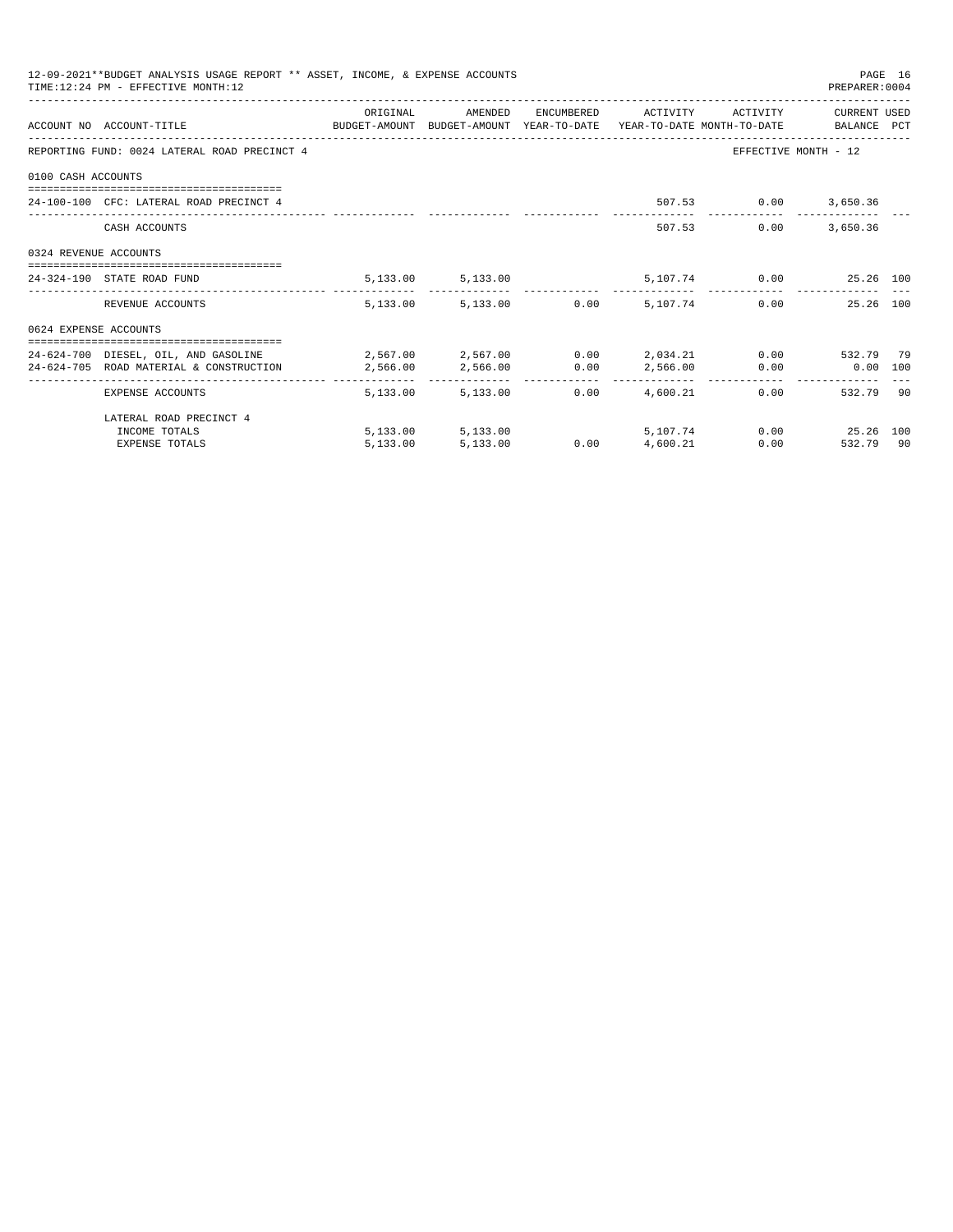12-09-2021**BUDGET ANALYSIS USAGE REPORT ** ASSET, INCOME, & EXPENSE ACCOUNTS
TIME:12:24 PM - EFFECTIVE MONTH:12

PREPARER:0004

| ACCOUNT NO | ACCOUNT-TITLE | ORIGINAL BUDGET-AMOUNT | AMENDED BUDGET-AMOUNT | ENCUMBERED YEAR-TO-DATE | ACTIVITY YEAR-TO-DATE | ACTIVITY MONTH-TO-DATE | CURRENT USED BALANCE | PCT |
|---|---|---|---|---|---|---|---|---|
| REPORTING FUND: 0024 LATERAL ROAD PRECINCT 4 | | | | | | EFFECTIVE MONTH - 12 | | |
| 0100 CASH ACCOUNTS | | | | | | | | |
| 24-100-100 | CFC: LATERAL ROAD PRECINCT 4 | | | | 507.53 | 0.00 | 3,650.36 | |
| | CASH ACCOUNTS | | | | 507.53 | 0.00 | 3,650.36 | |
| 0324 REVENUE ACCOUNTS | | | | | | | | |
| 24-324-190 | STATE ROAD FUND | 5,133.00 | 5,133.00 | | 5,107.74 | 0.00 | 25.26 | 100 |
| | REVENUE ACCOUNTS | 5,133.00 | 5,133.00 | 0.00 | 5,107.74 | 0.00 | 25.26 | 100 |
| 0624 EXPENSE ACCOUNTS | | | | | | | | |
| 24-624-700 | DIESEL, OIL, AND GASOLINE | 2,567.00 | 2,567.00 | 0.00 | 2,034.21 | 0.00 | 532.79 | 79 |
| 24-624-705 | ROAD MATERIAL & CONSTRUCTION | 2,566.00 | 2,566.00 | 0.00 | 2,566.00 | 0.00 | 0.00 | 100 |
| | EXPENSE ACCOUNTS | 5,133.00 | 5,133.00 | 0.00 | 4,600.21 | 0.00 | 532.79 | 90 |
| | LATERAL ROAD PRECINCT 4 | | | | | | | |
| | INCOME TOTALS | 5,133.00 | 5,133.00 | | 5,107.74 | 0.00 | 25.26 | 100 |
| | EXPENSE TOTALS | 5,133.00 | 5,133.00 | 0.00 | 4,600.21 | 0.00 | 532.79 | 90 |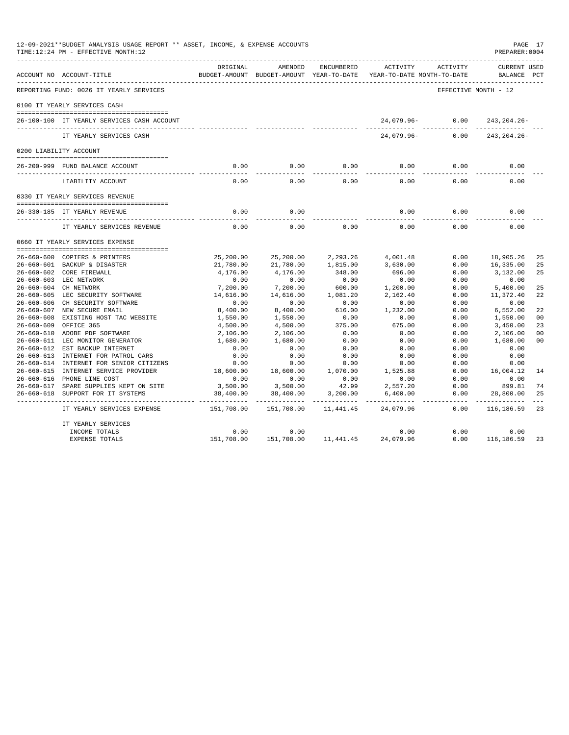12-09-2021**BUDGET ANALYSIS USAGE REPORT ** ASSET, INCOME, & EXPENSE ACCOUNTS
TIME:12:24 PM - EFFECTIVE MONTH:12

PREPARER:0004

| ACCOUNT NO | ACCOUNT-TITLE | ORIGINAL BUDGET-AMOUNT | AMENDED BUDGET-AMOUNT | ENCUMBERED YEAR-TO-DATE | ACTIVITY YEAR-TO-DATE | ACTIVITY MONTH-TO-DATE | CURRENT USED BALANCE | PCT |
|---|---|---|---|---|---|---|---|---|
| REPORTING FUND: 0026 IT YEARLY SERVICES | | | | | | | EFFECTIVE MONTH - 12 | |
| 0100 IT YEARLY SERVICES CASH | | | | | | | | |
| 26-100-100 | IT YEARLY SERVICES CASH ACCOUNT | | | | 24,079.96- | 0.00 | 243,204.26- | |
| | IT YEARLY SERVICES CASH | | | | 24,079.96- | 0.00 | 243,204.26- | |
| 0200 LIABILITY ACCOUNT | | | | | | | | |
| 26-200-999 | FUND BALANCE ACCOUNT | 0.00 | 0.00 | 0.00 | 0.00 | 0.00 | 0.00 | |
| | LIABILITY ACCOUNT | 0.00 | 0.00 | 0.00 | 0.00 | 0.00 | 0.00 | |
| 0330 IT YEARLY SERVICES REVENUE | | | | | | | | |
| 26-330-185 | IT YEARLY REVENUE | 0.00 | 0.00 | | 0.00 | 0.00 | 0.00 | |
| | IT YEARLY SERVICES REVENUE | 0.00 | 0.00 | 0.00 | 0.00 | 0.00 | 0.00 | |
| 0660 IT YEARLY SERVICES EXPENSE | | | | | | | | |
| 26-660-600 | COPIERS & PRINTERS | 25,200.00 | 25,200.00 | 2,293.26 | 4,001.48 | 0.00 | 18,905.26 | 25 |
| 26-660-601 | BACKUP & DISASTER | 21,780.00 | 21,780.00 | 1,815.00 | 3,630.00 | 0.00 | 16,335.00 | 25 |
| 26-660-602 | CORE FIREWALL | 4,176.00 | 4,176.00 | 348.00 | 696.00 | 0.00 | 3,132.00 | 25 |
| 26-660-603 | LEC NETWORK | 0.00 | 0.00 | 0.00 | 0.00 | 0.00 | 0.00 | |
| 26-660-604 | CH NETWORK | 7,200.00 | 7,200.00 | 600.00 | 1,200.00 | 0.00 | 5,400.00 | 25 |
| 26-660-605 | LEC SECURITY SOFTWARE | 14,616.00 | 14,616.00 | 1,081.20 | 2,162.40 | 0.00 | 11,372.40 | 22 |
| 26-660-606 | CH SECURITY SOFTWARE | 0.00 | 0.00 | 0.00 | 0.00 | 0.00 | 0.00 | |
| 26-660-607 | NEW SECURE EMAIL | 8,400.00 | 8,400.00 | 616.00 | 1,232.00 | 0.00 | 6,552.00 | 22 |
| 26-660-608 | EXISTING HOST TAC WEBSITE | 1,550.00 | 1,550.00 | 0.00 | 0.00 | 0.00 | 1,550.00 | 00 |
| 26-660-609 | OFFICE 365 | 4,500.00 | 4,500.00 | 375.00 | 675.00 | 0.00 | 3,450.00 | 23 |
| 26-660-610 | ADOBE PDF SOFTWARE | 2,106.00 | 2,106.00 | 0.00 | 0.00 | 0.00 | 2,106.00 | 00 |
| 26-660-611 | LEC MONITOR GENERATOR | 1,680.00 | 1,680.00 | 0.00 | 0.00 | 0.00 | 1,680.00 | 00 |
| 26-660-612 | EST BACKUP INTERNET | 0.00 | 0.00 | 0.00 | 0.00 | 0.00 | 0.00 | |
| 26-660-613 | INTERNET FOR PATROL CARS | 0.00 | 0.00 | 0.00 | 0.00 | 0.00 | 0.00 | |
| 26-660-614 | INTERNET FOR SENIOR CITIZENS | 0.00 | 0.00 | 0.00 | 0.00 | 0.00 | 0.00 | |
| 26-660-615 | INTERNET SERVICE PROVIDER | 18,600.00 | 18,600.00 | 1,070.00 | 1,525.88 | 0.00 | 16,004.12 | 14 |
| 26-660-616 | PHONE LINE COST | 0.00 | 0.00 | 0.00 | 0.00 | 0.00 | 0.00 | |
| 26-660-617 | SPARE SUPPLIES KEPT ON SITE | 3,500.00 | 3,500.00 | 42.99 | 2,557.20 | 0.00 | 899.81 | 74 |
| 26-660-618 | SUPPORT FOR IT SYSTEMS | 38,400.00 | 38,400.00 | 3,200.00 | 6,400.00 | 0.00 | 28,800.00 | 25 |
| | IT YEARLY SERVICES EXPENSE | 151,708.00 | 151,708.00 | 11,441.45 | 24,079.96 | 0.00 | 116,186.59 | 23 |
| | IT YEARLY SERVICES | | | | | | | |
| | INCOME TOTALS | 0.00 | 0.00 | | 0.00 | 0.00 | 0.00 | |
| | EXPENSE TOTALS | 151,708.00 | 151,708.00 | 11,441.45 | 24,079.96 | 0.00 | 116,186.59 | 23 |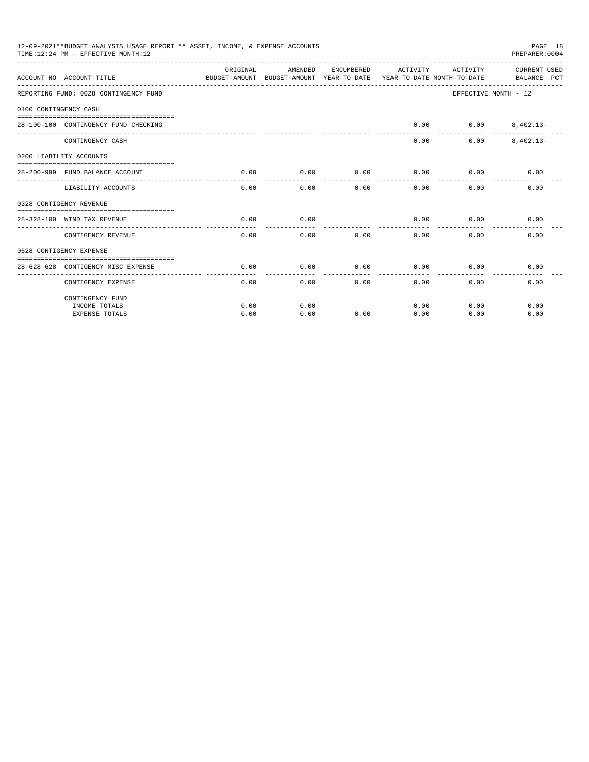12-09-2021**BUDGET ANALYSIS USAGE REPORT ** ASSET, INCOME, & EXPENSE ACCOUNTS
TIME:12:24 PM - EFFECTIVE MONTH:12
PREPARER:0004

| ACCOUNT NO | ACCOUNT-TITLE | ORIGINAL BUDGET-AMOUNT | AMENDED BUDGET-AMOUNT | ENCUMBERED YEAR-TO-DATE | ACTIVITY YEAR-TO-DATE | ACTIVITY MONTH-TO-DATE | CURRENT USED BALANCE | PCT |
|---|---|---|---|---|---|---|---|---|
| REPORTING FUND: 0028 CONTINGENCY FUND | | | | | | EFFECTIVE MONTH - 12 | | |
| 0100 CONTINGENCY CASH | | | | | | | | |
| 28-100-100 | CONTINGENCY FUND CHECKING | | | | 0.00 | 0.00 | 8,402.13- | |
| | CONTINGENCY CASH | | | | 0.00 | 0.00 | 8,402.13- | |
| 0200 LIABILITY ACCOUNTS | | | | | | | | |
| 28-200-999 | FUND BALANCE ACCOUNT | 0.00 | 0.00 | 0.00 | 0.00 | 0.00 | 0.00 | |
| | LIABILITY ACCOUNTS | 0.00 | 0.00 | 0.00 | 0.00 | 0.00 | 0.00 | |
| 0328 CONTIGENCY REVENUE | | | | | | | | |
| 28-328-100 | WIND TAX REVENUE | 0.00 | 0.00 | | 0.00 | 0.00 | 0.00 | |
| | CONTIGENCY REVENUE | 0.00 | 0.00 | 0.00 | 0.00 | 0.00 | 0.00 | |
| 0628 CONTIGENCY EXPENSE | | | | | | | | |
| 28-628-628 | CONTIGENCY MISC EXPENSE | 0.00 | 0.00 | 0.00 | 0.00 | 0.00 | 0.00 | |
| | CONTIGENCY EXPENSE | 0.00 | 0.00 | 0.00 | 0.00 | 0.00 | 0.00 | |
| | CONTINGENCY FUND | | | | | | | |
| | INCOME TOTALS | 0.00 | 0.00 | | 0.00 | 0.00 | 0.00 | |
| | EXPENSE TOTALS | 0.00 | 0.00 | 0.00 | 0.00 | 0.00 | 0.00 | |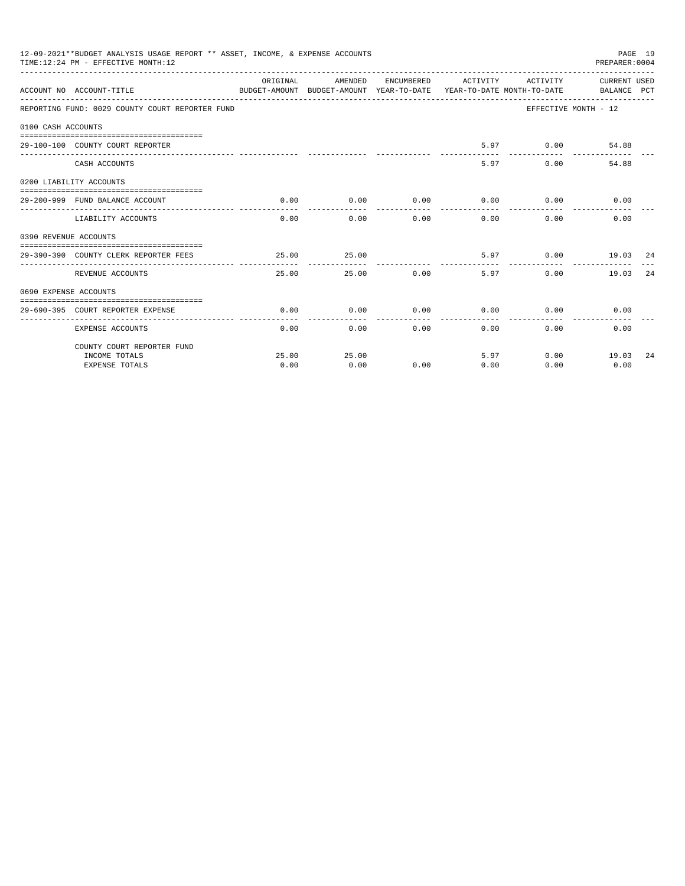12-09-2021**BUDGET ANALYSIS USAGE REPORT ** ASSET, INCOME, & EXPENSE ACCOUNTS
TIME:12:24 PM - EFFECTIVE MONTH:12

PREPARER:0004

REPORTING FUND: 0029 COUNTY COURT REPORTER FUND — EFFECTIVE MONTH - 12

| ACCOUNT NO | ACCOUNT-TITLE | ORIGINAL BUDGET-AMOUNT | AMENDED BUDGET-AMOUNT | ENCUMBERED YEAR-TO-DATE | ACTIVITY YEAR-TO-DATE | ACTIVITY MONTH-TO-DATE | CURRENT USED BALANCE | PCT |
|---|---|---|---|---|---|---|---|---|
| **0100 CASH ACCOUNTS** | | | | | | | | |
| 29-100-100 | COUNTY COURT REPORTER | | | | 5.97 | 0.00 | 54.88 | |
| | CASH ACCOUNTS | | | | 5.97 | 0.00 | 54.88 | |
| **0200 LIABILITY ACCOUNTS** | | | | | | | | |
| 29-200-999 | FUND BALANCE ACCOUNT | 0.00 | 0.00 | 0.00 | 0.00 | 0.00 | 0.00 | |
| | LIABILITY ACCOUNTS | 0.00 | 0.00 | 0.00 | 0.00 | 0.00 | 0.00 | |
| **0390 REVENUE ACCOUNTS** | | | | | | | | |
| 29-390-390 | COUNTY CLERK REPORTER FEES | 25.00 | 25.00 | | 5.97 | 0.00 | 19.03 | 24 |
| | REVENUE ACCOUNTS | 25.00 | 25.00 | 0.00 | 5.97 | 0.00 | 19.03 | 24 |
| **0690 EXPENSE ACCOUNTS** | | | | | | | | |
| 29-690-395 | COURT REPORTER EXPENSE | 0.00 | 0.00 | 0.00 | 0.00 | 0.00 | 0.00 | |
| | EXPENSE ACCOUNTS | 0.00 | 0.00 | 0.00 | 0.00 | 0.00 | 0.00 | |
| | COUNTY COURT REPORTER FUND | | | | | | | |
| | INCOME TOTALS | 25.00 | 25.00 | | 5.97 | 0.00 | 19.03 | 24 |
| | EXPENSE TOTALS | 0.00 | 0.00 | 0.00 | 0.00 | 0.00 | 0.00 | |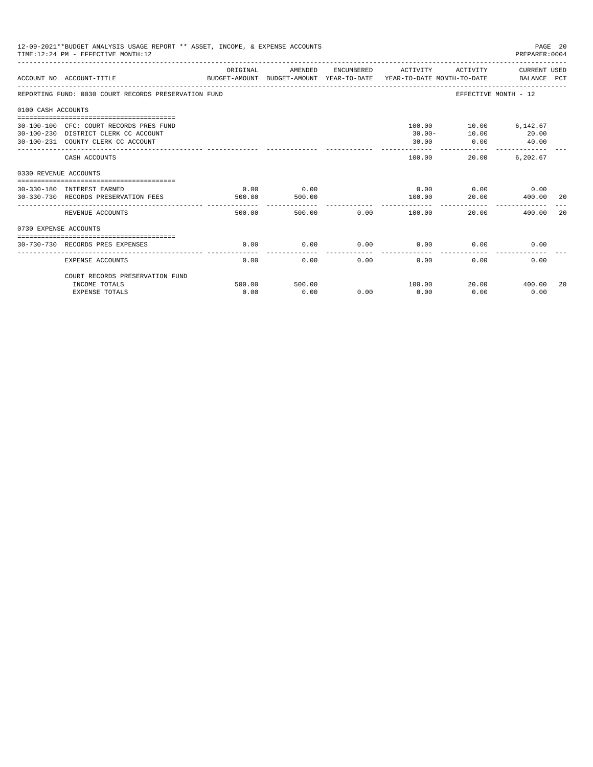12-09-2021**BUDGET ANALYSIS USAGE REPORT ** ASSET, INCOME, & EXPENSE ACCOUNTS
TIME:12:24 PM - EFFECTIVE MONTH:12
PREPARER:0004

| ACCOUNT NO | ACCOUNT-TITLE | ORIGINAL BUDGET-AMOUNT | AMENDED BUDGET-AMOUNT | ENCUMBERED YEAR-TO-DATE | ACTIVITY YEAR-TO-DATE | ACTIVITY MONTH-TO-DATE | CURRENT USED BALANCE | PCT |
|---|---|---|---|---|---|---|---|---|
| REPORTING FUND: 0030 COURT RECORDS PRESERVATION FUND | | | | | | EFFECTIVE MONTH - 12 | | |
| 0100 CASH ACCOUNTS | | | | | | | | |
| 30-100-100 | CFC: COURT RECORDS PRES FUND | | | | 100.00 | 10.00 | 6,142.67 | |
| 30-100-230 | DISTRICT CLERK CC ACCOUNT | | | | 30.00- | 10.00 | 20.00 | |
| 30-100-231 | COUNTY CLERK CC ACCOUNT | | | | 30.00 | 0.00 | 40.00 | |
| | CASH ACCOUNTS | | | | 100.00 | 20.00 | 6,202.67 | |
| 0330 REVENUE ACCOUNTS | | | | | | | | |
| 30-330-180 | INTEREST EARNED | 0.00 | 0.00 | | 0.00 | 0.00 | 0.00 | |
| 30-330-730 | RECORDS PRESERVATION FEES | 500.00 | 500.00 | | 100.00 | 20.00 | 400.00 | 20 |
| | REVENUE ACCOUNTS | 500.00 | 500.00 | 0.00 | 100.00 | 20.00 | 400.00 | 20 |
| 0730 EXPENSE ACCOUNTS | | | | | | | | |
| 30-730-730 | RECORDS PRES EXPENSES | 0.00 | 0.00 | 0.00 | 0.00 | 0.00 | 0.00 | |
| | EXPENSE ACCOUNTS | 0.00 | 0.00 | 0.00 | 0.00 | 0.00 | 0.00 | |
| | COURT RECORDS PRESERVATION FUND | | | | | | | |
| | INCOME TOTALS | 500.00 | 500.00 | | 100.00 | 20.00 | 400.00 | 20 |
| | EXPENSE TOTALS | 0.00 | 0.00 | 0.00 | 0.00 | 0.00 | 0.00 | |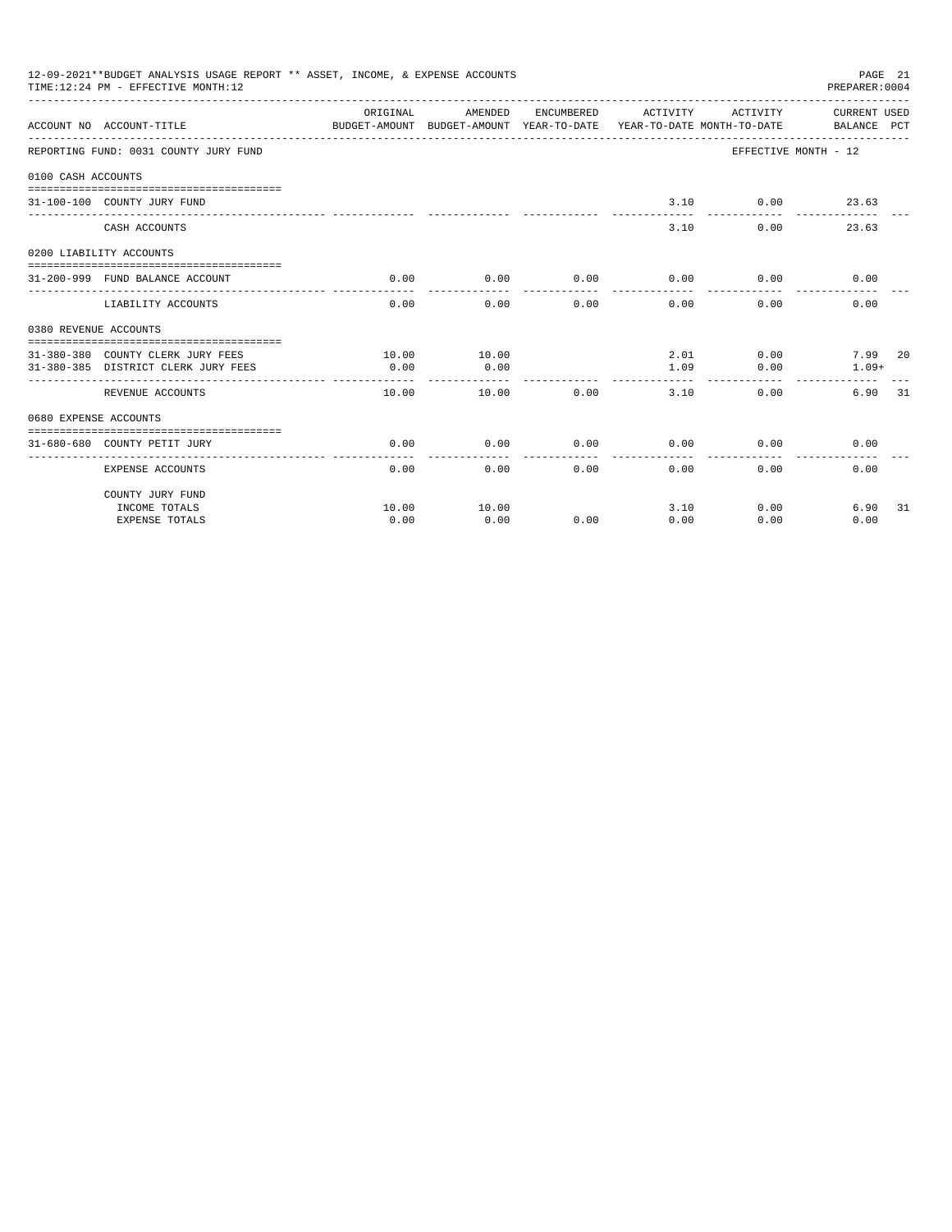12-09-2021**BUDGET ANALYSIS USAGE REPORT ** ASSET, INCOME, & EXPENSE ACCOUNTS
TIME:12:24 PM - EFFECTIVE MONTH:12

PREPARER:0004

| ACCOUNT NO | ACCOUNT-TITLE | ORIGINAL BUDGET-AMOUNT | AMENDED BUDGET-AMOUNT | ENCUMBERED YEAR-TO-DATE | ACTIVITY YEAR-TO-DATE | ACTIVITY MONTH-TO-DATE | CURRENT USED BALANCE | PCT |
|---|---|---|---|---|---|---|---|---|
| REPORTING FUND: 0031 COUNTY JURY FUND | | | | | | EFFECTIVE MONTH - 12 | | |
| 0100 CASH ACCOUNTS | | | | | | | | |
| 31-100-100 | COUNTY JURY FUND | | | | 3.10 | 0.00 | 23.63 | |
| | CASH ACCOUNTS | | | | 3.10 | 0.00 | 23.63 | |
| 0200 LIABILITY ACCOUNTS | | | | | | | | |
| 31-200-999 | FUND BALANCE ACCOUNT | 0.00 | 0.00 | 0.00 | 0.00 | 0.00 | 0.00 | |
| | LIABILITY ACCOUNTS | 0.00 | 0.00 | 0.00 | 0.00 | 0.00 | 0.00 | |
| 0380 REVENUE ACCOUNTS | | | | | | | | |
| 31-380-380 | COUNTY CLERK JURY FEES | 10.00 | 10.00 | | 2.01 | 0.00 | 7.99 | 20 |
| 31-380-385 | DISTRICT CLERK JURY FEES | 0.00 | 0.00 | | 1.09 | 0.00 | 1.09+ | |
| | REVENUE ACCOUNTS | 10.00 | 10.00 | 0.00 | 3.10 | 0.00 | 6.90 | 31 |
| 0680 EXPENSE ACCOUNTS | | | | | | | | |
| 31-680-680 | COUNTY PETIT JURY | 0.00 | 0.00 | 0.00 | 0.00 | 0.00 | 0.00 | |
| | EXPENSE ACCOUNTS | 0.00 | 0.00 | 0.00 | 0.00 | 0.00 | 0.00 | |
| | COUNTY JURY FUND | | | | | | | |
| | INCOME TOTALS | 10.00 | 10.00 | | 3.10 | 0.00 | 6.90 | 31 |
| | EXPENSE TOTALS | 0.00 | 0.00 | 0.00 | 0.00 | 0.00 | 0.00 | |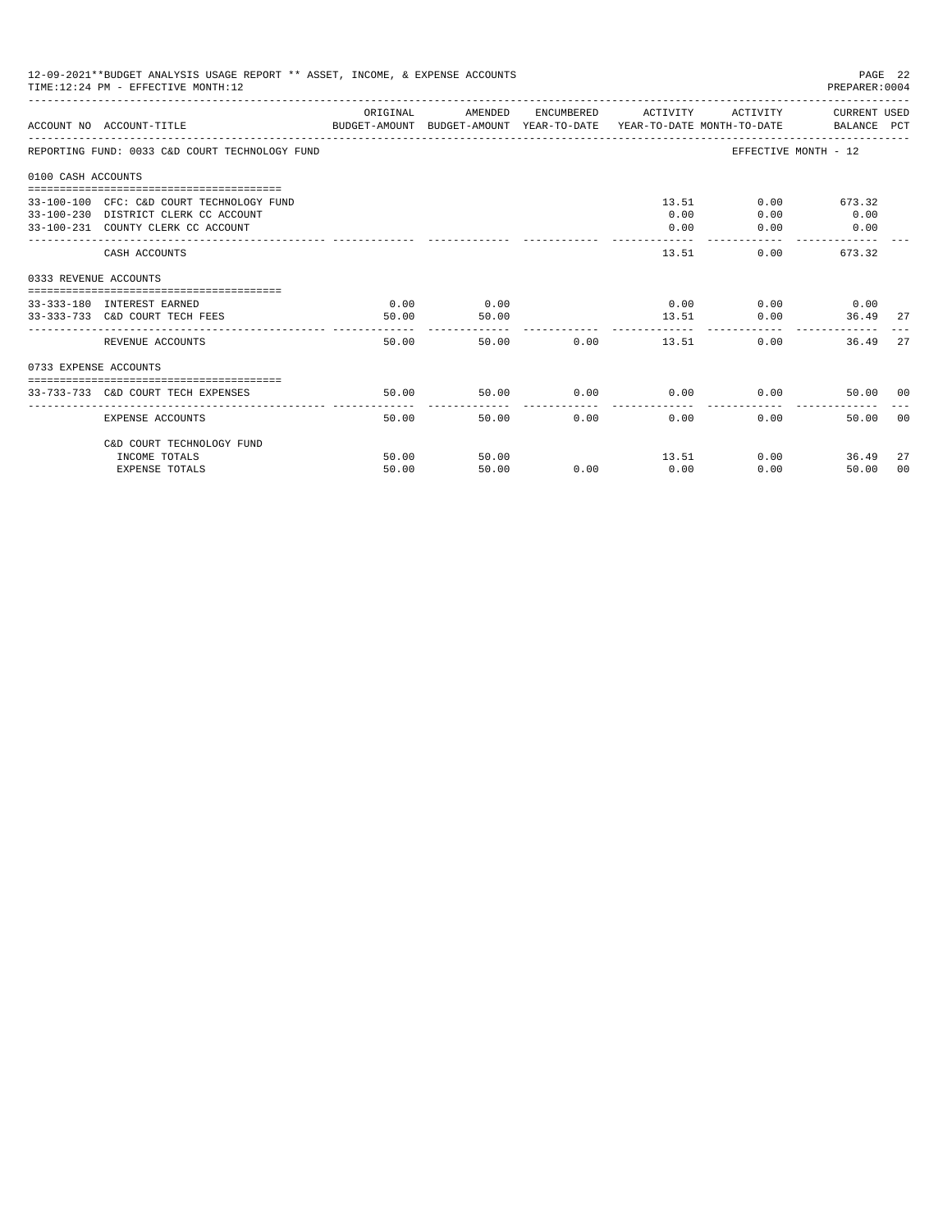12-09-2021**BUDGET ANALYSIS USAGE REPORT ** ASSET, INCOME, & EXPENSE ACCOUNTS
TIME:12:24 PM - EFFECTIVE MONTH:12

PREPARER:0004

| ACCOUNT NO | ACCOUNT-TITLE | ORIGINAL BUDGET-AMOUNT | AMENDED BUDGET-AMOUNT | ENCUMBERED YEAR-TO-DATE | ACTIVITY YEAR-TO-DATE | ACTIVITY MONTH-TO-DATE | CURRENT BALANCE | USED PCT |
|---|---|---|---|---|---|---|---|---|
| REPORTING FUND: 0033 C&D COURT TECHNOLOGY FUND | | | | | | EFFECTIVE MONTH - 12 | | |
| 0100 CASH ACCOUNTS | | | | | | | | |
| 33-100-100 | CFC: C&D COURT TECHNOLOGY FUND | | | | 13.51 | 0.00 | 673.32 | |
| 33-100-230 | DISTRICT CLERK CC ACCOUNT | | | | 0.00 | 0.00 | 0.00 | |
| 33-100-231 | COUNTY CLERK CC ACCOUNT | | | | 0.00 | 0.00 | 0.00 | |
| | CASH ACCOUNTS | | | | 13.51 | 0.00 | 673.32 | |
| 0333 REVENUE ACCOUNTS | | | | | | | | |
| 33-333-180 | INTEREST EARNED | 0.00 | 0.00 | | 0.00 | 0.00 | 0.00 | |
| 33-333-733 | C&D COURT TECH FEES | 50.00 | 50.00 | | 13.51 | 0.00 | 36.49 | 27 |
| | REVENUE ACCOUNTS | 50.00 | 50.00 | 0.00 | 13.51 | 0.00 | 36.49 | 27 |
| 0733 EXPENSE ACCOUNTS | | | | | | | | |
| 33-733-733 | C&D COURT TECH EXPENSES | 50.00 | 50.00 | 0.00 | 0.00 | 0.00 | 50.00 | 00 |
| | EXPENSE ACCOUNTS | 50.00 | 50.00 | 0.00 | 0.00 | 0.00 | 50.00 | 00 |
| | C&D COURT TECHNOLOGY FUND | | | | | | | |
| | INCOME TOTALS | 50.00 | 50.00 | | 13.51 | 0.00 | 36.49 | 27 |
| | EXPENSE TOTALS | 50.00 | 50.00 | 0.00 | 0.00 | 0.00 | 50.00 | 00 |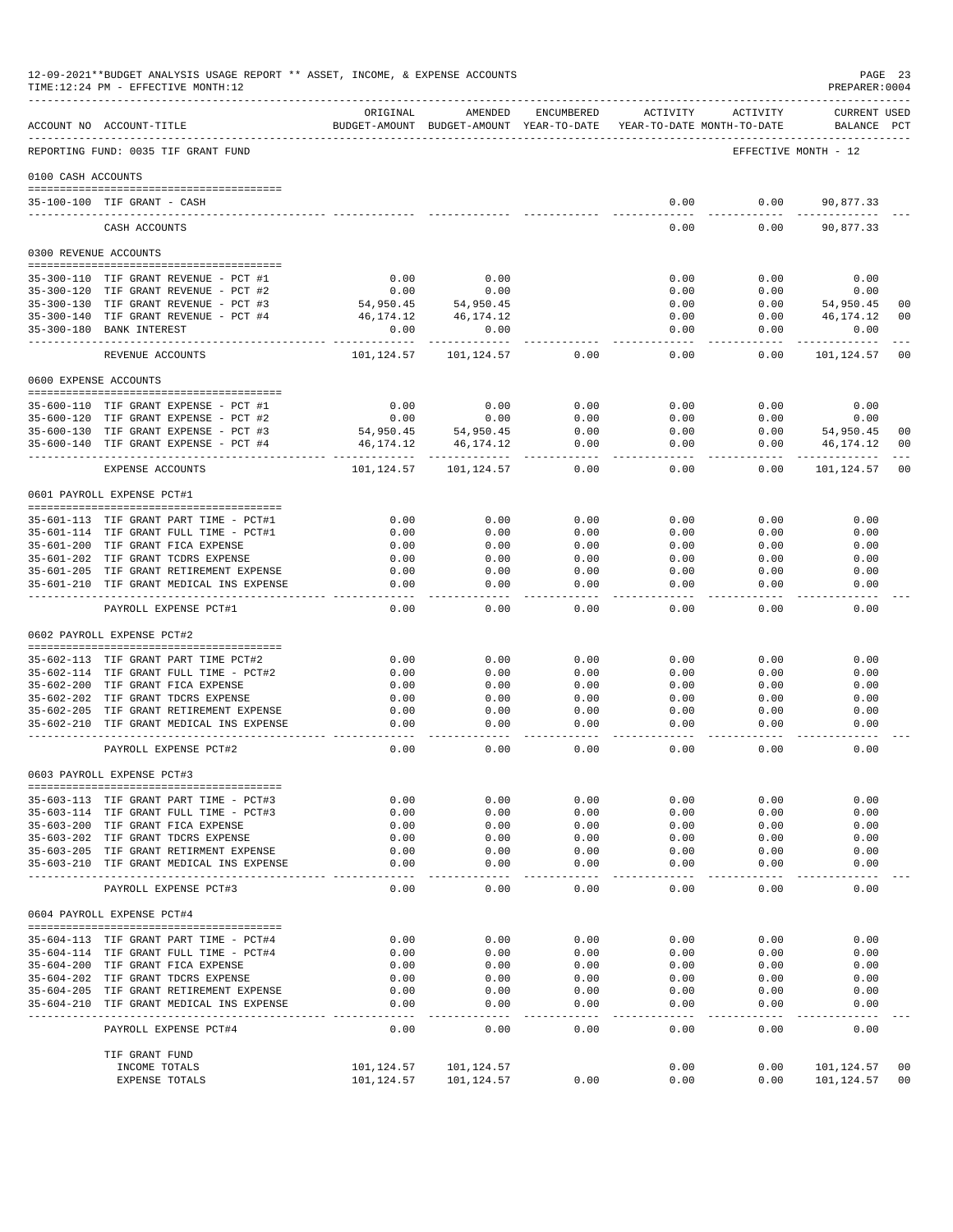12-09-2021**BUDGET ANALYSIS USAGE REPORT ** ASSET, INCOME, & EXPENSE ACCOUNTS
TIME:12:24 PM - EFFECTIVE MONTH:12
PREPARER:0004

| ACCOUNT NO | ACCOUNT-TITLE | ORIGINAL BUDGET-AMOUNT | AMENDED BUDGET-AMOUNT | ENCUMBERED YEAR-TO-DATE | ACTIVITY YEAR-TO-DATE | ACTIVITY MONTH-TO-DATE | CURRENT BALANCE | USED PCT |
|---|---|---|---|---|---|---|---|---|
| REPORTING FUND: 0035 TIF GRANT FUND | | | | | | EFFECTIVE MONTH - 12 | | |
| 0100 CASH ACCOUNTS | | | | | | | | |
| 35-100-100 | TIF GRANT - CASH | | | | 0.00 | 0.00 | 90,877.33 | |
| | CASH ACCOUNTS | | | | 0.00 | 0.00 | 90,877.33 | |
| 0300 REVENUE ACCOUNTS | | | | | | | | |
| 35-300-110 | TIF GRANT REVENUE - PCT #1 | 0.00 | 0.00 | | 0.00 | 0.00 | 0.00 | |
| 35-300-120 | TIF GRANT REVENUE - PCT #2 | 0.00 | 0.00 | | 0.00 | 0.00 | 0.00 | |
| 35-300-130 | TIF GRANT REVENUE - PCT #3 | 54,950.45 | 54,950.45 | | 0.00 | 0.00 | 54,950.45 | 00 |
| 35-300-140 | TIF GRANT REVENUE - PCT #4 | 46,174.12 | 46,174.12 | | 0.00 | 0.00 | 46,174.12 | 00 |
| 35-300-180 | BANK INTEREST | 0.00 | 0.00 | | 0.00 | 0.00 | 0.00 | |
| | REVENUE ACCOUNTS | 101,124.57 | 101,124.57 | 0.00 | 0.00 | 0.00 | 101,124.57 | 00 |
| 0600 EXPENSE ACCOUNTS | | | | | | | | |
| 35-600-110 | TIF GRANT EXPENSE - PCT #1 | 0.00 | 0.00 | 0.00 | 0.00 | 0.00 | 0.00 | |
| 35-600-120 | TIF GRANT EXPENSE - PCT #2 | 0.00 | 0.00 | 0.00 | 0.00 | 0.00 | 0.00 | |
| 35-600-130 | TIF GRANT EXPENSE - PCT #3 | 54,950.45 | 54,950.45 | 0.00 | 0.00 | 0.00 | 54,950.45 | 00 |
| 35-600-140 | TIF GRANT EXPENSE - PCT #4 | 46,174.12 | 46,174.12 | 0.00 | 0.00 | 0.00 | 46,174.12 | 00 |
| | EXPENSE ACCOUNTS | 101,124.57 | 101,124.57 | 0.00 | 0.00 | 0.00 | 101,124.57 | 00 |
| 0601 PAYROLL EXPENSE PCT#1 | | | | | | | | |
| 35-601-113 | TIF GRANT PART TIME - PCT#1 | 0.00 | 0.00 | 0.00 | 0.00 | 0.00 | 0.00 | |
| 35-601-114 | TIF GRANT FULL TIME - PCT#1 | 0.00 | 0.00 | 0.00 | 0.00 | 0.00 | 0.00 | |
| 35-601-200 | TIF GRANT FICA EXPENSE | 0.00 | 0.00 | 0.00 | 0.00 | 0.00 | 0.00 | |
| 35-601-202 | TIF GRANT TCDRS EXPENSE | 0.00 | 0.00 | 0.00 | 0.00 | 0.00 | 0.00 | |
| 35-601-205 | TIF GRANT RETIREMENT EXPENSE | 0.00 | 0.00 | 0.00 | 0.00 | 0.00 | 0.00 | |
| 35-601-210 | TIF GRANT MEDICAL INS EXPENSE | 0.00 | 0.00 | 0.00 | 0.00 | 0.00 | 0.00 | |
| | PAYROLL EXPENSE PCT#1 | 0.00 | 0.00 | 0.00 | 0.00 | 0.00 | 0.00 | |
| 0602 PAYROLL EXPENSE PCT#2 | | | | | | | | |
| 35-602-113 | TIF GRANT PART TIME PCT#2 | 0.00 | 0.00 | 0.00 | 0.00 | 0.00 | 0.00 | |
| 35-602-114 | TIF GRANT FULL TIME - PCT#2 | 0.00 | 0.00 | 0.00 | 0.00 | 0.00 | 0.00 | |
| 35-602-200 | TIF GRANT FICA EXPENSE | 0.00 | 0.00 | 0.00 | 0.00 | 0.00 | 0.00 | |
| 35-602-202 | TIF GRANT TDCRS EXPENSE | 0.00 | 0.00 | 0.00 | 0.00 | 0.00 | 0.00 | |
| 35-602-205 | TIF GRANT RETIREMENT EXPENSE | 0.00 | 0.00 | 0.00 | 0.00 | 0.00 | 0.00 | |
| 35-602-210 | TIF GRANT MEDICAL INS EXPENSE | 0.00 | 0.00 | 0.00 | 0.00 | 0.00 | 0.00 | |
| | PAYROLL EXPENSE PCT#2 | 0.00 | 0.00 | 0.00 | 0.00 | 0.00 | 0.00 | |
| 0603 PAYROLL EXPENSE PCT#3 | | | | | | | | |
| 35-603-113 | TIF GRANT PART TIME - PCT#3 | 0.00 | 0.00 | 0.00 | 0.00 | 0.00 | 0.00 | |
| 35-603-114 | TIF GRANT FULL TIME - PCT#3 | 0.00 | 0.00 | 0.00 | 0.00 | 0.00 | 0.00 | |
| 35-603-200 | TIF GRANT FICA EXPENSE | 0.00 | 0.00 | 0.00 | 0.00 | 0.00 | 0.00 | |
| 35-603-202 | TIF GRANT TDCRS EXPENSE | 0.00 | 0.00 | 0.00 | 0.00 | 0.00 | 0.00 | |
| 35-603-205 | TIF GRANT RETIRMENT EXPENSE | 0.00 | 0.00 | 0.00 | 0.00 | 0.00 | 0.00 | |
| 35-603-210 | TIF GRANT MEDICAL INS EXPENSE | 0.00 | 0.00 | 0.00 | 0.00 | 0.00 | 0.00 | |
| | PAYROLL EXPENSE PCT#3 | 0.00 | 0.00 | 0.00 | 0.00 | 0.00 | 0.00 | |
| 0604 PAYROLL EXPENSE PCT#4 | | | | | | | | |
| 35-604-113 | TIF GRANT PART TIME - PCT#4 | 0.00 | 0.00 | 0.00 | 0.00 | 0.00 | 0.00 | |
| 35-604-114 | TIF GRANT FULL TIME - PCT#4 | 0.00 | 0.00 | 0.00 | 0.00 | 0.00 | 0.00 | |
| 35-604-200 | TIF GRANT FICA EXPENSE | 0.00 | 0.00 | 0.00 | 0.00 | 0.00 | 0.00 | |
| 35-604-202 | TIF GRANT TDCRS EXPENSE | 0.00 | 0.00 | 0.00 | 0.00 | 0.00 | 0.00 | |
| 35-604-205 | TIF GRANT RETIREMENT EXPENSE | 0.00 | 0.00 | 0.00 | 0.00 | 0.00 | 0.00 | |
| 35-604-210 | TIF GRANT MEDICAL INS EXPENSE | 0.00 | 0.00 | 0.00 | 0.00 | 0.00 | 0.00 | |
| | PAYROLL EXPENSE PCT#4 | 0.00 | 0.00 | 0.00 | 0.00 | 0.00 | 0.00 | |
| | TIF GRANT FUND | | | | | | | |
| | INCOME TOTALS | 101,124.57 | 101,124.57 | | 0.00 | 0.00 | 101,124.57 | 00 |
| | EXPENSE TOTALS | 101,124.57 | 101,124.57 | 0.00 | 0.00 | 0.00 | 101,124.57 | 00 |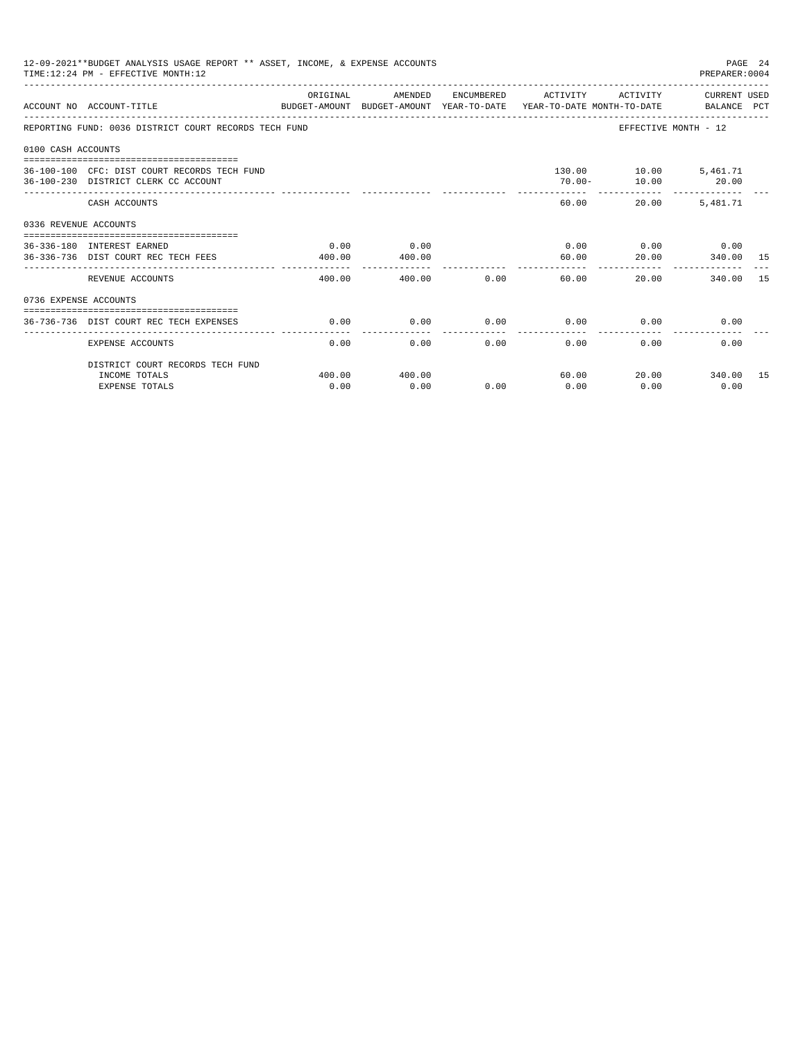12-09-2021**BUDGET ANALYSIS USAGE REPORT ** ASSET, INCOME, & EXPENSE ACCOUNTS
TIME:12:24 PM - EFFECTIVE MONTH:12

PREPARER:0004

| ACCOUNT NO | ACCOUNT-TITLE | ORIGINAL BUDGET-AMOUNT | AMENDED BUDGET-AMOUNT | ENCUMBERED YEAR-TO-DATE | ACTIVITY YEAR-TO-DATE | ACTIVITY MONTH-TO-DATE | CURRENT USED BALANCE | PCT |
|---|---|---|---|---|---|---|---|---|
| REPORTING FUND: 0036 DISTRICT COURT RECORDS TECH FUND | | | | | | EFFECTIVE MONTH - 12 | | |
| 0100 CASH ACCOUNTS | | | | | | | | |
| 36-100-100 | CFC: DIST COURT RECORDS TECH FUND | | | | 130.00 | 10.00 | 5,461.71 | |
| 36-100-230 | DISTRICT CLERK CC ACCOUNT | | | | 70.00- | 10.00 | 20.00 | |
| | CASH ACCOUNTS | | | | 60.00 | 20.00 | 5,481.71 | |
| 0336 REVENUE ACCOUNTS | | | | | | | | |
| 36-336-180 | INTEREST EARNED | 0.00 | 0.00 | | 0.00 | 0.00 | 0.00 | |
| 36-336-736 | DIST COURT REC TECH FEES | 400.00 | 400.00 | | 60.00 | 20.00 | 340.00 | 15 |
| | REVENUE ACCOUNTS | 400.00 | 400.00 | 0.00 | 60.00 | 20.00 | 340.00 | 15 |
| 0736 EXPENSE ACCOUNTS | | | | | | | | |
| 36-736-736 | DIST COURT REC TECH EXPENSES | 0.00 | 0.00 | 0.00 | 0.00 | 0.00 | 0.00 | |
| | EXPENSE ACCOUNTS | 0.00 | 0.00 | 0.00 | 0.00 | 0.00 | 0.00 | |
| | DISTRICT COURT RECORDS TECH FUND | | | | | | | |
| | INCOME TOTALS | 400.00 | 400.00 | | 60.00 | 20.00 | 340.00 | 15 |
| | EXPENSE TOTALS | 0.00 | 0.00 | 0.00 | 0.00 | 0.00 | 0.00 | |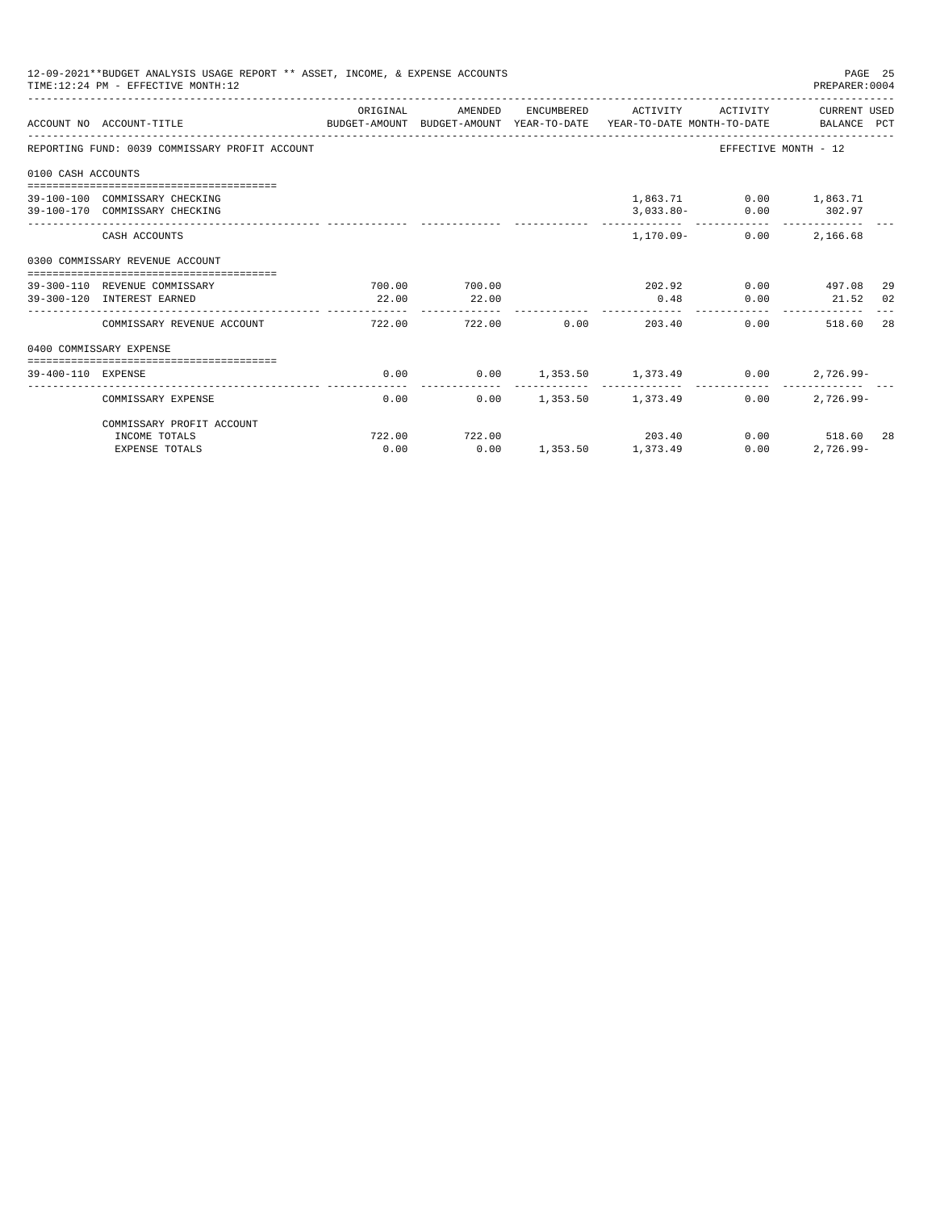12-09-2021**BUDGET ANALYSIS USAGE REPORT ** ASSET, INCOME, & EXPENSE ACCOUNTS
TIME:12:24 PM - EFFECTIVE MONTH:12
PREPARER:0004

| ACCOUNT NO | ACCOUNT-TITLE | ORIGINAL BUDGET-AMOUNT | AMENDED BUDGET-AMOUNT | ENCUMBERED YEAR-TO-DATE | ACTIVITY YEAR-TO-DATE | ACTIVITY MONTH-TO-DATE | CURRENT USED BALANCE | PCT |
|---|---|---|---|---|---|---|---|---|
| REPORTING FUND: 0039 COMMISSARY PROFIT ACCOUNT | | | | | | | EFFECTIVE MONTH - 12 | |
| 0100 CASH ACCOUNTS | | | | | | | | |
| 39-100-100 | COMMISSARY CHECKING | | | | 1,863.71 | 0.00 | 1,863.71 | |
| 39-100-170 | COMMISSARY CHECKING | | | | 3,033.80- | 0.00 | 302.97 | |
| | CASH ACCOUNTS | | | | 1,170.09- | 0.00 | 2,166.68 | |
| 0300 COMMISSARY REVENUE ACCOUNT | | | | | | | | |
| 39-300-110 | REVENUE COMMISSARY | 700.00 | 700.00 | | 202.92 | 0.00 | 497.08 | 29 |
| 39-300-120 | INTEREST EARNED | 22.00 | 22.00 | | 0.48 | 0.00 | 21.52 | 02 |
| | COMMISSARY REVENUE ACCOUNT | 722.00 | 722.00 | 0.00 | 203.40 | 0.00 | 518.60 | 28 |
| 0400 COMMISSARY EXPENSE | | | | | | | | |
| 39-400-110 | EXPENSE | 0.00 | 0.00 | 1,353.50 | 1,373.49 | 0.00 | 2,726.99- | |
| | COMMISSARY EXPENSE | 0.00 | 0.00 | 1,353.50 | 1,373.49 | 0.00 | 2,726.99- | |
| | COMMISSARY PROFIT ACCOUNT | | | | | | | |
| | INCOME TOTALS | 722.00 | 722.00 | | 203.40 | 0.00 | 518.60 | 28 |
| | EXPENSE TOTALS | 0.00 | 0.00 | 1,353.50 | 1,373.49 | 0.00 | 2,726.99- | |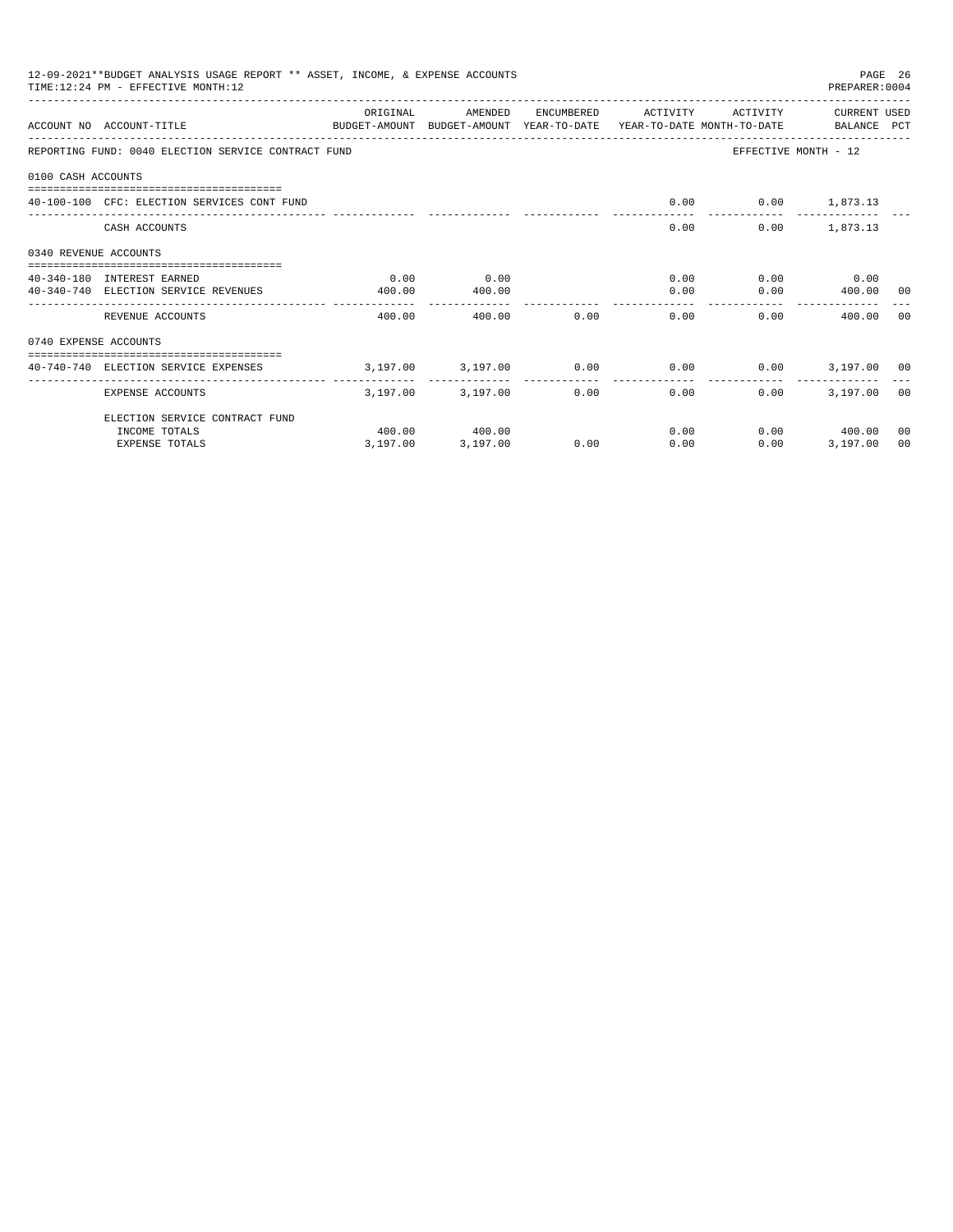12-09-2021**BUDGET ANALYSIS USAGE REPORT ** ASSET, INCOME, & EXPENSE ACCOUNTS
TIME:12:24 PM - EFFECTIVE MONTH:12
PREPARER:0004

| ACCOUNT NO | ACCOUNT-TITLE | ORIGINAL BUDGET-AMOUNT | AMENDED BUDGET-AMOUNT | ENCUMBERED YEAR-TO-DATE | ACTIVITY YEAR-TO-DATE | ACTIVITY MONTH-TO-DATE | CURRENT BALANCE | USED PCT |
|---|---|---|---|---|---|---|---|---|
| REPORTING FUND: 0040 ELECTION SERVICE CONTRACT FUND | | | | | | EFFECTIVE MONTH - 12 | | |
| 0100 CASH ACCOUNTS | | | | | | | | |
| 40-100-100 | CFC: ELECTION SERVICES CONT FUND | | | | 0.00 | 0.00 | 1,873.13 | |
| | CASH ACCOUNTS | | | | 0.00 | 0.00 | 1,873.13 | |
| 0340 REVENUE ACCOUNTS | | | | | | | | |
| 40-340-180 | INTEREST EARNED | 0.00 | 0.00 | | 0.00 | 0.00 | 0.00 | |
| 40-340-740 | ELECTION SERVICE REVENUES | 400.00 | 400.00 | | 0.00 | 0.00 | 400.00 | 00 |
| | REVENUE ACCOUNTS | 400.00 | 400.00 | 0.00 | 0.00 | 0.00 | 400.00 | 00 |
| 0740 EXPENSE ACCOUNTS | | | | | | | | |
| 40-740-740 | ELECTION SERVICE EXPENSES | 3,197.00 | 3,197.00 | 0.00 | 0.00 | 0.00 | 3,197.00 | 00 |
| | EXPENSE ACCOUNTS | 3,197.00 | 3,197.00 | 0.00 | 0.00 | 0.00 | 3,197.00 | 00 |
| | ELECTION SERVICE CONTRACT FUND | | | | | | | |
| | INCOME TOTALS | 400.00 | 400.00 | | 0.00 | 0.00 | 400.00 | 00 |
| | EXPENSE TOTALS | 3,197.00 | 3,197.00 | 0.00 | 0.00 | 0.00 | 3,197.00 | 00 |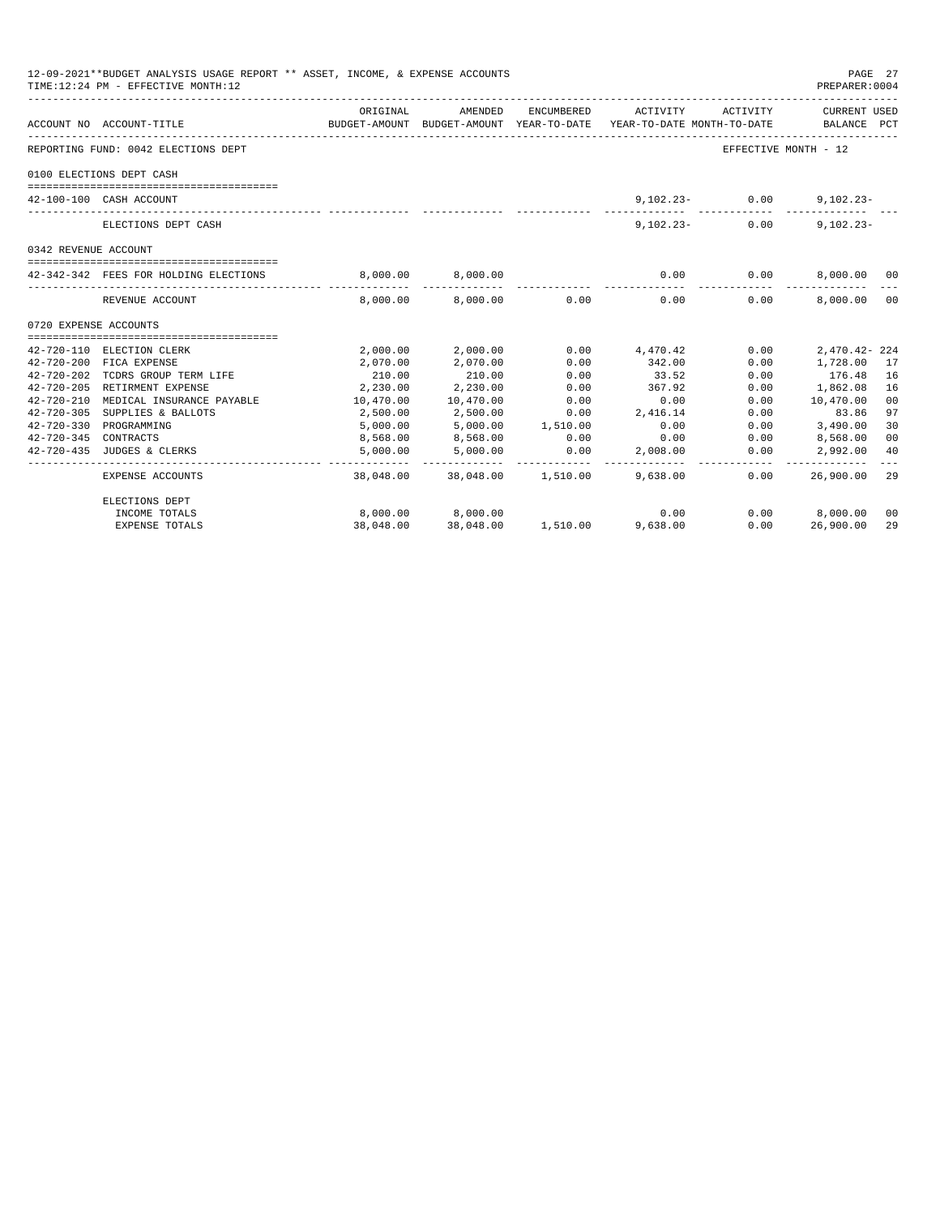12-09-2021**BUDGET ANALYSIS USAGE REPORT ** ASSET, INCOME, & EXPENSE ACCOUNTS

TIME:12:24 PM - EFFECTIVE MONTH:12

PREPARER:0004

| ACCOUNT NO | ACCOUNT-TITLE | ORIGINAL BUDGET-AMOUNT | AMENDED BUDGET-AMOUNT | ENCUMBERED YEAR-TO-DATE | ACTIVITY YEAR-TO-DATE | ACTIVITY MONTH-TO-DATE | CURRENT USED BALANCE | PCT |
|---|---|---|---|---|---|---|---|---|
| REPORTING FUND: 0042 ELECTIONS DEPT | | | | | | EFFECTIVE MONTH - 12 | | |
| 0100 ELECTIONS DEPT CASH | | | | | | | | |
| 42-100-100 | CASH ACCOUNT | | | | 9,102.23- | 0.00 | 9,102.23- | |
| | ELECTIONS DEPT CASH | | | | 9,102.23- | 0.00 | 9,102.23- | |
| 0342 REVENUE ACCOUNT | | | | | | | | |
| 42-342-342 | FEES FOR HOLDING ELECTIONS | 8,000.00 | 8,000.00 | | 0.00 | 0.00 | 8,000.00 | 00 |
| | REVENUE ACCOUNT | 8,000.00 | 8,000.00 | 0.00 | 0.00 | 0.00 | 8,000.00 | 00 |
| 0720 EXPENSE ACCOUNTS | | | | | | | | |
| 42-720-110 | ELECTION CLERK | 2,000.00 | 2,000.00 | 0.00 | 4,470.42 | 0.00 | 2,470.42- | 224 |
| 42-720-200 | FICA EXPENSE | 2,070.00 | 2,070.00 | 0.00 | 342.00 | 0.00 | 1,728.00 | 17 |
| 42-720-202 | TCDRS GROUP TERM LIFE | 210.00 | 210.00 | 0.00 | 33.52 | 0.00 | 176.48 | 16 |
| 42-720-205 | RETIREMENT EXPENSE | 2,230.00 | 2,230.00 | 0.00 | 367.92 | 0.00 | 1,862.08 | 16 |
| 42-720-210 | MEDICAL INSURANCE PAYABLE | 10,470.00 | 10,470.00 | 0.00 | 0.00 | 0.00 | 10,470.00 | 00 |
| 42-720-305 | SUPPLIES & BALLOTS | 2,500.00 | 2,500.00 | 0.00 | 2,416.14 | 0.00 | 83.86 | 97 |
| 42-720-330 | PROGRAMMING | 5,000.00 | 5,000.00 | 1,510.00 | 0.00 | 0.00 | 3,490.00 | 30 |
| 42-720-345 | CONTRACTS | 8,568.00 | 8,568.00 | 0.00 | 0.00 | 0.00 | 8,568.00 | 00 |
| 42-720-435 | JUDGES & CLERKS | 5,000.00 | 5,000.00 | 0.00 | 2,008.00 | 0.00 | 2,992.00 | 40 |
| | EXPENSE ACCOUNTS | 38,048.00 | 38,048.00 | 1,510.00 | 9,638.00 | 0.00 | 26,900.00 | 29 |
| | ELECTIONS DEPT | | | | | | | |
| | INCOME TOTALS | 8,000.00 | 8,000.00 | | 0.00 | 0.00 | 8,000.00 | 00 |
| | EXPENSE TOTALS | 38,048.00 | 38,048.00 | 1,510.00 | 9,638.00 | 0.00 | 26,900.00 | 29 |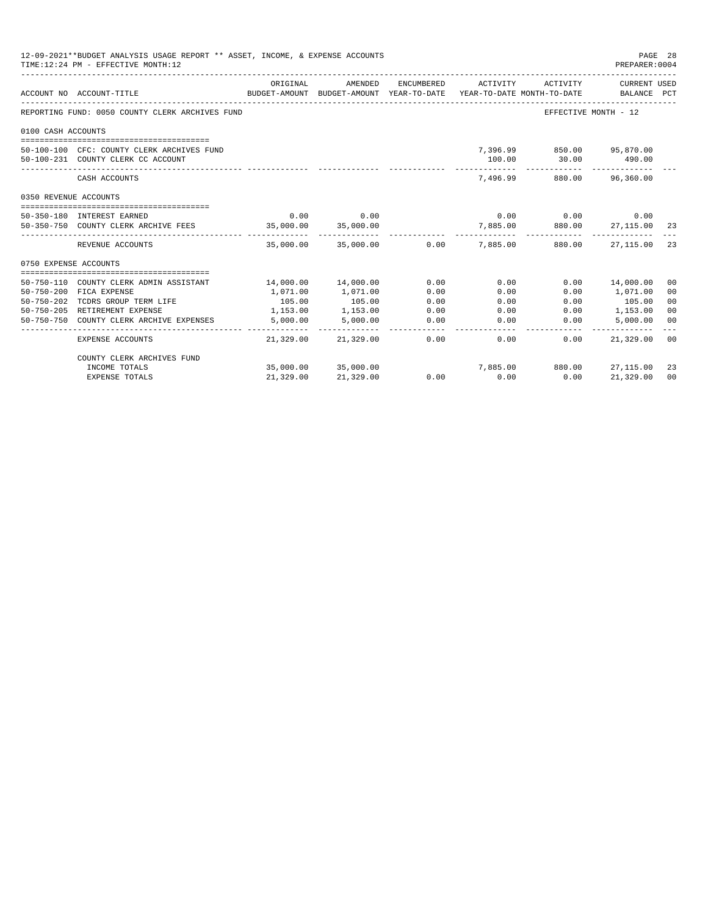12-09-2021**BUDGET ANALYSIS USAGE REPORT ** ASSET, INCOME, & EXPENSE ACCOUNTS
TIME:12:24 PM - EFFECTIVE MONTH:12
PREPARER:0004

| ACCOUNT NO | ACCOUNT-TITLE | ORIGINAL BUDGET-AMOUNT | AMENDED BUDGET-AMOUNT | ENCUMBERED YEAR-TO-DATE | ACTIVITY YEAR-TO-DATE | ACTIVITY MONTH-TO-DATE | CURRENT USED BALANCE | PCT |
|---|---|---|---|---|---|---|---|---|
| REPORTING FUND: 0050 COUNTY CLERK ARCHIVES FUND | | | | | | EFFECTIVE MONTH - 12 | | |
| 0100 CASH ACCOUNTS | | | | | | | | |
| 50-100-100 | CFC: COUNTY CLERK ARCHIVES FUND | | | | 7,396.99 | 850.00 | 95,870.00 | |
| 50-100-231 | COUNTY CLERK CC ACCOUNT | | | | 100.00 | 30.00 | 490.00 | |
| | CASH ACCOUNTS | | | | 7,496.99 | 880.00 | 96,360.00 | |
| 0350 REVENUE ACCOUNTS | | | | | | | | |
| 50-350-180 | INTEREST EARNED | 0.00 | 0.00 | | 0.00 | 0.00 | 0.00 | |
| 50-350-750 | COUNTY CLERK ARCHIVE FEES | 35,000.00 | 35,000.00 | | 7,885.00 | 880.00 | 27,115.00 | 23 |
| | REVENUE ACCOUNTS | 35,000.00 | 35,000.00 | 0.00 | 7,885.00 | 880.00 | 27,115.00 | 23 |
| 0750 EXPENSE ACCOUNTS | | | | | | | | |
| 50-750-110 | COUNTY CLERK ADMIN ASSISTANT | 14,000.00 | 14,000.00 | 0.00 | 0.00 | 0.00 | 14,000.00 | 00 |
| 50-750-200 | FICA EXPENSE | 1,071.00 | 1,071.00 | 0.00 | 0.00 | 0.00 | 1,071.00 | 00 |
| 50-750-202 | TCDRS GROUP TERM LIFE | 105.00 | 105.00 | 0.00 | 0.00 | 0.00 | 105.00 | 00 |
| 50-750-205 | RETIREMENT EXPENSE | 1,153.00 | 1,153.00 | 0.00 | 0.00 | 0.00 | 1,153.00 | 00 |
| 50-750-750 | COUNTY CLERK ARCHIVE EXPENSES | 5,000.00 | 5,000.00 | 0.00 | 0.00 | 0.00 | 5,000.00 | 00 |
| | EXPENSE ACCOUNTS | 21,329.00 | 21,329.00 | 0.00 | 0.00 | 0.00 | 21,329.00 | 00 |
| | COUNTY CLERK ARCHIVES FUND | | | | | | | |
| | INCOME TOTALS | 35,000.00 | 35,000.00 | | 7,885.00 | 880.00 | 27,115.00 | 23 |
| | EXPENSE TOTALS | 21,329.00 | 21,329.00 | 0.00 | 0.00 | 0.00 | 21,329.00 | 00 |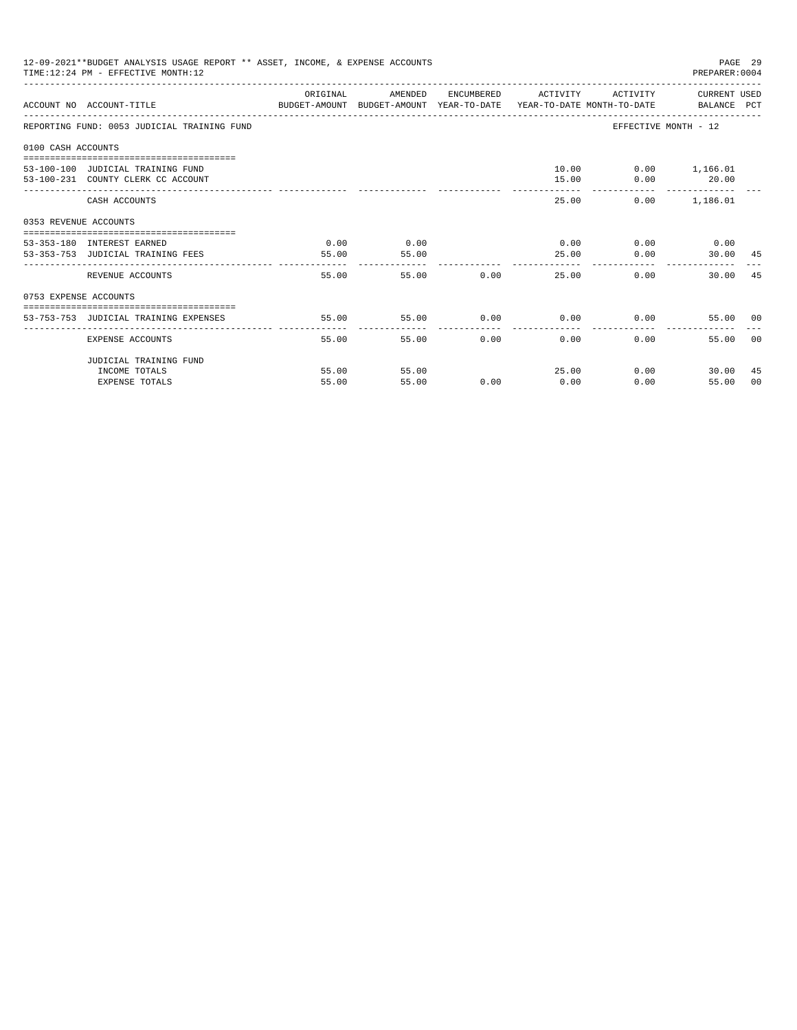12-09-2021**BUDGET ANALYSIS USAGE REPORT ** ASSET, INCOME, & EXPENSE ACCOUNTS

TIME:12:24 PM - EFFECTIVE MONTH:12

PREPARER:0004

| ACCOUNT NO | ACCOUNT-TITLE | ORIGINAL BUDGET-AMOUNT | AMENDED BUDGET-AMOUNT | ENCUMBERED YEAR-TO-DATE | ACTIVITY YEAR-TO-DATE | ACTIVITY MONTH-TO-DATE | CURRENT USED BALANCE | PCT |
|---|---|---|---|---|---|---|---|---|
| REPORTING FUND: 0053 JUDICIAL TRAINING FUND | | | | | | EFFECTIVE MONTH - 12 | | |
| 0100 CASH ACCOUNTS | | | | | | | | |
| 53-100-100 | JUDICIAL TRAINING FUND | | | | 10.00 | 0.00 | 1,166.01 | |
| 53-100-231 | COUNTY CLERK CC ACCOUNT | | | | 15.00 | 0.00 | 20.00 | |
| | CASH ACCOUNTS | | | | 25.00 | 0.00 | 1,186.01 | |
| 0353 REVENUE ACCOUNTS | | | | | | | | |
| 53-353-180 | INTEREST EARNED | 0.00 | 0.00 | | 0.00 | 0.00 | 0.00 | |
| 53-353-753 | JUDICIAL TRAINING FEES | 55.00 | 55.00 | | 25.00 | 0.00 | 30.00 | 45 |
| | REVENUE ACCOUNTS | 55.00 | 55.00 | 0.00 | 25.00 | 0.00 | 30.00 | 45 |
| 0753 EXPENSE ACCOUNTS | | | | | | | | |
| 53-753-753 | JUDICIAL TRAINING EXPENSES | 55.00 | 55.00 | 0.00 | 0.00 | 0.00 | 55.00 | 00 |
| | EXPENSE ACCOUNTS | 55.00 | 55.00 | 0.00 | 0.00 | 0.00 | 55.00 | 00 |
| | JUDICIAL TRAINING FUND | | | | | | | |
| | INCOME TOTALS | 55.00 | 55.00 | | 25.00 | 0.00 | 30.00 | 45 |
| | EXPENSE TOTALS | 55.00 | 55.00 | 0.00 | 0.00 | 0.00 | 55.00 | 00 |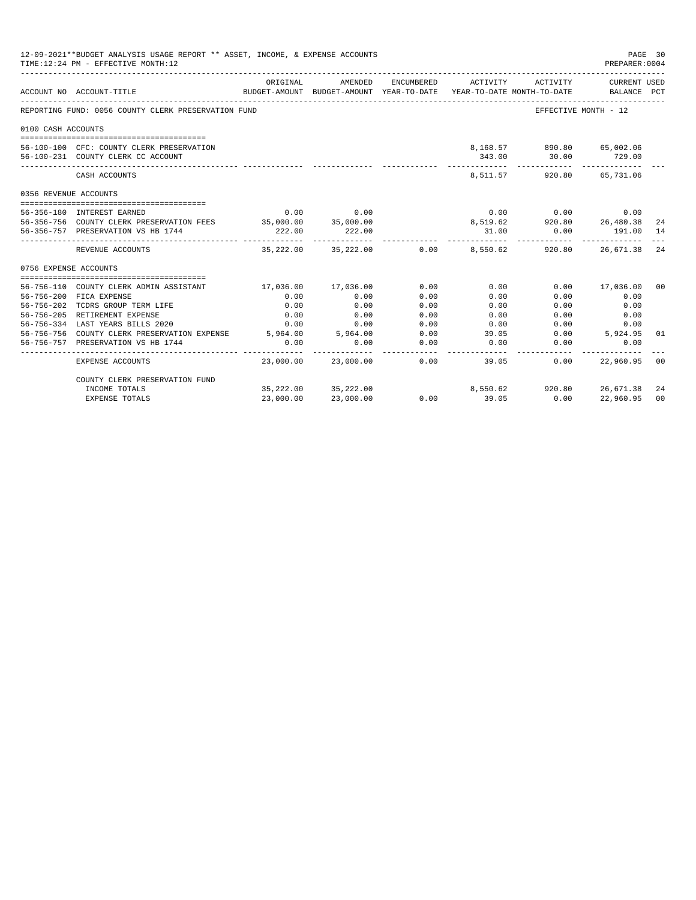12-09-2021**BUDGET ANALYSIS USAGE REPORT ** ASSET, INCOME, & EXPENSE ACCOUNTS
TIME:12:24 PM - EFFECTIVE MONTH:12

PREPARER:0004

| ACCOUNT NO | ACCOUNT-TITLE | ORIGINAL BUDGET-AMOUNT | AMENDED BUDGET-AMOUNT | ENCUMBERED YEAR-TO-DATE | ACTIVITY YEAR-TO-DATE | ACTIVITY MONTH-TO-DATE | CURRENT USED BALANCE | PCT |
|---|---|---|---|---|---|---|---|---|
| REPORTING FUND: 0056 COUNTY CLERK PRESERVATION FUND | | | | | | EFFECTIVE MONTH - 12 | | |
| 0100 CASH ACCOUNTS | | | | | | | | |
| 56-100-100 | CFC: COUNTY CLERK PRESERVATION | | | | 8,168.57 | 890.80 | 65,002.06 | |
| 56-100-231 | COUNTY CLERK CC ACCOUNT | | | | 343.00 | 30.00 | 729.00 | |
| | CASH ACCOUNTS | | | | 8,511.57 | 920.80 | 65,731.06 | |
| 0356 REVENUE ACCOUNTS | | | | | | | | |
| 56-356-180 | INTEREST EARNED | 0.00 | 0.00 | | 0.00 | 0.00 | 0.00 | |
| 56-356-756 | COUNTY CLERK PRESERVATION FEES | 35,000.00 | 35,000.00 | | 8,519.62 | 920.80 | 26,480.38 | 24 |
| 56-356-757 | PRESERVATION VS HB 1744 | 222.00 | 222.00 | | 31.00 | 0.00 | 191.00 | 14 |
| | REVENUE ACCOUNTS | 35,222.00 | 35,222.00 | 0.00 | 8,550.62 | 920.80 | 26,671.38 | 24 |
| 0756 EXPENSE ACCOUNTS | | | | | | | | |
| 56-756-110 | COUNTY CLERK ADMIN ASSISTANT | 17,036.00 | 17,036.00 | 0.00 | 0.00 | 0.00 | 17,036.00 | 00 |
| 56-756-200 | FICA EXPENSE | 0.00 | 0.00 | 0.00 | 0.00 | 0.00 | 0.00 | |
| 56-756-202 | TCDRS GROUP TERM LIFE | 0.00 | 0.00 | 0.00 | 0.00 | 0.00 | 0.00 | |
| 56-756-205 | RETIREMENT EXPENSE | 0.00 | 0.00 | 0.00 | 0.00 | 0.00 | 0.00 | |
| 56-756-334 | LAST YEARS BILLS 2020 | 0.00 | 0.00 | 0.00 | 0.00 | 0.00 | 0.00 | |
| 56-756-756 | COUNTY CLERK PRESERVATION EXPENSE | 5,964.00 | 5,964.00 | 0.00 | 39.05 | 0.00 | 5,924.95 | 01 |
| 56-756-757 | PRESERVATION VS HB 1744 | 0.00 | 0.00 | 0.00 | 0.00 | 0.00 | 0.00 | |
| | EXPENSE ACCOUNTS | 23,000.00 | 23,000.00 | 0.00 | 39.05 | 0.00 | 22,960.95 | 00 |
| | COUNTY CLERK PRESERVATION FUND | | | | | | | |
| | INCOME TOTALS | 35,222.00 | 35,222.00 | | 8,550.62 | 920.80 | 26,671.38 | 24 |
| | EXPENSE TOTALS | 23,000.00 | 23,000.00 | 0.00 | 39.05 | 0.00 | 22,960.95 | 00 |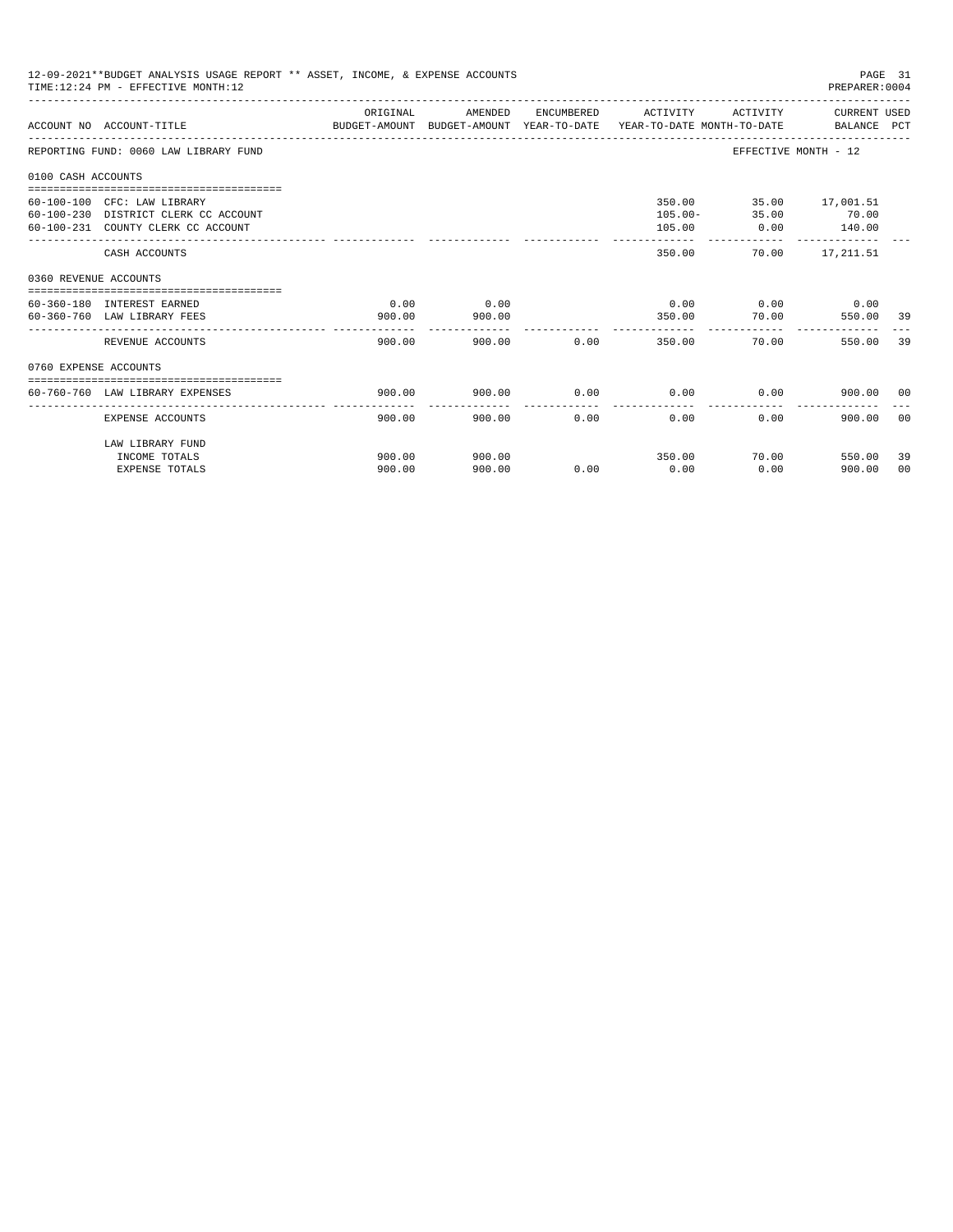12-09-2021**BUDGET ANALYSIS USAGE REPORT ** ASSET, INCOME, & EXPENSE ACCOUNTS
TIME:12:24 PM - EFFECTIVE MONTH:12

PREPARER:0004

| ACCOUNT NO | ACCOUNT-TITLE | ORIGINAL BUDGET-AMOUNT | AMENDED BUDGET-AMOUNT | ENCUMBERED YEAR-TO-DATE | ACTIVITY YEAR-TO-DATE | ACTIVITY MONTH-TO-DATE | CURRENT BALANCE | USED PCT |
|---|---|---|---|---|---|---|---|---|
| REPORTING FUND: 0060 LAW LIBRARY FUND | | | | | | EFFECTIVE MONTH - 12 | | |
| 0100 CASH ACCOUNTS | | | | | | | | |
| 60-100-100 | CFC: LAW LIBRARY | | | | 350.00 | 35.00 | 17,001.51 | |
| 60-100-230 | DISTRICT CLERK CC ACCOUNT | | | | 105.00- | 35.00 | 70.00 | |
| 60-100-231 | COUNTY CLERK CC ACCOUNT | | | | 105.00 | 0.00 | 140.00 | |
| | CASH ACCOUNTS | | | | 350.00 | 70.00 | 17,211.51 | |
| 0360 REVENUE ACCOUNTS | | | | | | | | |
| 60-360-180 | INTEREST EARNED | 0.00 | 0.00 | | 0.00 | 0.00 | 0.00 | |
| 60-360-760 | LAW LIBRARY FEES | 900.00 | 900.00 | | 350.00 | 70.00 | 550.00 | 39 |
| | REVENUE ACCOUNTS | 900.00 | 900.00 | 0.00 | 350.00 | 70.00 | 550.00 | 39 |
| 0760 EXPENSE ACCOUNTS | | | | | | | | |
| 60-760-760 | LAW LIBRARY EXPENSES | 900.00 | 900.00 | 0.00 | 0.00 | 0.00 | 900.00 | 00 |
| | EXPENSE ACCOUNTS | 900.00 | 900.00 | 0.00 | 0.00 | 0.00 | 900.00 | 00 |
| | LAW LIBRARY FUND | | | | | | | |
| | INCOME TOTALS | 900.00 | 900.00 | | 350.00 | 70.00 | 550.00 | 39 |
| | EXPENSE TOTALS | 900.00 | 900.00 | 0.00 | 0.00 | 0.00 | 900.00 | 00 |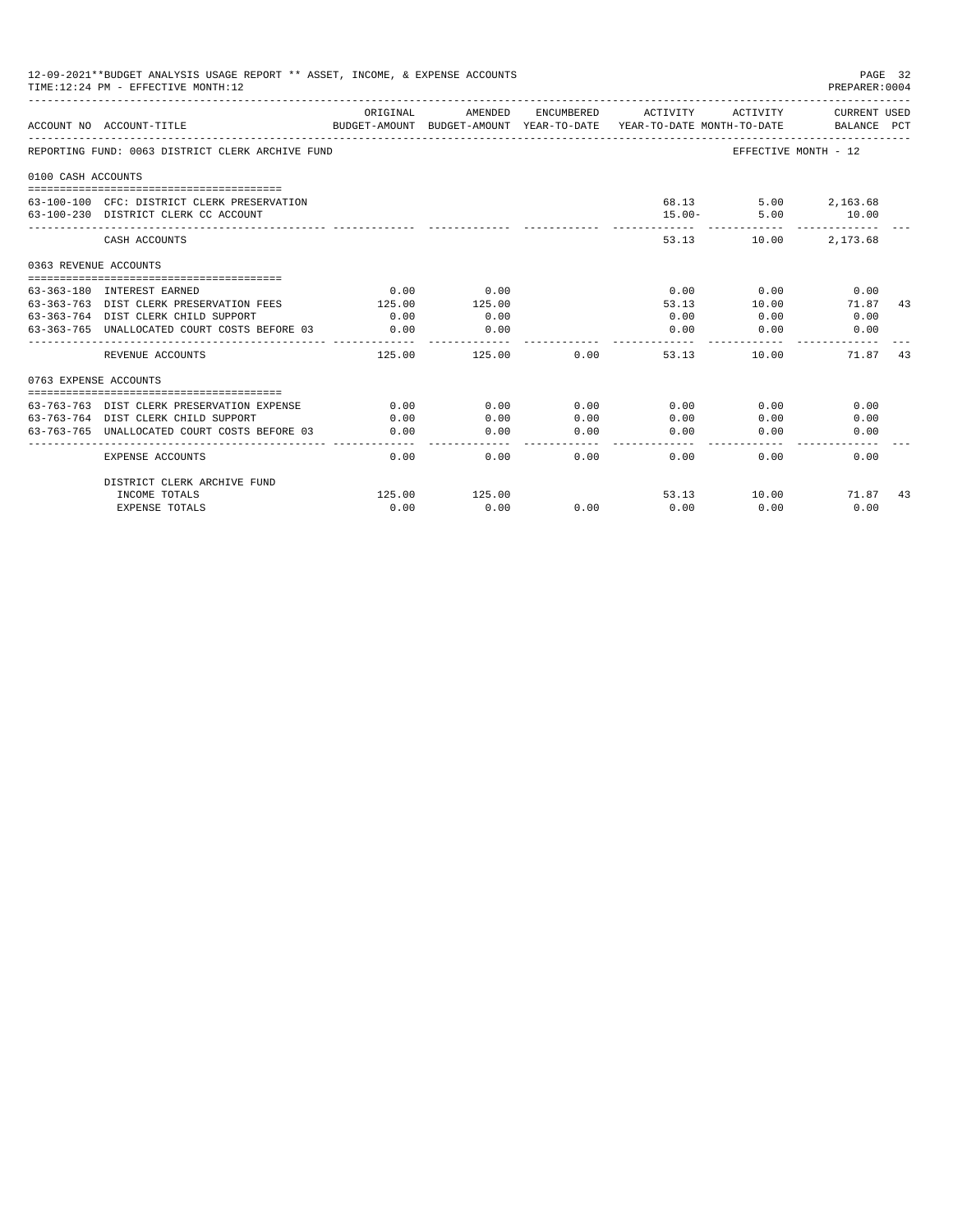12-09-2021**BUDGET ANALYSIS USAGE REPORT ** ASSET, INCOME, & EXPENSE ACCOUNTS
TIME:12:24 PM - EFFECTIVE MONTH:12

PREPARER:0004

| ACCOUNT NO | ACCOUNT-TITLE | ORIGINAL BUDGET-AMOUNT | AMENDED BUDGET-AMOUNT | ENCUMBERED YEAR-TO-DATE | ACTIVITY YEAR-TO-DATE | ACTIVITY MONTH-TO-DATE | CURRENT USED BALANCE | PCT |
|---|---|---|---|---|---|---|---|---|
| REPORTING FUND: 0063 DISTRICT CLERK ARCHIVE FUND | | | | | | EFFECTIVE MONTH - 12 | | |
| 0100 CASH ACCOUNTS | | | | | | | | |
| 63-100-100 | CFC: DISTRICT CLERK PRESERVATION | | | | 68.13 | 5.00 | 2,163.68 | |
| 63-100-230 | DISTRICT CLERK CC ACCOUNT | | | | 15.00- | 5.00 | 10.00 | |
| | CASH ACCOUNTS | | | | 53.13 | 10.00 | 2,173.68 | |
| 0363 REVENUE ACCOUNTS | | | | | | | | |
| 63-363-180 | INTEREST EARNED | 0.00 | 0.00 | | 0.00 | 0.00 | 0.00 | |
| 63-363-763 | DIST CLERK PRESERVATION FEES | 125.00 | 125.00 | | 53.13 | 10.00 | 71.87 | 43 |
| 63-363-764 | DIST CLERK CHILD SUPPORT | 0.00 | 0.00 | | 0.00 | 0.00 | 0.00 | |
| 63-363-765 | UNALLOCATED COURT COSTS BEFORE 03 | 0.00 | 0.00 | | 0.00 | 0.00 | 0.00 | |
| | REVENUE ACCOUNTS | 125.00 | 125.00 | 0.00 | 53.13 | 10.00 | 71.87 | 43 |
| 0763 EXPENSE ACCOUNTS | | | | | | | | |
| 63-763-763 | DIST CLERK PRESERVATION EXPENSE | 0.00 | 0.00 | 0.00 | 0.00 | 0.00 | 0.00 | |
| 63-763-764 | DIST CLERK CHILD SUPPORT | 0.00 | 0.00 | 0.00 | 0.00 | 0.00 | 0.00 | |
| 63-763-765 | UNALLOCATED COURT COSTS BEFORE 03 | 0.00 | 0.00 | 0.00 | 0.00 | 0.00 | 0.00 | |
| | EXPENSE ACCOUNTS | 0.00 | 0.00 | 0.00 | 0.00 | 0.00 | 0.00 | |
| | DISTRICT CLERK ARCHIVE FUND | | | | | | | |
| | INCOME TOTALS | 125.00 | 125.00 | | 53.13 | 10.00 | 71.87 | 43 |
| | EXPENSE TOTALS | 0.00 | 0.00 | 0.00 | 0.00 | 0.00 | 0.00 | |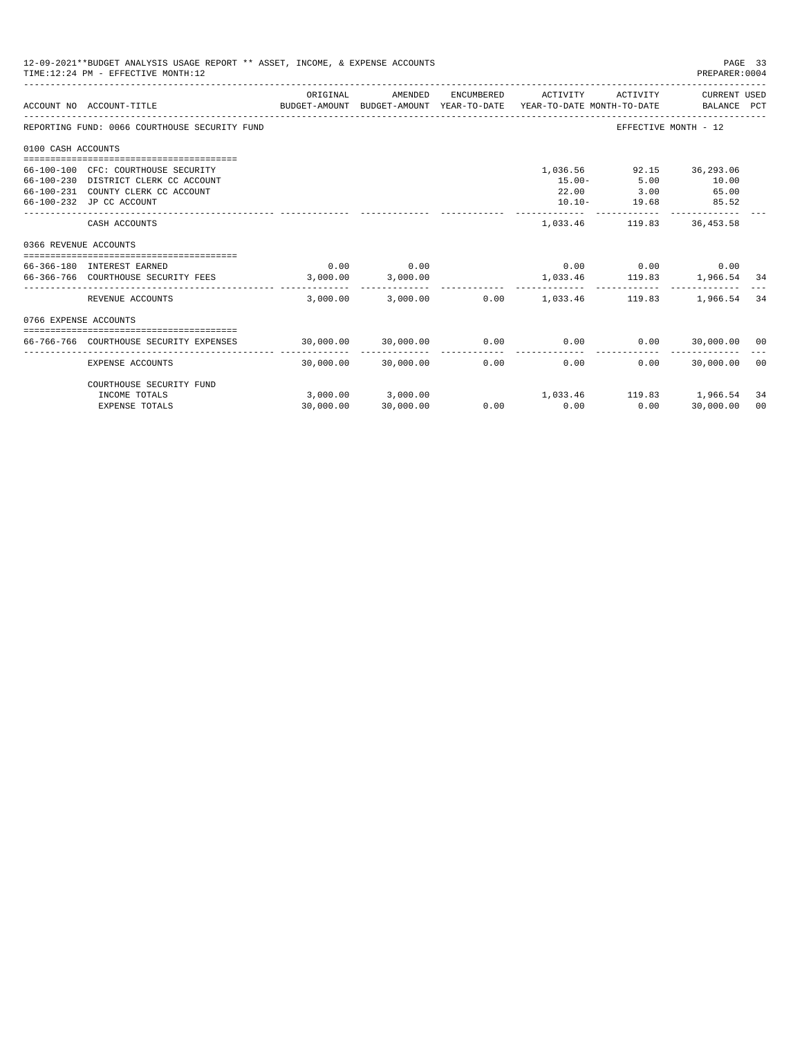12-09-2021**BUDGET ANALYSIS USAGE REPORT ** ASSET, INCOME, & EXPENSE ACCOUNTS
TIME:12:24 PM - EFFECTIVE MONTH:12
PREPARER:0004

| ACCOUNT NO | ACCOUNT-TITLE | ORIGINAL BUDGET-AMOUNT | AMENDED BUDGET-AMOUNT | ENCUMBERED YEAR-TO-DATE | ACTIVITY YEAR-TO-DATE | ACTIVITY MONTH-TO-DATE | CURRENT USED BALANCE | PCT |
|---|---|---|---|---|---|---|---|---|
| REPORTING FUND: 0066 COURTHOUSE SECURITY FUND | | | | | | | EFFECTIVE MONTH - 12 | |
| 0100 CASH ACCOUNTS | | | | | | | | |
| 66-100-100 | CFC: COURTHOUSE SECURITY | | | | 1,036.56 | 92.15 | 36,293.06 | |
| 66-100-230 | DISTRICT CLERK CC ACCOUNT | | | | 15.00- | 5.00 | 10.00 | |
| 66-100-231 | COUNTY CLERK CC ACCOUNT | | | | 22.00 | 3.00 | 65.00 | |
| 66-100-232 | JP CC ACCOUNT | | | | 10.10- | 19.68 | 85.52 | |
| | CASH ACCOUNTS | | | | 1,033.46 | 119.83 | 36,453.58 | |
| 0366 REVENUE ACCOUNTS | | | | | | | | |
| 66-366-180 | INTEREST EARNED | 0.00 | 0.00 | | 0.00 | 0.00 | 0.00 | |
| 66-366-766 | COURTHOUSE SECURITY FEES | 3,000.00 | 3,000.00 | | 1,033.46 | 119.83 | 1,966.54 | 34 |
| | REVENUE ACCOUNTS | 3,000.00 | 3,000.00 | 0.00 | 1,033.46 | 119.83 | 1,966.54 | 34 |
| 0766 EXPENSE ACCOUNTS | | | | | | | | |
| 66-766-766 | COURTHOUSE SECURITY EXPENSES | 30,000.00 | 30,000.00 | 0.00 | 0.00 | 0.00 | 30,000.00 | 00 |
| | EXPENSE ACCOUNTS | 30,000.00 | 30,000.00 | 0.00 | 0.00 | 0.00 | 30,000.00 | 00 |
| | COURTHOUSE SECURITY FUND | | | | | | | |
| | INCOME TOTALS | 3,000.00 | 3,000.00 | | 1,033.46 | 119.83 | 1,966.54 | 34 |
| | EXPENSE TOTALS | 30,000.00 | 30,000.00 | 0.00 | 0.00 | 0.00 | 30,000.00 | 00 |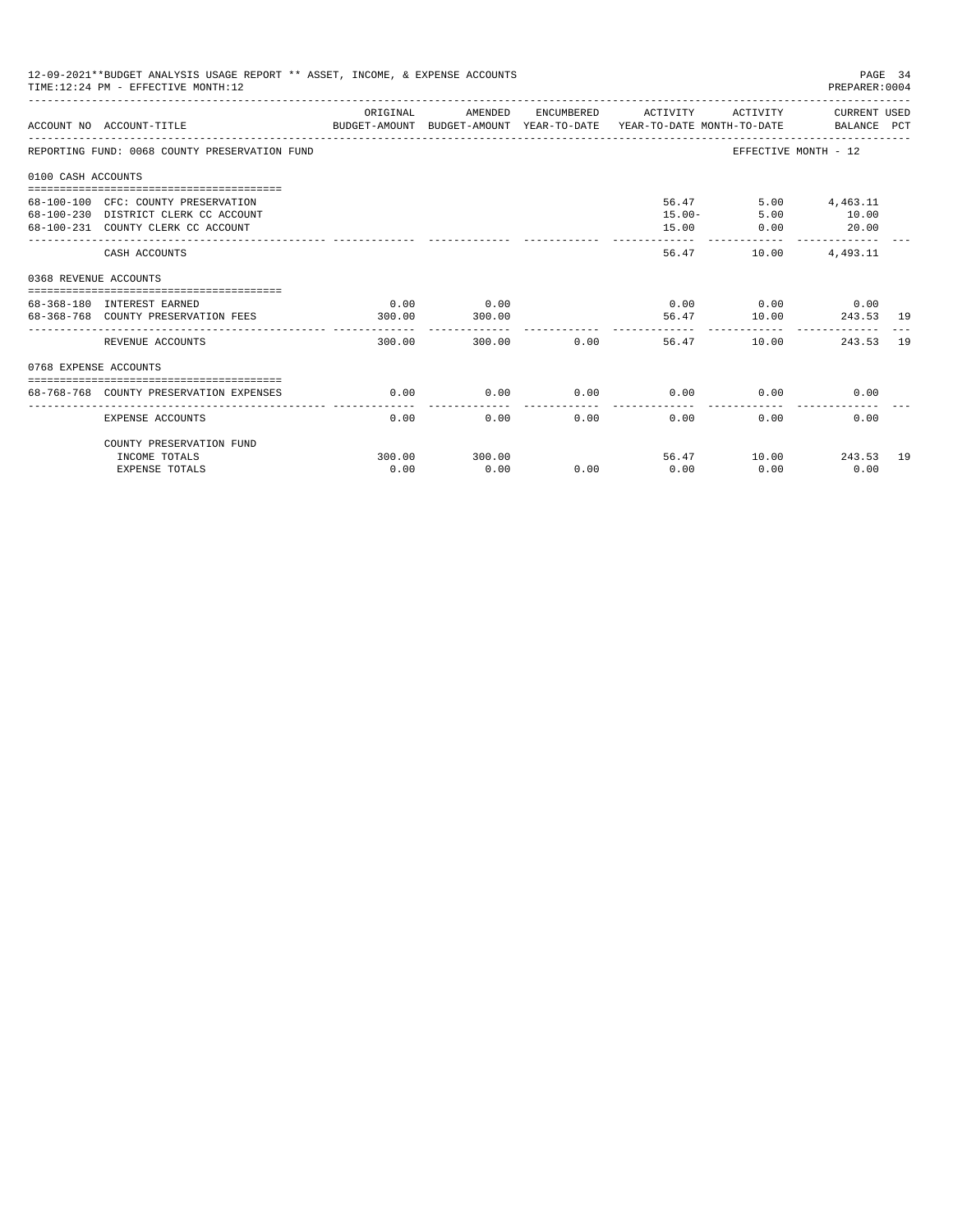12-09-2021**BUDGET ANALYSIS USAGE REPORT ** ASSET, INCOME, & EXPENSE ACCOUNTS
TIME:12:24 PM - EFFECTIVE MONTH:12
PREPARER:0004

| ACCOUNT NO | ACCOUNT-TITLE | ORIGINAL BUDGET-AMOUNT | AMENDED BUDGET-AMOUNT | ENCUMBERED YEAR-TO-DATE | ACTIVITY YEAR-TO-DATE | ACTIVITY MONTH-TO-DATE | CURRENT USED BALANCE | PCT |
|---|---|---|---|---|---|---|---|---|
| REPORTING FUND: 0068 COUNTY PRESERVATION FUND | | | | | | EFFECTIVE MONTH - 12 | | |
| 0100 CASH ACCOUNTS | | | | | | | | |
| 68-100-100 | CFC: COUNTY PRESERVATION | | | | 56.47 | 5.00 | 4,463.11 | |
| 68-100-230 | DISTRICT CLERK CC ACCOUNT | | | | 15.00- | 5.00 | 10.00 | |
| 68-100-231 | COUNTY CLERK CC ACCOUNT | | | | 15.00 | 0.00 | 20.00 | |
| | CASH ACCOUNTS | | | | 56.47 | 10.00 | 4,493.11 | |
| 0368 REVENUE ACCOUNTS | | | | | | | | |
| 68-368-180 | INTEREST EARNED | 0.00 | 0.00 | | 0.00 | 0.00 | 0.00 | |
| 68-368-768 | COUNTY PRESERVATION FEES | 300.00 | 300.00 | | 56.47 | 10.00 | 243.53 | 19 |
| | REVENUE ACCOUNTS | 300.00 | 300.00 | 0.00 | 56.47 | 10.00 | 243.53 | 19 |
| 0768 EXPENSE ACCOUNTS | | | | | | | | |
| 68-768-768 | COUNTY PRESERVATION EXPENSES | 0.00 | 0.00 | 0.00 | 0.00 | 0.00 | 0.00 | |
| | EXPENSE ACCOUNTS | 0.00 | 0.00 | 0.00 | 0.00 | 0.00 | 0.00 | |
| | COUNTY PRESERVATION FUND | | | | | | | |
| | INCOME TOTALS | 300.00 | 300.00 | | 56.47 | 10.00 | 243.53 | 19 |
| | EXPENSE TOTALS | 0.00 | 0.00 | 0.00 | 0.00 | 0.00 | 0.00 | |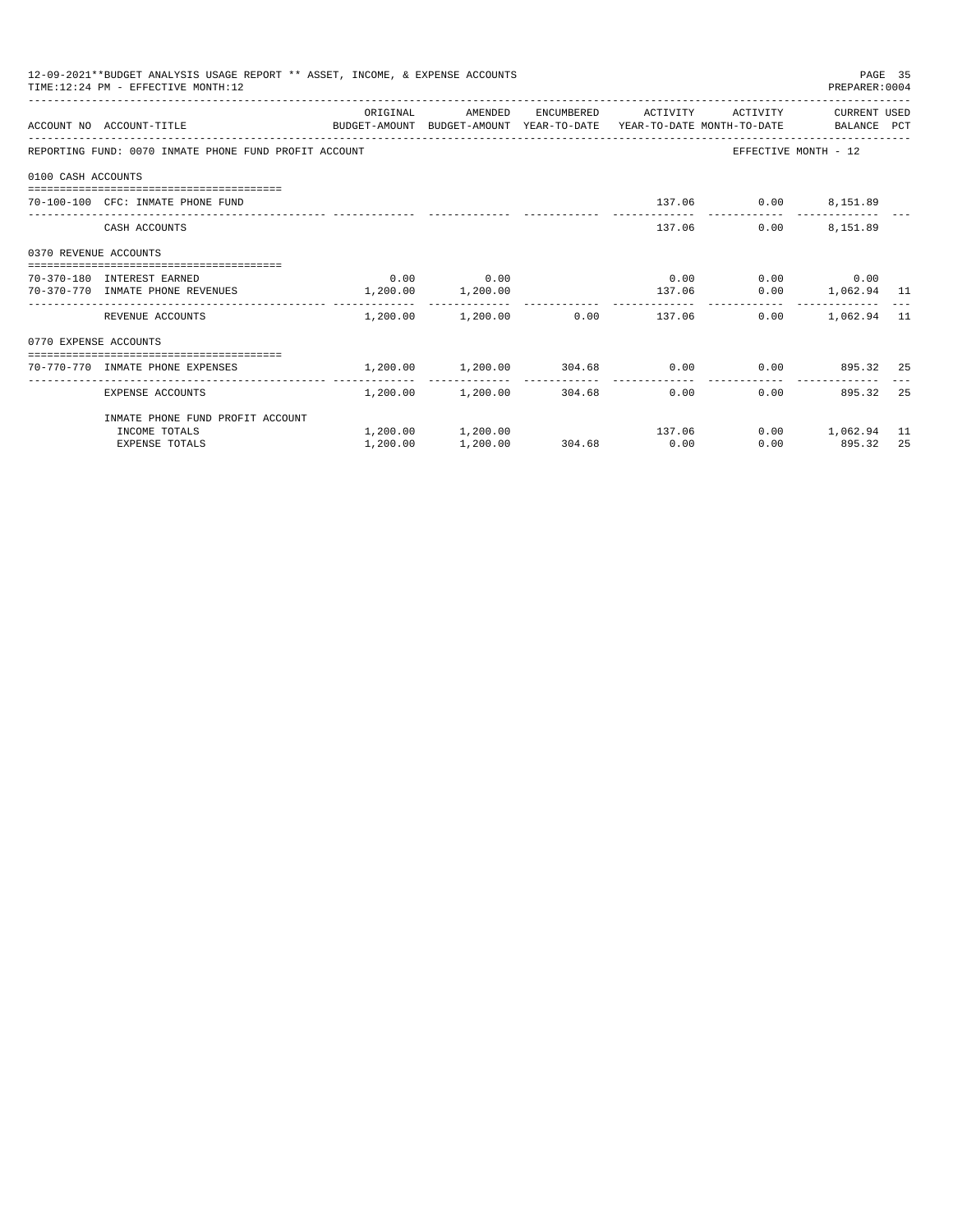12-09-2021**BUDGET ANALYSIS USAGE REPORT ** ASSET, INCOME, & EXPENSE ACCOUNTS

TIME:12:24 PM - EFFECTIVE MONTH:12

PREPARER:0004

| ACCOUNT NO | ACCOUNT-TITLE | ORIGINAL BUDGET-AMOUNT | AMENDED BUDGET-AMOUNT | ENCUMBERED YEAR-TO-DATE | ACTIVITY YEAR-TO-DATE | ACTIVITY MONTH-TO-DATE | CURRENT USED BALANCE | PCT |
|---|---|---|---|---|---|---|---|---|
| REPORTING FUND: 0070 INMATE PHONE FUND PROFIT ACCOUNT | | | | | | EFFECTIVE MONTH - 12 | | |
| 0100 CASH ACCOUNTS | | | | | | | | |
| 70-100-100 | CFC: INMATE PHONE FUND | | | | 137.06 | 0.00 | 8,151.89 | |
| | CASH ACCOUNTS | | | | 137.06 | 0.00 | 8,151.89 | |
| 0370 REVENUE ACCOUNTS | | | | | | | | |
| 70-370-180 | INTEREST EARNED | 0.00 | 0.00 | | 0.00 | 0.00 | 0.00 | |
| 70-370-770 | INMATE PHONE REVENUES | 1,200.00 | 1,200.00 | | 137.06 | 0.00 | 1,062.94 | 11 |
| | REVENUE ACCOUNTS | 1,200.00 | 1,200.00 | 0.00 | 137.06 | 0.00 | 1,062.94 | 11 |
| 0770 EXPENSE ACCOUNTS | | | | | | | | |
| 70-770-770 | INMATE PHONE EXPENSES | 1,200.00 | 1,200.00 | 304.68 | 0.00 | 0.00 | 895.32 | 25 |
| | EXPENSE ACCOUNTS | 1,200.00 | 1,200.00 | 304.68 | 0.00 | 0.00 | 895.32 | 25 |
| | INMATE PHONE FUND PROFIT ACCOUNT | | | | | | | |
| | INCOME TOTALS | 1,200.00 | 1,200.00 | | 137.06 | 0.00 | 1,062.94 | 11 |
| | EXPENSE TOTALS | 1,200.00 | 1,200.00 | 304.68 | 0.00 | 0.00 | 895.32 | 25 |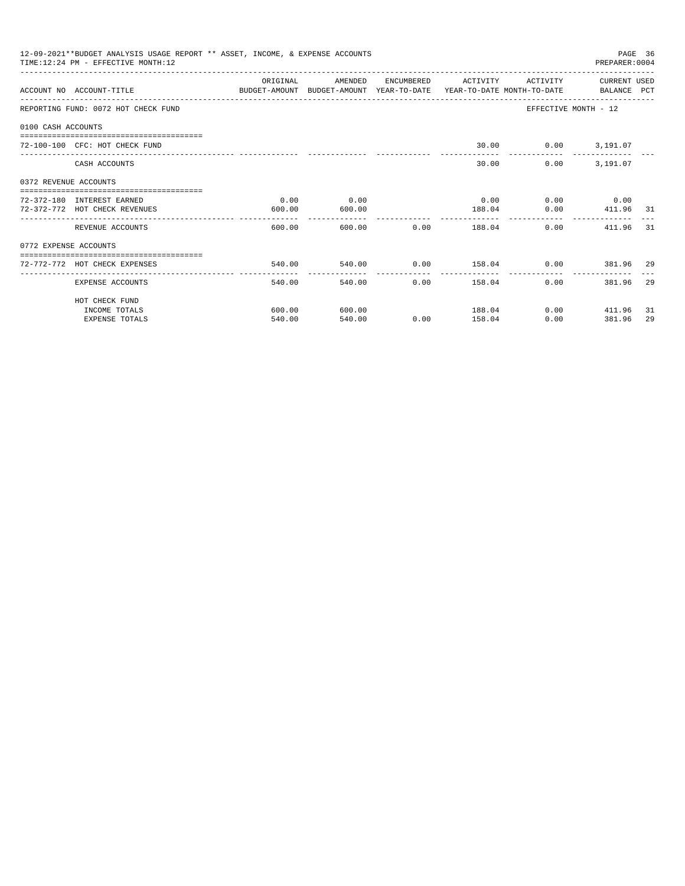12-09-2021**BUDGET ANALYSIS USAGE REPORT ** ASSET, INCOME, & EXPENSE ACCOUNTS

TIME:12:24 PM - EFFECTIVE MONTH:12

PREPARER:0004

| ACCOUNT NO ACCOUNT-TITLE | ORIGINAL BUDGET-AMOUNT | AMENDED BUDGET-AMOUNT | ENCUMBERED YEAR-TO-DATE | ACTIVITY YEAR-TO-DATE | ACTIVITY MONTH-TO-DATE | CURRENT USED BALANCE | PCT |
|---|---|---|---|---|---|---|---|
| REPORTING FUND: 0072 HOT CHECK FUND | | | | | EFFECTIVE MONTH - 12 | | |
| 0100 CASH ACCOUNTS | | | | | | | |
| 72-100-100 CFC: HOT CHECK FUND | | | | 30.00 | 0.00 | 3,191.07 | |
| CASH ACCOUNTS | | | | 30.00 | 0.00 | 3,191.07 | |
| 0372 REVENUE ACCOUNTS | | | | | | | |
| 72-372-180 INTEREST EARNED | 0.00 | 0.00 | | 0.00 | 0.00 | 0.00 | |
| 72-372-772 HOT CHECK REVENUES | 600.00 | 600.00 | | 188.04 | 0.00 | 411.96 | 31 |
| REVENUE ACCOUNTS | 600.00 | 600.00 | 0.00 | 188.04 | 0.00 | 411.96 | 31 |
| 0772 EXPENSE ACCOUNTS | | | | | | | |
| 72-772-772 HOT CHECK EXPENSES | 540.00 | 540.00 | 0.00 | 158.04 | 0.00 | 381.96 | 29 |
| EXPENSE ACCOUNTS | 540.00 | 540.00 | 0.00 | 158.04 | 0.00 | 381.96 | 29 |
| HOT CHECK FUND | | | | | | | |
| INCOME TOTALS | 600.00 | 600.00 | | 188.04 | 0.00 | 411.96 | 31 |
| EXPENSE TOTALS | 540.00 | 540.00 | 0.00 | 158.04 | 0.00 | 381.96 | 29 |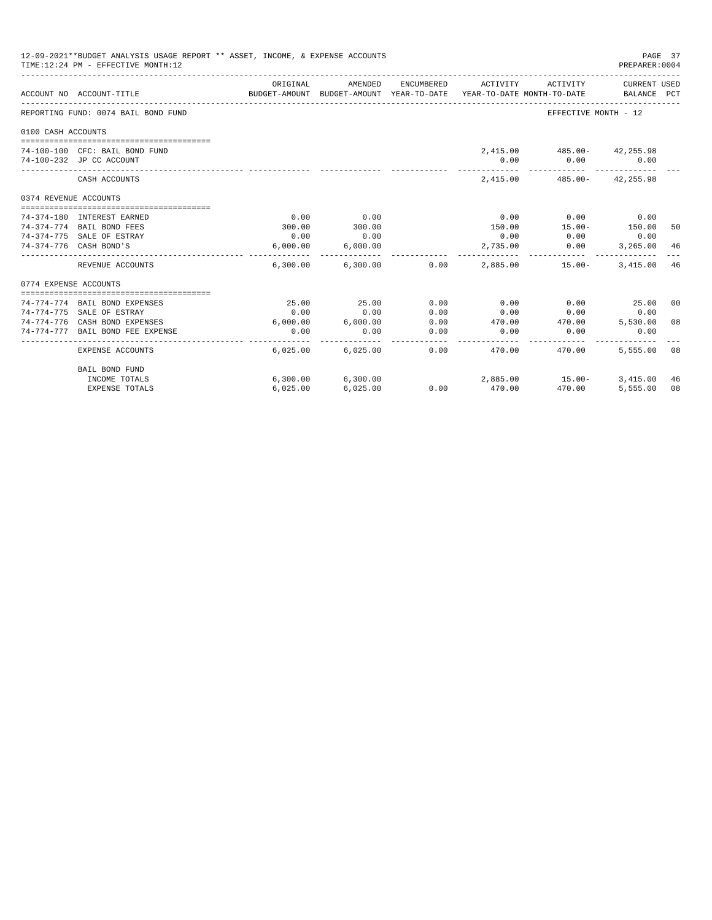12-09-2021**BUDGET ANALYSIS USAGE REPORT ** ASSET, INCOME, & EXPENSE ACCOUNTS
TIME:12:24 PM - EFFECTIVE MONTH:12

PREPARER:0004

| ACCOUNT NO | ACCOUNT-TITLE | ORIGINAL BUDGET-AMOUNT | AMENDED BUDGET-AMOUNT | ENCUMBERED YEAR-TO-DATE | ACTIVITY YEAR-TO-DATE | ACTIVITY MONTH-TO-DATE | CURRENT USED BALANCE | PCT |
|---|---|---|---|---|---|---|---|---|
| REPORTING FUND: 0074 BAIL BOND FUND | | | | | | EFFECTIVE MONTH - 12 | | |
| 0100 CASH ACCOUNTS | | | | | | | | |
| 74-100-100 | CFC: BAIL BOND FUND | | | | 2,415.00 | 485.00- | 42,255.98 | |
| 74-100-232 | JP CC ACCOUNT | | | | 0.00 | 0.00 | 0.00 | |
| | CASH ACCOUNTS | | | | 2,415.00 | 485.00- | 42,255.98 | |
| 0374 REVENUE ACCOUNTS | | | | | | | | |
| 74-374-180 | INTEREST EARNED | 0.00 | 0.00 | | 0.00 | 0.00 | 0.00 | |
| 74-374-774 | BAIL BOND FEES | 300.00 | 300.00 | | 150.00 | 15.00- | 150.00 | 50 |
| 74-374-775 | SALE OF ESTRAY | 0.00 | 0.00 | | 0.00 | 0.00 | 0.00 | |
| 74-374-776 | CASH BOND'S | 6,000.00 | 6,000.00 | | 2,735.00 | 0.00 | 3,265.00 | 46 |
| | REVENUE ACCOUNTS | 6,300.00 | 6,300.00 | 0.00 | 2,885.00 | 15.00- | 3,415.00 | 46 |
| 0774 EXPENSE ACCOUNTS | | | | | | | | |
| 74-774-774 | BAIL BOND EXPENSES | 25.00 | 25.00 | 0.00 | 0.00 | 0.00 | 25.00 | 00 |
| 74-774-775 | SALE OF ESTRAY | 0.00 | 0.00 | 0.00 | 0.00 | 0.00 | 0.00 | |
| 74-774-776 | CASH BOND EXPENSES | 6,000.00 | 6,000.00 | 0.00 | 470.00 | 470.00 | 5,530.00 | 08 |
| 74-774-777 | BAIL BOND FEE EXPENSE | 0.00 | 0.00 | 0.00 | 0.00 | 0.00 | 0.00 | |
| | EXPENSE ACCOUNTS | 6,025.00 | 6,025.00 | 0.00 | 470.00 | 470.00 | 5,555.00 | 08 |
| | BAIL BOND FUND | | | | | | | |
| | INCOME TOTALS | 6,300.00 | 6,300.00 | | 2,885.00 | 15.00- | 3,415.00 | 46 |
| | EXPENSE TOTALS | 6,025.00 | 6,025.00 | 0.00 | 470.00 | 470.00 | 5,555.00 | 08 |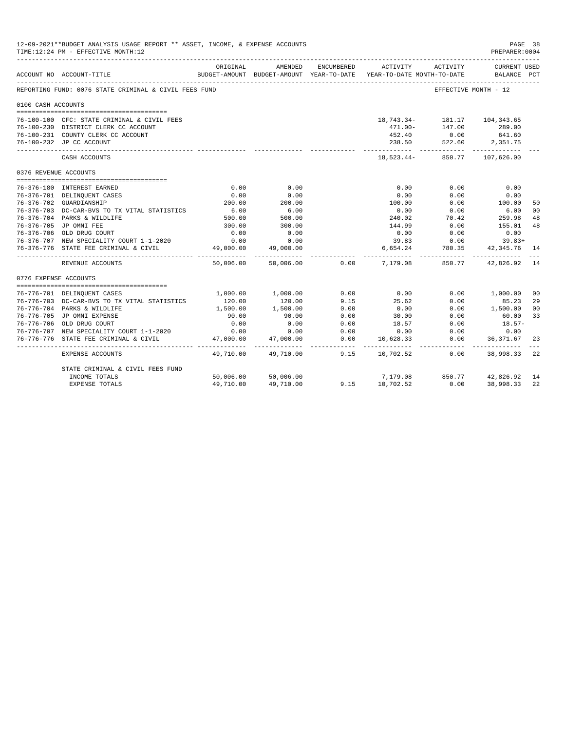12-09-2021**BUDGET ANALYSIS USAGE REPORT ** ASSET, INCOME, & EXPENSE ACCOUNTS
TIME:12:24 PM - EFFECTIVE MONTH:12
PREPARER:0004

REPORTING FUND: 0076 STATE CRIMINAL & CIVIL FEES FUND — EFFECTIVE MONTH - 12

| ACCOUNT NO | ACCOUNT-TITLE | ORIGINAL BUDGET-AMOUNT | AMENDED BUDGET-AMOUNT | ENCUMBERED YEAR-TO-DATE | ACTIVITY YEAR-TO-DATE | ACTIVITY MONTH-TO-DATE | CURRENT USED BALANCE | PCT |
|---|---|---|---|---|---|---|---|---|
| **0100 CASH ACCOUNTS** | | | | | | | | |
| 76-100-100 | CFC: STATE CRIMINAL & CIVIL FEES | | | | 18,743.34- | 181.17 | 104,343.65 | |
| 76-100-230 | DISTRICT CLERK CC ACCOUNT | | | | 471.00- | 147.00 | 289.00 | |
| 76-100-231 | COUNTY CLERK CC ACCOUNT | | | | 452.40 | 0.00 | 641.60 | |
| 76-100-232 | JP CC ACCOUNT | | | | 238.50 | 522.60 | 2,351.75 | |
| | CASH ACCOUNTS | | | | 18,523.44- | 850.77 | 107,626.00 | |
| **0376 REVENUE ACCOUNTS** | | | | | | | | |
| 76-376-180 | INTEREST EARNED | 0.00 | 0.00 | | 0.00 | 0.00 | 0.00 | |
| 76-376-701 | DELINQUENT CASES | 0.00 | 0.00 | | 0.00 | 0.00 | 0.00 | |
| 76-376-702 | GUARDIANSHIP | 200.00 | 200.00 | | 100.00 | 0.00 | 100.00 | 50 |
| 76-376-703 | DC-CAR-BVS TO TX VITAL STATISTICS | 6.00 | 6.00 | | 0.00 | 0.00 | 6.00 | 00 |
| 76-376-704 | PARKS & WILDLIFE | 500.00 | 500.00 | | 240.02 | 70.42 | 259.98 | 48 |
| 76-376-705 | JP OMNI FEE | 300.00 | 300.00 | | 144.99 | 0.00 | 155.01 | 48 |
| 76-376-706 | OLD DRUG COURT | 0.00 | 0.00 | | 0.00 | 0.00 | 0.00 | |
| 76-376-707 | NEW SPECIALITY COURT 1-1-2020 | 0.00 | 0.00 | | 39.83 | 0.00 | 39.83+ | |
| 76-376-776 | STATE FEE CRIMINAL & CIVIL | 49,000.00 | 49,000.00 | | 6,654.24 | 780.35 | 42,345.76 | 14 |
| | REVENUE ACCOUNTS | 50,006.00 | 50,006.00 | 0.00 | 7,179.08 | 850.77 | 42,826.92 | 14 |
| **0776 EXPENSE ACCOUNTS** | | | | | | | | |
| 76-776-701 | DELINQUENT CASES | 1,000.00 | 1,000.00 | 0.00 | 0.00 | 0.00 | 1,000.00 | 00 |
| 76-776-703 | DC-CAR-BVS TO TX VITAL STATISTICS | 120.00 | 120.00 | 9.15 | 25.62 | 0.00 | 85.23 | 29 |
| 76-776-704 | PARKS & WILDLIFE | 1,500.00 | 1,500.00 | 0.00 | 0.00 | 0.00 | 1,500.00 | 00 |
| 76-776-705 | JP OMNI EXPENSE | 90.00 | 90.00 | 0.00 | 30.00 | 0.00 | 60.00 | 33 |
| 76-776-706 | OLD DRUG COURT | 0.00 | 0.00 | 0.00 | 18.57 | 0.00 | 18.57- | |
| 76-776-707 | NEW SPECIALITY COURT 1-1-2020 | 0.00 | 0.00 | 0.00 | 0.00 | 0.00 | 0.00 | |
| 76-776-776 | STATE FEE CRIMINAL & CIVIL | 47,000.00 | 47,000.00 | 0.00 | 10,628.33 | 0.00 | 36,371.67 | 23 |
| | EXPENSE ACCOUNTS | 49,710.00 | 49,710.00 | 9.15 | 10,702.52 | 0.00 | 38,998.33 | 22 |
| | STATE CRIMINAL & CIVIL FEES FUND | | | | | | | |
| | INCOME TOTALS | 50,006.00 | 50,006.00 | | 7,179.08 | 850.77 | 42,826.92 | 14 |
| | EXPENSE TOTALS | 49,710.00 | 49,710.00 | 9.15 | 10,702.52 | 0.00 | 38,998.33 | 22 |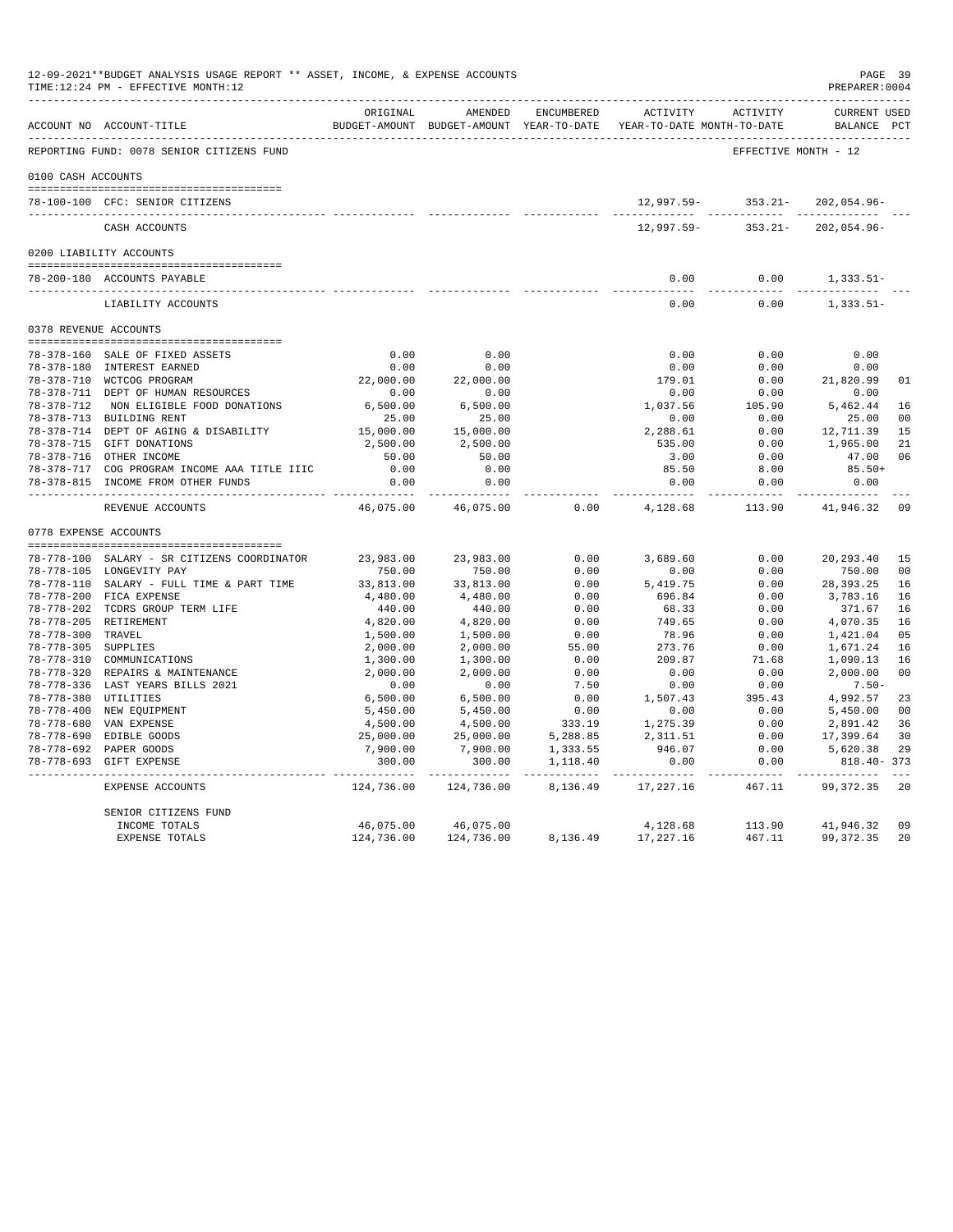12-09-2021**BUDGET ANALYSIS USAGE REPORT ** ASSET, INCOME, & EXPENSE ACCOUNTS
TIME:12:24 PM - EFFECTIVE MONTH:12
PREPARER:0004

REPORTING FUND: 0078 SENIOR CITIZENS FUND — EFFECTIVE MONTH - 12

| ACCOUNT NO | ACCOUNT-TITLE | ORIGINAL BUDGET-AMOUNT | AMENDED BUDGET-AMOUNT | ENCUMBERED YEAR-TO-DATE | ACTIVITY YEAR-TO-DATE | ACTIVITY MONTH-TO-DATE | CURRENT USED BALANCE | PCT |
|---|---|---|---|---|---|---|---|---|
| **0100 CASH ACCOUNTS** | | | | | | | | |
| 78-100-100 | CFC: SENIOR CITIZENS | | | | 12,997.59- | 353.21- | 202,054.96- | |
| | CASH ACCOUNTS | | | | 12,997.59- | 353.21- | 202,054.96- | |
| **0200 LIABILITY ACCOUNTS** | | | | | | | | |
| 78-200-180 | ACCOUNTS PAYABLE | | | | 0.00 | 0.00 | 1,333.51- | |
| | LIABILITY ACCOUNTS | | | | 0.00 | 0.00 | 1,333.51- | |
| **0378 REVENUE ACCOUNTS** | | | | | | | | |
| 78-378-160 | SALE OF FIXED ASSETS | 0.00 | 0.00 | | 0.00 | 0.00 | 0.00 | |
| 78-378-180 | INTEREST EARNED | 0.00 | 0.00 | | 0.00 | 0.00 | 0.00 | |
| 78-378-710 | WCTCOG PROGRAM | 22,000.00 | 22,000.00 | | 179.01 | 0.00 | 21,820.99 | 01 |
| 78-378-711 | DEPT OF HUMAN RESOURCES | 0.00 | 0.00 | | 0.00 | 0.00 | 0.00 | |
| 78-378-712 | NON ELIGIBLE FOOD DONATIONS | 6,500.00 | 6,500.00 | | 1,037.56 | 105.90 | 5,462.44 | 16 |
| 78-378-713 | BUILDING RENT | 25.00 | 25.00 | | 0.00 | 0.00 | 25.00 | 00 |
| 78-378-714 | DEPT OF AGING & DISABILITY | 15,000.00 | 15,000.00 | | 2,288.61 | 0.00 | 12,711.39 | 15 |
| 78-378-715 | GIFT DONATIONS | 2,500.00 | 2,500.00 | | 535.00 | 0.00 | 1,965.00 | 21 |
| 78-378-716 | OTHER INCOME | 50.00 | 50.00 | | 3.00 | 0.00 | 47.00 | 06 |
| 78-378-717 | COG PROGRAM INCOME AAA TITLE IIIC | 0.00 | 0.00 | | 85.50 | 8.00 | 85.50+ | |
| 78-378-815 | INCOME FROM OTHER FUNDS | 0.00 | 0.00 | | 0.00 | 0.00 | 0.00 | |
| | REVENUE ACCOUNTS | 46,075.00 | 46,075.00 | 0.00 | 4,128.68 | 113.90 | 41,946.32 | 09 |
| **0778 EXPENSE ACCOUNTS** | | | | | | | | |
| 78-778-100 | SALARY - SR CITIZENS COORDINATOR | 23,983.00 | 23,983.00 | 0.00 | 3,689.60 | 0.00 | 20,293.40 | 15 |
| 78-778-105 | LONGEVITY PAY | 750.00 | 750.00 | 0.00 | 0.00 | 0.00 | 750.00 | 00 |
| 78-778-110 | SALARY - FULL TIME & PART TIME | 33,813.00 | 33,813.00 | 0.00 | 5,419.75 | 0.00 | 28,393.25 | 16 |
| 78-778-200 | FICA EXPENSE | 4,480.00 | 4,480.00 | 0.00 | 696.84 | 0.00 | 3,783.16 | 16 |
| 78-778-202 | TCDRS GROUP TERM LIFE | 440.00 | 440.00 | 0.00 | 68.33 | 0.00 | 371.67 | 16 |
| 78-778-205 | RETIREMENT | 4,820.00 | 4,820.00 | 0.00 | 749.65 | 0.00 | 4,070.35 | 16 |
| 78-778-300 | TRAVEL | 1,500.00 | 1,500.00 | 0.00 | 78.96 | 0.00 | 1,421.04 | 05 |
| 78-778-305 | SUPPLIES | 2,000.00 | 2,000.00 | 55.00 | 273.76 | 0.00 | 1,671.24 | 16 |
| 78-778-310 | COMMUNICATIONS | 1,300.00 | 1,300.00 | 0.00 | 209.87 | 71.68 | 1,090.13 | 16 |
| 78-778-320 | REPAIRS & MAINTENANCE | 2,000.00 | 2,000.00 | 0.00 | 0.00 | 0.00 | 2,000.00 | 00 |
| 78-778-336 | LAST YEARS BILLS 2021 | 0.00 | 0.00 | 7.50 | 0.00 | 0.00 | 7.50- | |
| 78-778-380 | UTILITIES | 6,500.00 | 6,500.00 | 0.00 | 1,507.43 | 395.43 | 4,992.57 | 23 |
| 78-778-400 | NEW EQUIPMENT | 5,450.00 | 5,450.00 | 0.00 | 0.00 | 0.00 | 5,450.00 | 00 |
| 78-778-680 | VAN EXPENSE | 4,500.00 | 4,500.00 | 333.19 | 1,275.39 | 0.00 | 2,891.42 | 36 |
| 78-778-690 | EDIBLE GOODS | 25,000.00 | 25,000.00 | 5,288.85 | 2,311.51 | 0.00 | 17,399.64 | 30 |
| 78-778-692 | PAPER GOODS | 7,900.00 | 7,900.00 | 1,333.55 | 946.07 | 0.00 | 5,620.38 | 29 |
| 78-778-693 | GIFT EXPENSE | 300.00 | 300.00 | 1,118.40 | 0.00 | 0.00 | 818.40- | 373 |
| | EXPENSE ACCOUNTS | 124,736.00 | 124,736.00 | 8,136.49 | 17,227.16 | 467.11 | 99,372.35 | 20 |
| | SENIOR CITIZENS FUND | | | | | | | |
| | INCOME TOTALS | 46,075.00 | 46,075.00 | | 4,128.68 | 113.90 | 41,946.32 | 09 |
| | EXPENSE TOTALS | 124,736.00 | 124,736.00 | 8,136.49 | 17,227.16 | 467.11 | 99,372.35 | 20 |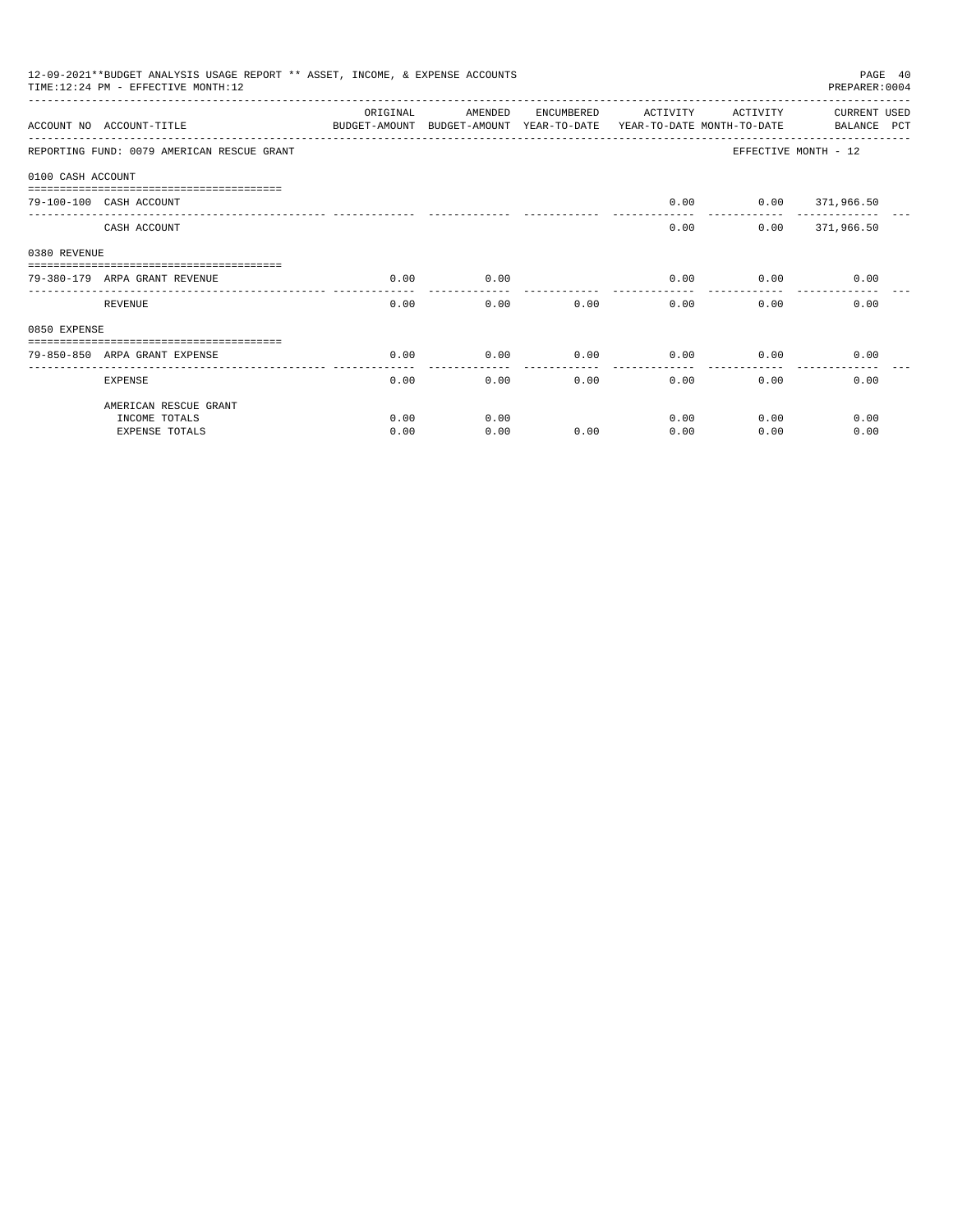12-09-2021**BUDGET ANALYSIS USAGE REPORT ** ASSET, INCOME, & EXPENSE ACCOUNTS

TIME:12:24 PM - EFFECTIVE MONTH:12

PREPARER:0004

| ACCOUNT NO | ACCOUNT-TITLE | ORIGINAL BUDGET-AMOUNT | AMENDED BUDGET-AMOUNT | ENCUMBERED YEAR-TO-DATE | ACTIVITY YEAR-TO-DATE | ACTIVITY MONTH-TO-DATE | CURRENT BALANCE | USED PCT |
|---|---|---|---|---|---|---|---|---|
| REPORTING FUND: 0079 AMERICAN RESCUE GRANT | | | | | | EFFECTIVE MONTH - 12 | | |
| 0100 CASH ACCOUNT | | | | | | | | |
| 79-100-100 | CASH ACCOUNT | | | | 0.00 | 0.00 | 371,966.50 | |
| | CASH ACCOUNT | | | | 0.00 | 0.00 | 371,966.50 | |
| 0380 REVENUE | | | | | | | | |
| 79-380-179 | ARPA GRANT REVENUE | 0.00 | 0.00 | | 0.00 | 0.00 | 0.00 | |
| | REVENUE | 0.00 | 0.00 | 0.00 | 0.00 | 0.00 | 0.00 | |
| 0850 EXPENSE | | | | | | | | |
| 79-850-850 | ARPA GRANT EXPENSE | 0.00 | 0.00 | 0.00 | 0.00 | 0.00 | 0.00 | |
| | EXPENSE | 0.00 | 0.00 | 0.00 | 0.00 | 0.00 | 0.00 | |
| | AMERICAN RESCUE GRANT | | | | | | | |
| | INCOME TOTALS | 0.00 | 0.00 | | 0.00 | 0.00 | 0.00 | |
| | EXPENSE TOTALS | 0.00 | 0.00 | 0.00 | 0.00 | 0.00 | 0.00 | |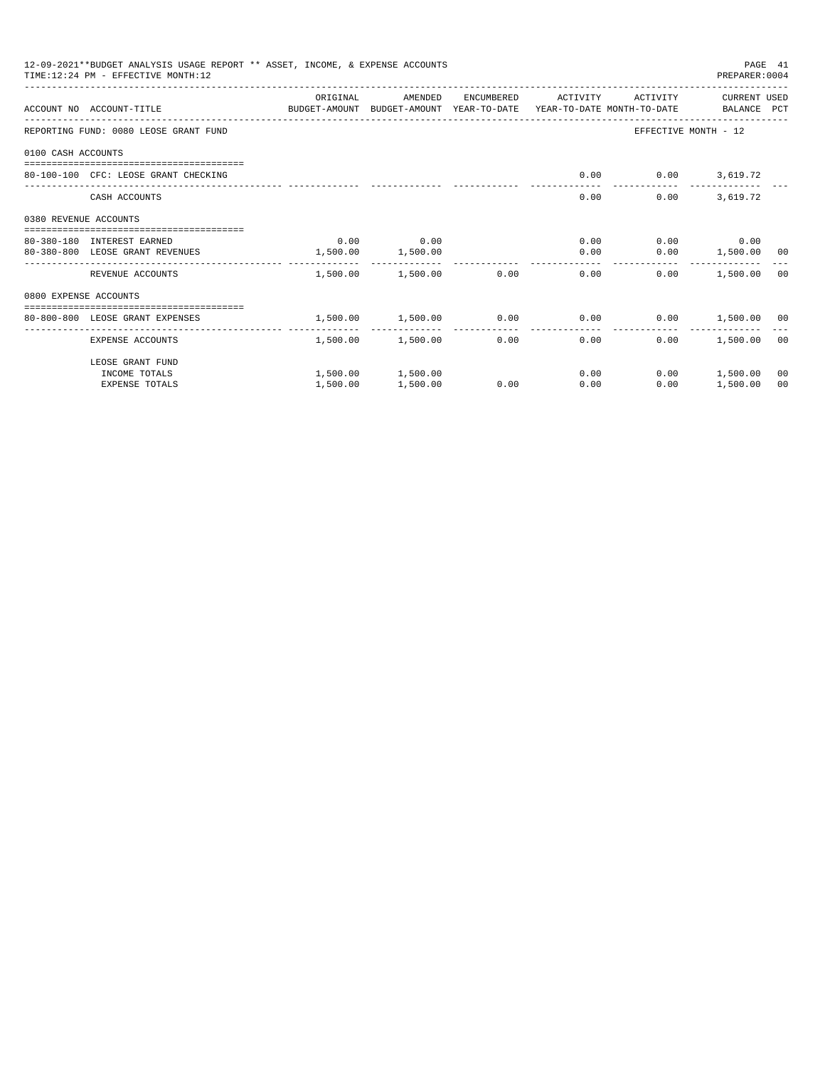12-09-2021**BUDGET ANALYSIS USAGE REPORT ** ASSET, INCOME, & EXPENSE ACCOUNTS
TIME:12:24 PM - EFFECTIVE MONTH:12
PREPARER:0004

| ACCOUNT NO | ACCOUNT-TITLE | ORIGINAL BUDGET-AMOUNT | AMENDED BUDGET-AMOUNT | ENCUMBERED YEAR-TO-DATE | ACTIVITY YEAR-TO-DATE | ACTIVITY MONTH-TO-DATE | CURRENT BALANCE | USED PCT |
|---|---|---|---|---|---|---|---|---|
| REPORTING FUND: 0080 LEOSE GRANT FUND | | | | | | EFFECTIVE MONTH - 12 | | |
| 0100 CASH ACCOUNTS | | | | | | | | |
| 80-100-100 | CFC: LEOSE GRANT CHECKING | | | | 0.00 | 0.00 | 3,619.72 | |
| | CASH ACCOUNTS | | | | 0.00 | 0.00 | 3,619.72 | |
| 0380 REVENUE ACCOUNTS | | | | | | | | |
| 80-380-180 | INTEREST EARNED | 0.00 | 0.00 | | 0.00 | 0.00 | 0.00 | |
| 80-380-800 | LEOSE GRANT REVENUES | 1,500.00 | 1,500.00 | | 0.00 | 0.00 | 1,500.00 | 00 |
| | REVENUE ACCOUNTS | 1,500.00 | 1,500.00 | 0.00 | 0.00 | 0.00 | 1,500.00 | 00 |
| 0800 EXPENSE ACCOUNTS | | | | | | | | |
| 80-800-800 | LEOSE GRANT EXPENSES | 1,500.00 | 1,500.00 | 0.00 | 0.00 | 0.00 | 1,500.00 | 00 |
| | EXPENSE ACCOUNTS | 1,500.00 | 1,500.00 | 0.00 | 0.00 | 0.00 | 1,500.00 | 00 |
| | LEOSE GRANT FUND | | | | | | | |
| | INCOME TOTALS | 1,500.00 | 1,500.00 | | 0.00 | 0.00 | 1,500.00 | 00 |
| | EXPENSE TOTALS | 1,500.00 | 1,500.00 | 0.00 | 0.00 | 0.00 | 1,500.00 | 00 |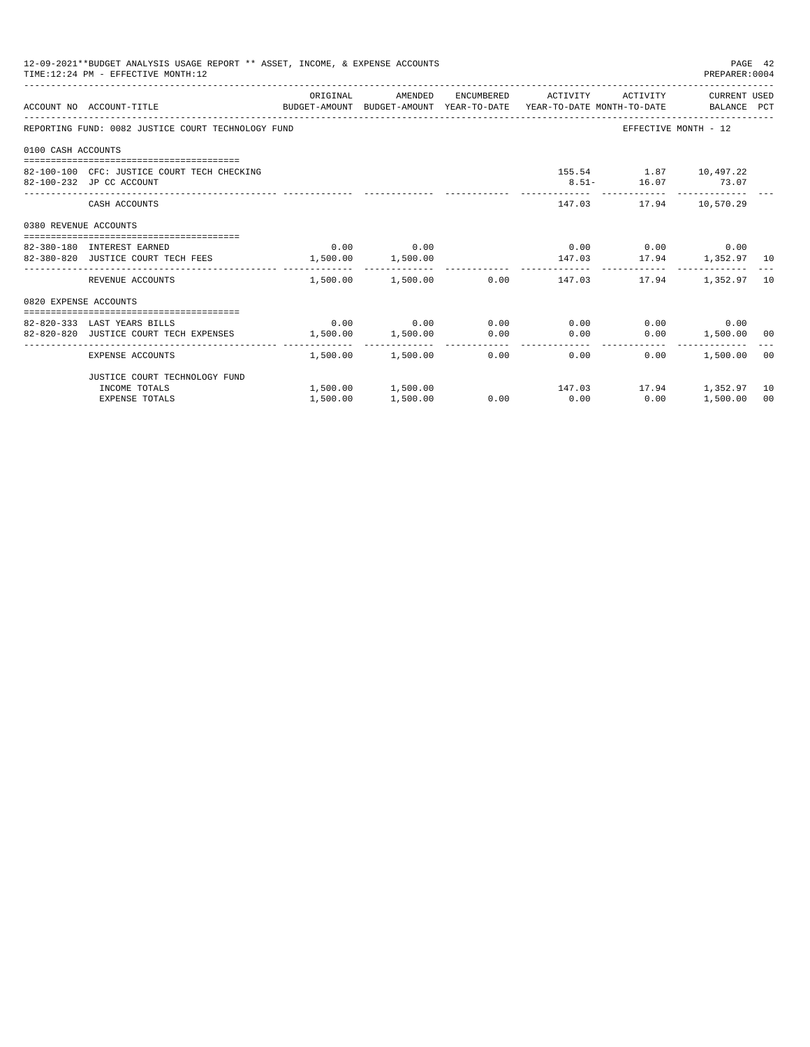12-09-2021**BUDGET ANALYSIS USAGE REPORT ** ASSET, INCOME, & EXPENSE ACCOUNTS

TIME:12:24 PM - EFFECTIVE MONTH:12

PREPARER:0004

| ACCOUNT NO | ACCOUNT-TITLE | ORIGINAL BUDGET-AMOUNT | AMENDED BUDGET-AMOUNT | ENCUMBERED YEAR-TO-DATE | ACTIVITY YEAR-TO-DATE | ACTIVITY MONTH-TO-DATE | CURRENT USED BALANCE | PCT |
|---|---|---|---|---|---|---|---|---|
| REPORTING FUND: 0082 JUSTICE COURT TECHNOLOGY FUND | | | | | | EFFECTIVE MONTH - 12 | | |
| 0100 CASH ACCOUNTS | | | | | | | | |
| 82-100-100 | CFC: JUSTICE COURT TECH CHECKING | | | | 155.54 | 1.87 | 10,497.22 | |
| 82-100-232 | JP CC ACCOUNT | | | | 8.51- | 16.07 | 73.07 | |
| | CASH ACCOUNTS | | | | 147.03 | 17.94 | 10,570.29 | |
| 0380 REVENUE ACCOUNTS | | | | | | | | |
| 82-380-180 | INTEREST EARNED | 0.00 | 0.00 | | 0.00 | 0.00 | 0.00 | |
| 82-380-820 | JUSTICE COURT TECH FEES | 1,500.00 | 1,500.00 | | 147.03 | 17.94 | 1,352.97 | 10 |
| | REVENUE ACCOUNTS | 1,500.00 | 1,500.00 | 0.00 | 147.03 | 17.94 | 1,352.97 | 10 |
| 0820 EXPENSE ACCOUNTS | | | | | | | | |
| 82-820-333 | LAST YEARS BILLS | 0.00 | 0.00 | 0.00 | 0.00 | 0.00 | 0.00 | |
| 82-820-820 | JUSTICE COURT TECH EXPENSES | 1,500.00 | 1,500.00 | 0.00 | 0.00 | 0.00 | 1,500.00 | 00 |
| | EXPENSE ACCOUNTS | 1,500.00 | 1,500.00 | 0.00 | 0.00 | 0.00 | 1,500.00 | 00 |
| | JUSTICE COURT TECHNOLOGY FUND | | | | | | | |
| | INCOME TOTALS | 1,500.00 | 1,500.00 | | 147.03 | 17.94 | 1,352.97 | 10 |
| | EXPENSE TOTALS | 1,500.00 | 1,500.00 | 0.00 | 0.00 | 0.00 | 1,500.00 | 00 |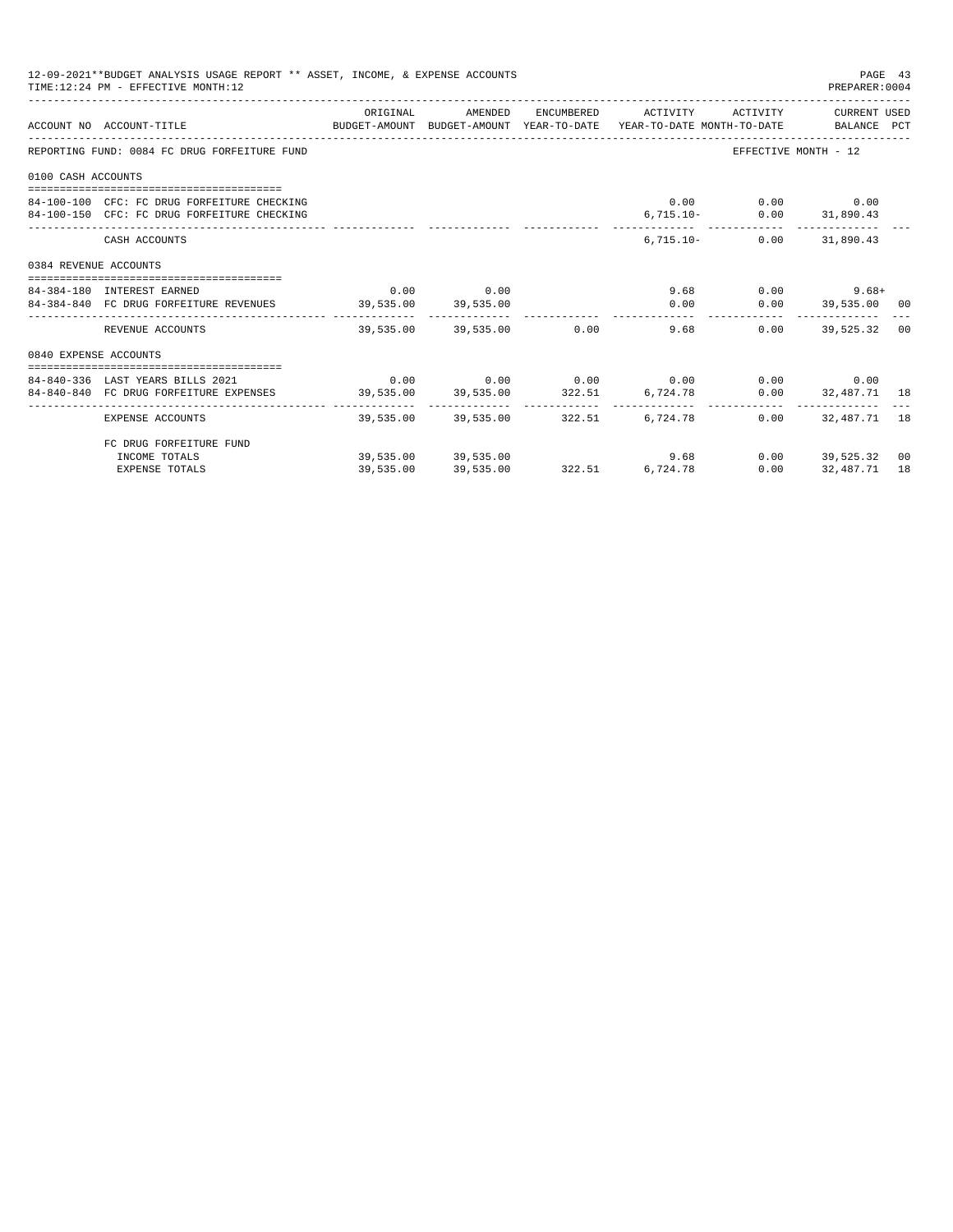12-09-2021**BUDGET ANALYSIS USAGE REPORT ** ASSET, INCOME, & EXPENSE ACCOUNTS

TIME:12:24 PM - EFFECTIVE MONTH:12

PREPARER:0004

| ACCOUNT NO | ACCOUNT-TITLE | ORIGINAL BUDGET-AMOUNT | AMENDED BUDGET-AMOUNT | ENCUMBERED YEAR-TO-DATE | ACTIVITY YEAR-TO-DATE | ACTIVITY MONTH-TO-DATE | CURRENT USED BALANCE | PCT |
|---|---|---|---|---|---|---|---|---|
| REPORTING FUND: 0084 FC DRUG FORFEITURE FUND | | | | | | EFFECTIVE MONTH - 12 | | |
| 0100 CASH ACCOUNTS | | | | | | | | |
| 84-100-100 | CFC: FC DRUG FORFEITURE CHECKING | | | | 0.00 | 0.00 | 0.00 | |
| 84-100-150 | CFC: FC DRUG FORFEITURE CHECKING | | | | 6,715.10- | 0.00 | 31,890.43 | |
| | CASH ACCOUNTS | | | | 6,715.10- | 0.00 | 31,890.43 | |
| 0384 REVENUE ACCOUNTS | | | | | | | | |
| 84-384-180 | INTEREST EARNED | 0.00 | 0.00 | | 9.68 | 0.00 | 9.68+ | |
| 84-384-840 | FC DRUG FORFEITURE REVENUES | 39,535.00 | 39,535.00 | | 0.00 | 0.00 | 39,535.00 | 00 |
| | REVENUE ACCOUNTS | 39,535.00 | 39,535.00 | 0.00 | 9.68 | 0.00 | 39,525.32 | 00 |
| 0840 EXPENSE ACCOUNTS | | | | | | | | |
| 84-840-336 | LAST YEARS BILLS 2021 | 0.00 | 0.00 | 0.00 | 0.00 | 0.00 | 0.00 | |
| 84-840-840 | FC DRUG FORFEITURE EXPENSES | 39,535.00 | 39,535.00 | 322.51 | 6,724.78 | 0.00 | 32,487.71 | 18 |
| | EXPENSE ACCOUNTS | 39,535.00 | 39,535.00 | 322.51 | 6,724.78 | 0.00 | 32,487.71 | 18 |
| | FC DRUG FORFEITURE FUND | | | | | | | |
| | INCOME TOTALS | 39,535.00 | 39,535.00 | | 9.68 | 0.00 | 39,525.32 | 00 |
| | EXPENSE TOTALS | 39,535.00 | 39,535.00 | 322.51 | 6,724.78 | 0.00 | 32,487.71 | 18 |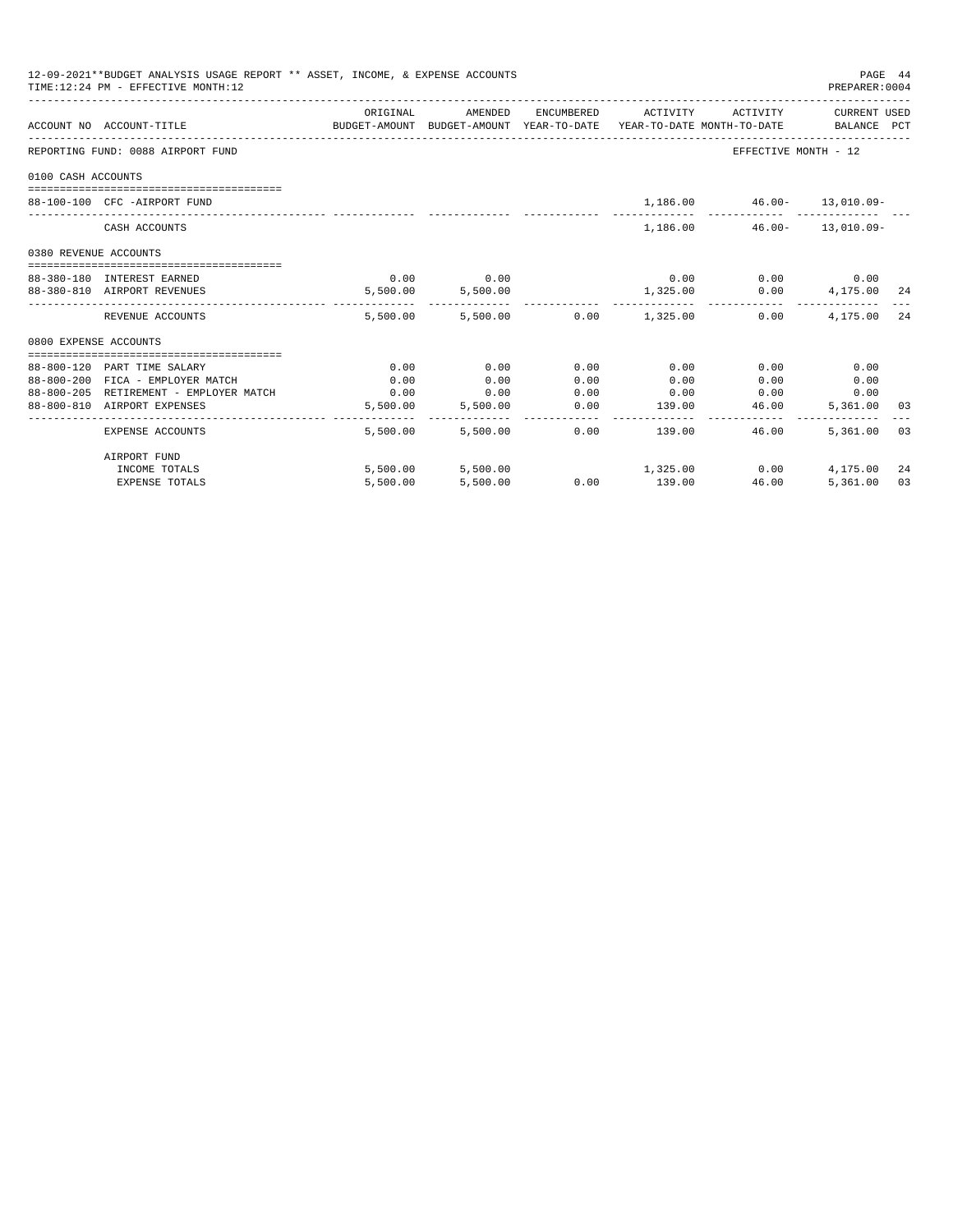12-09-2021**BUDGET ANALYSIS USAGE REPORT ** ASSET, INCOME, & EXPENSE ACCOUNTS

TIME:12:24 PM - EFFECTIVE MONTH:12

PREPARER:0004

| ACCOUNT NO | ACCOUNT-TITLE | ORIGINAL BUDGET-AMOUNT | AMENDED BUDGET-AMOUNT | ENCUMBERED YEAR-TO-DATE | ACTIVITY YEAR-TO-DATE | ACTIVITY MONTH-TO-DATE | CURRENT USED BALANCE | PCT |
|---|---|---|---|---|---|---|---|---|
| REPORTING FUND: 0088 AIRPORT FUND | | | | | | EFFECTIVE MONTH - 12 | | |
| 0100 CASH ACCOUNTS | | | | | | | | |
| 88-100-100 | CFC -AIRPORT FUND | | | | 1,186.00 | 46.00- | 13,010.09- | |
| | CASH ACCOUNTS | | | | 1,186.00 | 46.00- | 13,010.09- | |
| 0380 REVENUE ACCOUNTS | | | | | | | | |
| 88-380-180 | INTEREST EARNED | 0.00 | 0.00 | | 0.00 | 0.00 | 0.00 | |
| 88-380-810 | AIRPORT REVENUES | 5,500.00 | 5,500.00 | | 1,325.00 | 0.00 | 4,175.00 | 24 |
| | REVENUE ACCOUNTS | 5,500.00 | 5,500.00 | 0.00 | 1,325.00 | 0.00 | 4,175.00 | 24 |
| 0800 EXPENSE ACCOUNTS | | | | | | | | |
| 88-800-120 | PART TIME SALARY | 0.00 | 0.00 | 0.00 | 0.00 | 0.00 | 0.00 | |
| 88-800-200 | FICA - EMPLOYER MATCH | 0.00 | 0.00 | 0.00 | 0.00 | 0.00 | 0.00 | |
| 88-800-205 | RETIREMENT - EMPLOYER MATCH | 0.00 | 0.00 | 0.00 | 0.00 | 0.00 | 0.00 | |
| 88-800-810 | AIRPORT EXPENSES | 5,500.00 | 5,500.00 | 0.00 | 139.00 | 46.00 | 5,361.00 | 03 |
| | EXPENSE ACCOUNTS | 5,500.00 | 5,500.00 | 0.00 | 139.00 | 46.00 | 5,361.00 | 03 |
| | AIRPORT FUND | | | | | | | |
| | INCOME TOTALS | 5,500.00 | 5,500.00 | | 1,325.00 | 0.00 | 4,175.00 | 24 |
| | EXPENSE TOTALS | 5,500.00 | 5,500.00 | 0.00 | 139.00 | 46.00 | 5,361.00 | 03 |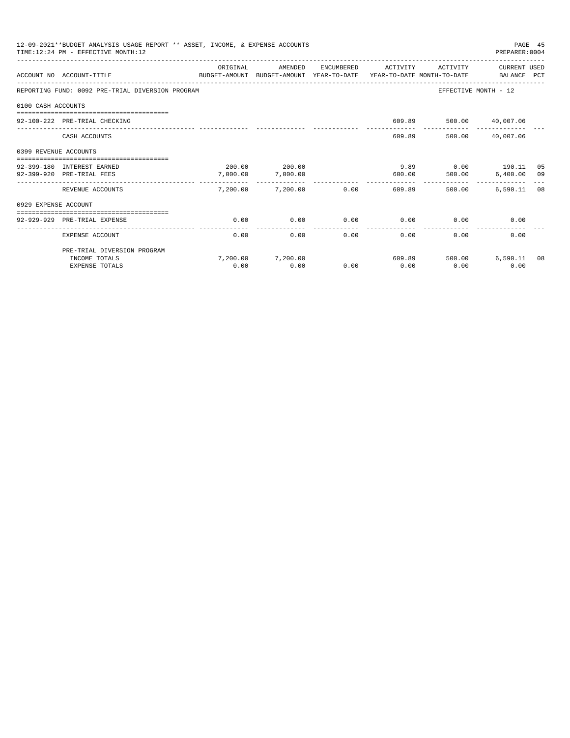12-09-2021**BUDGET ANALYSIS USAGE REPORT ** ASSET, INCOME, & EXPENSE ACCOUNTS
TIME:12:24 PM - EFFECTIVE MONTH:12

PREPARER:0004

| ACCOUNT NO | ACCOUNT-TITLE | ORIGINAL BUDGET-AMOUNT | AMENDED BUDGET-AMOUNT | ENCUMBERED YEAR-TO-DATE | ACTIVITY YEAR-TO-DATE | ACTIVITY MONTH-TO-DATE | CURRENT BALANCE | USED PCT |
|---|---|---|---|---|---|---|---|---|
| REPORTING FUND: 0092 PRE-TRIAL DIVERSION PROGRAM | | | | | | EFFECTIVE MONTH - 12 | | |
| 0100 CASH ACCOUNTS | | | | | | | | |
| 92-100-222 | PRE-TRIAL CHECKING | | | | 609.89 | 500.00 | 40,007.06 | |
| | CASH ACCOUNTS | | | | 609.89 | 500.00 | 40,007.06 | |
| 0399 REVENUE ACCOUNTS | | | | | | | | |
| 92-399-180 | INTEREST EARNED | 200.00 | 200.00 | | 9.89 | 0.00 | 190.11 | 05 |
| 92-399-920 | PRE-TRIAL FEES | 7,000.00 | 7,000.00 | | 600.00 | 500.00 | 6,400.00 | 09 |
| | REVENUE ACCOUNTS | 7,200.00 | 7,200.00 | 0.00 | 609.89 | 500.00 | 6,590.11 | 08 |
| 0929 EXPENSE ACCOUNT | | | | | | | | |
| 92-929-929 | PRE-TRIAL EXPENSE | 0.00 | 0.00 | 0.00 | 0.00 | 0.00 | 0.00 | |
| | EXPENSE ACCOUNT | 0.00 | 0.00 | 0.00 | 0.00 | 0.00 | 0.00 | |
| | PRE-TRIAL DIVERSION PROGRAM | | | | | | | |
| | INCOME TOTALS | 7,200.00 | 7,200.00 | | 609.89 | 500.00 | 6,590.11 | 08 |
| | EXPENSE TOTALS | 0.00 | 0.00 | 0.00 | 0.00 | 0.00 | 0.00 | |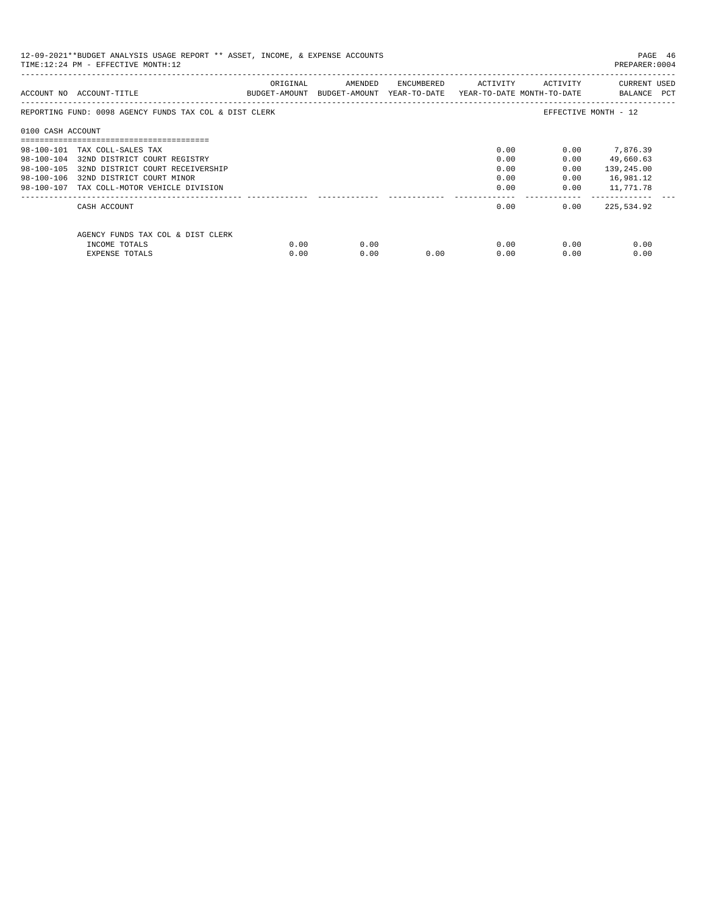12-09-2021**BUDGET ANALYSIS USAGE REPORT ** ASSET, INCOME, & EXPENSE ACCOUNTS

TIME:12:24 PM - EFFECTIVE MONTH:12

PREPARER:0004

| ACCOUNT NO | ACCOUNT-TITLE | ORIGINAL BUDGET-AMOUNT | AMENDED BUDGET-AMOUNT | ENCUMBERED YEAR-TO-DATE | ACTIVITY YEAR-TO-DATE | ACTIVITY MONTH-TO-DATE | CURRENT USED BALANCE PCT |
|---|---|---|---|---|---|---|---|
| REPORTING FUND: 0098 AGENCY FUNDS TAX COL & DIST CLERK | | | | | | | EFFECTIVE MONTH - 12 |
| 0100 CASH ACCOUNT | | | | | | | |
| 98-100-101 | TAX COLL-SALES TAX | | | | 0.00 | 0.00 | 7,876.39 |
| 98-100-104 | 32ND DISTRICT COURT REGISTRY | | | | 0.00 | 0.00 | 49,660.63 |
| 98-100-105 | 32ND DISTRICT COURT RECEIVERSHIP | | | | 0.00 | 0.00 | 139,245.00 |
| 98-100-106 | 32ND DISTRICT COURT MINOR | | | | 0.00 | 0.00 | 16,981.12 |
| 98-100-107 | TAX COLL-MOTOR VEHICLE DIVISION | | | | 0.00 | 0.00 | 11,771.78 |
| | CASH ACCOUNT | | | | 0.00 | 0.00 | 225,534.92 |
| | AGENCY FUNDS TAX COL & DIST CLERK | | | | | | |
| | INCOME TOTALS | 0.00 | 0.00 | | 0.00 | 0.00 | 0.00 |
| | EXPENSE TOTALS | 0.00 | 0.00 | 0.00 | 0.00 | 0.00 | 0.00 |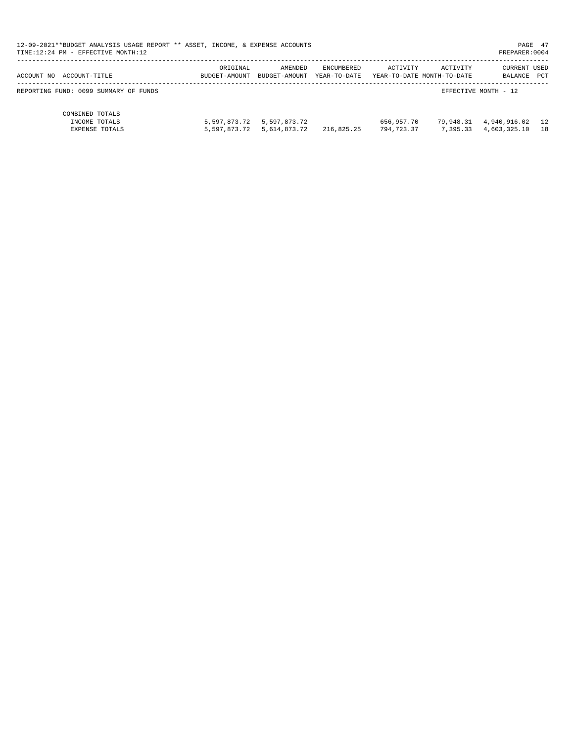| ACCOUNT NO | ACCOUNT-TITLE | ORIGINAL BUDGET-AMOUNT | AMENDED BUDGET-AMOUNT | ENCUMBERED YEAR-TO-DATE | ACTIVITY YEAR-TO-DATE | ACTIVITY MONTH-TO-DATE | CURRENT BALANCE | USED PCT |
|---|---|---|---|---|---|---|---|---|
| REPORTING FUND: 0099 SUMMARY OF FUNDS | | | | | | | EFFECTIVE MONTH - 12 | |
| | COMBINED TOTALS | | | | | | | |
| | INCOME TOTALS | 5,597,873.72 | 5,597,873.72 | | 656,957.70 | 79,948.31 | 4,940,916.02 | 12 |
| | EXPENSE TOTALS | 5,597,873.72 | 5,614,873.72 | 216,825.25 | 794,723.37 | 7,395.33 | 4,603,325.10 | 18 |